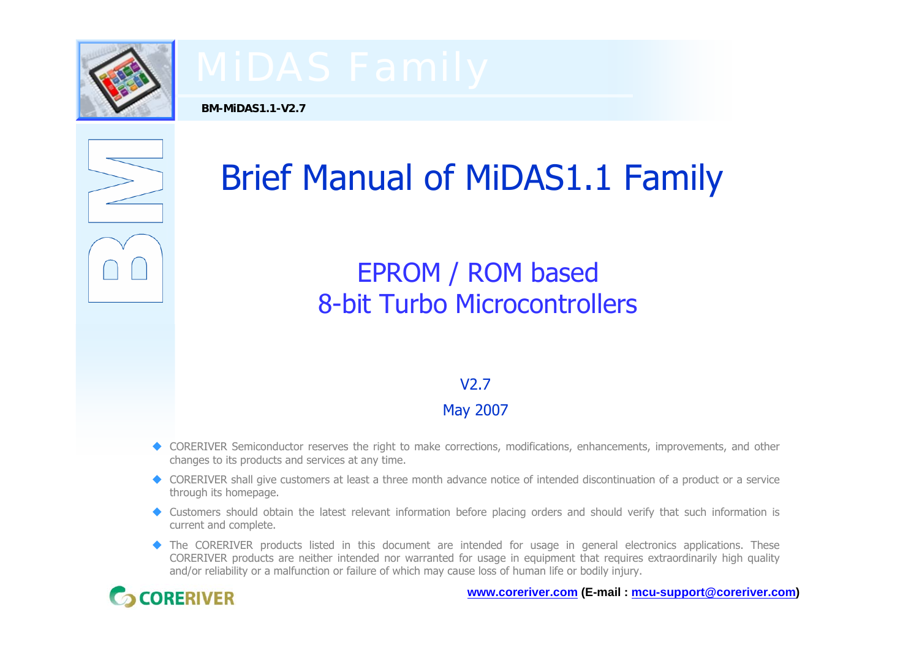# MiDAS Family

**BM-MiDAS1.1-V2.7**

# Brief Manual of MiDAS1.1 Family

## EPROM / ROM based
## 8-bit Turbo Microcontrollers

V2.7

May 2007

- CORERIVER Semiconductor reserves the right to make corrections, modifications, enhancements, improvements, and other changes to its products and services at any time.
- CORERIVER shall give customers at least a three month advance notice of intended discontinuation of a product or a service through its homepage.
- Customers should obtain the latest relevant information before placing orders and should verify that such information is current and complete.
- The CORERIVER products listed in this document are intended for usage in general electronics applications. These CORERIVER products are neither intended nor warranted for usage in equipment that requires extraordinarily high quality and/or reliability or a malfunction or failure of which may cause loss of human life or bodily injury.

CORERIVER

**www.coreriver.com (E-mail : mcu-support@coreriver.com)**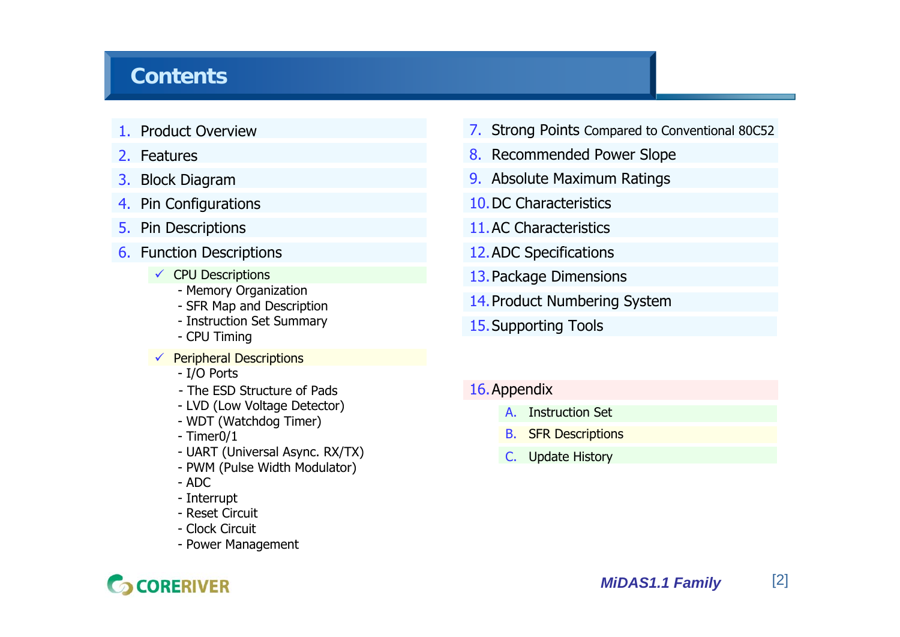# Contents

1. Product Overview
2. Features
3. Block Diagram
4. Pin Configurations
5. Pin Descriptions
6. Function Descriptions
   - ✓ CPU Descriptions
     - Memory Organization
     - SFR Map and Description
     - Instruction Set Summary
     - CPU Timing
   - ✓ Peripheral Descriptions
     - I/O Ports
     - The ESD Structure of Pads
     - LVD (Low Voltage Detector)
     - WDT (Watchdog Timer)
     - Timer0/1
     - UART (Universal Async. RX/TX)
     - PWM (Pulse Width Modulator)
     - ADC
     - Interrupt
     - Reset Circuit
     - Clock Circuit
     - Power Management
7. Strong Points Compared to Conventional 80C52
8. Recommended Power Slope
9. Absolute Maximum Ratings
10. DC Characteristics
11. AC Characteristics
12. ADC Specifications
13. Package Dimensions
14. Product Numbering System
15. Supporting Tools
16. Appendix
    - A. Instruction Set
    - B. SFR Descriptions
    - C. Update History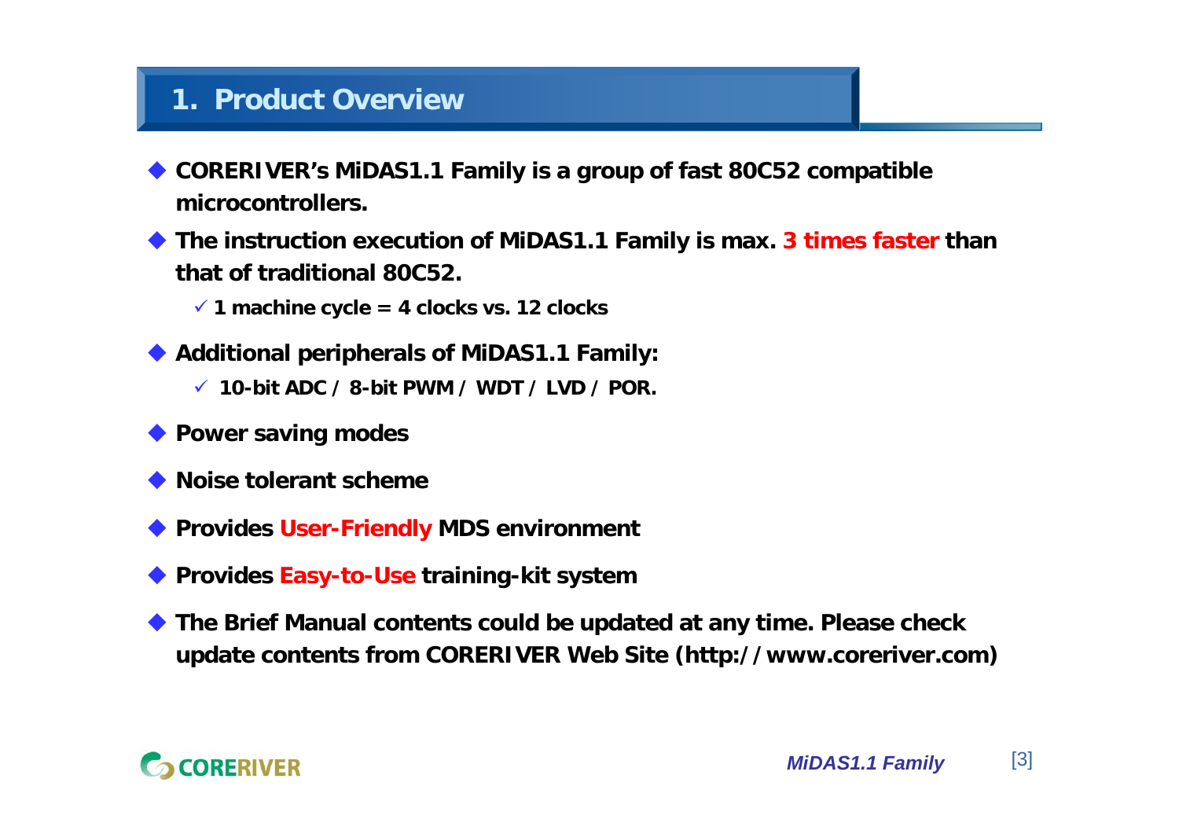# 1. Product Overview

- **CORERIVER's MiDAS1.1 Family is a group of fast 80C52 compatible microcontrollers.**
- **The instruction execution of MiDAS1.1 Family is max. 3 times faster than that of traditional 80C52.**
  - ✓ **1 machine cycle = 4 clocks vs. 12 clocks**
- **Additional peripherals of MiDAS1.1 Family:**
  - ✓ **10-bit ADC / 8-bit PWM / WDT / LVD / POR.**
- **Power saving modes**
- **Noise tolerant scheme**
- **Provides User-Friendly MDS environment**
- **Provides Easy-to-Use training-kit system**
- **The Brief Manual contents could be updated at any time. Please check update contents from CORERIVER Web Site (http://www.coreriver.com)**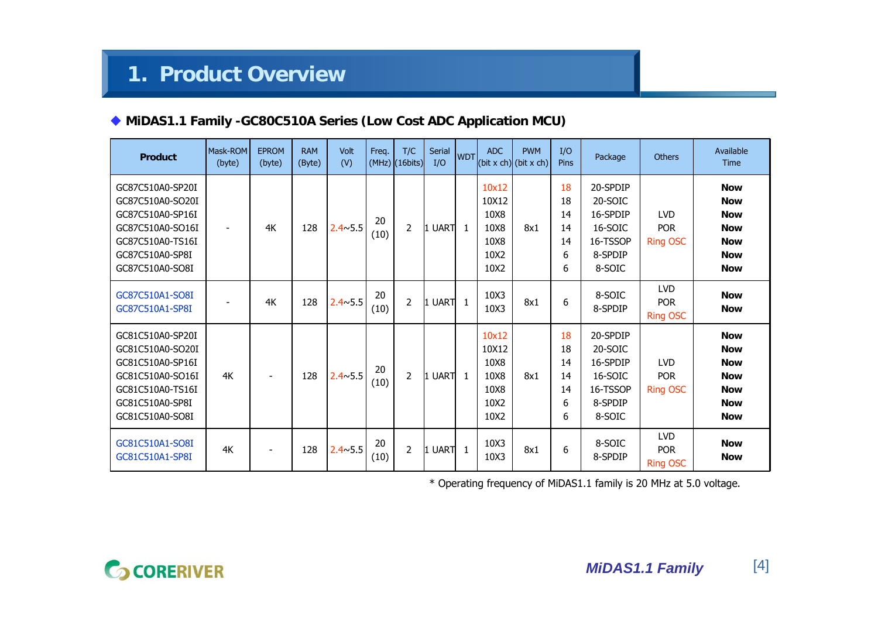# 1. Product Overview

◆ **MiDAS1.1 Family -GC80C510A Series (Low Cost ADC Application MCU)**

| Product | Mask-ROM (byte) | EPROM (byte) | RAM (Byte) | Volt (V) | Freq. (MHz) | T/C (16bits) | Serial I/O | WDT | ADC (bit x ch) | PWM (bit x ch) | I/O Pins | Package | Others | Available Time |
|---|---|---|---|---|---|---|---|---|---|---|---|---|---|---|
| GC87C510A0-SP20I<br>GC87C510A0-SO20I<br>GC87C510A0-SP16I<br>GC87C510A0-SO16I<br>GC87C510A0-TS16I<br>GC87C510A0-SP8I<br>GC87C510A0-SO8I | - | 4K | 128 | 2.4~5.5 | 20 (10) | 2 | 1 UART | 1 | 10x12<br>10X12<br>10X8<br>10X8<br>10X8<br>10X2<br>10X2 | 8x1 | 18<br>18<br>14<br>14<br>14<br>6<br>6 | 20-SPDIP<br>20-SOIC<br>16-SPDIP<br>16-SOIC<br>16-TSSOP<br>8-SPDIP<br>8-SOIC | LVD<br>POR<br>Ring OSC | **Now**<br>**Now**<br>**Now**<br>**Now**<br>**Now**<br>**Now**<br>**Now** |
| GC87C510A1-SO8I<br>GC87C510A1-SP8I | - | 4K | 128 | 2.4~5.5 | 20 (10) | 2 | 1 UART | 1 | 10X3<br>10X3 | 8x1 | 6 | 8-SOIC<br>8-SPDIP | LVD<br>POR<br>Ring OSC | **Now**<br>**Now** |
| GC81C510A0-SP20I<br>GC81C510A0-SO20I<br>GC81C510A0-SP16I<br>GC81C510A0-SO16I<br>GC81C510A0-TS16I<br>GC81C510A0-SP8I<br>GC81C510A0-SO8I | 4K | - | 128 | 2.4~5.5 | 20 (10) | 2 | 1 UART | 1 | 10x12<br>10X12<br>10X8<br>10X8<br>10X8<br>10X2<br>10X2 | 8x1 | 18<br>18<br>14<br>14<br>14<br>6<br>6 | 20-SPDIP<br>20-SOIC<br>16-SPDIP<br>16-SOIC<br>16-TSSOP<br>8-SPDIP<br>8-SOIC | LVD<br>POR<br>Ring OSC | **Now**<br>**Now**<br>**Now**<br>**Now**<br>**Now**<br>**Now**<br>**Now** |
| GC81C510A1-SO8I<br>GC81C510A1-SP8I | 4K | - | 128 | 2.4~5.5 | 20 (10) | 2 | 1 UART | 1 | 10X3<br>10X3 | 8x1 | 6 | 8-SOIC<br>8-SPDIP | LVD<br>POR<br>Ring OSC | **Now**<br>**Now** |

* Operating frequency of MiDAS1.1 family is 20 MHz at 5.0 voltage.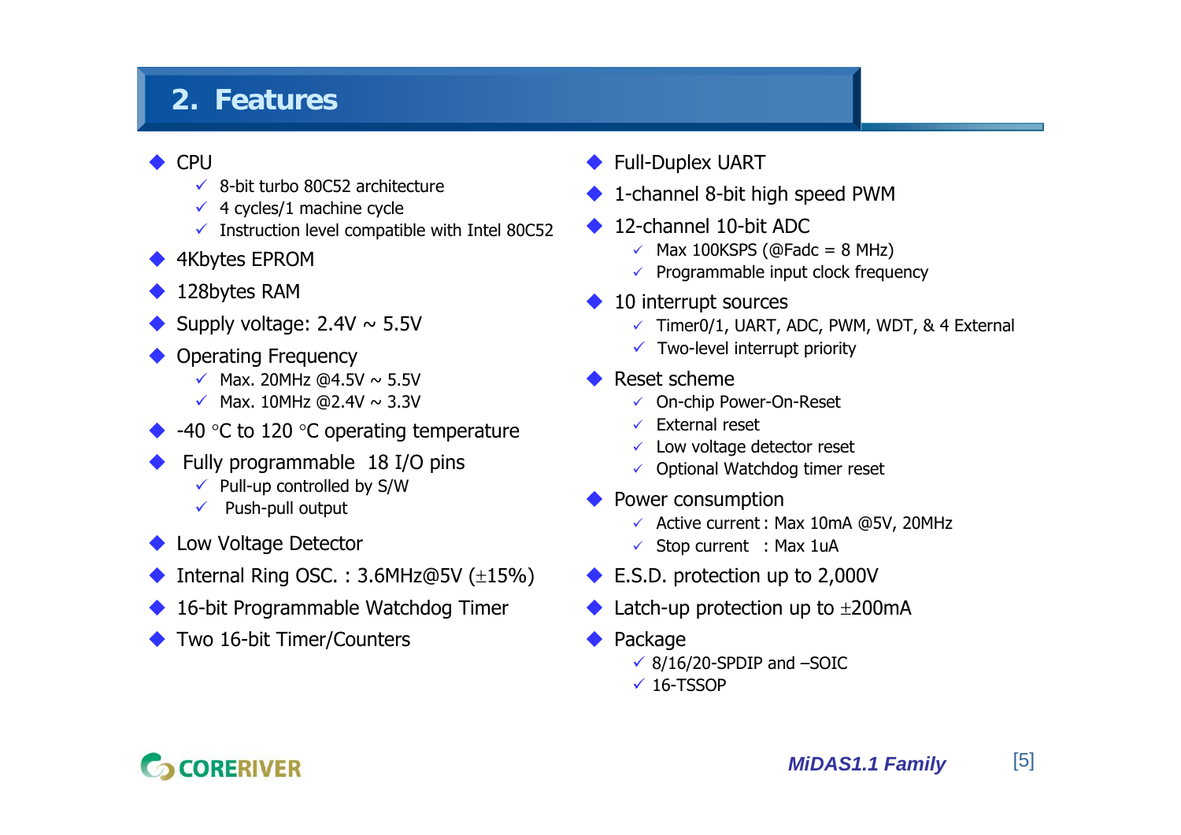## 2. Features

- CPU
  - 8-bit turbo 80C52 architecture
  - 4 cycles/1 machine cycle
  - Instruction level compatible with Intel 80C52
- 4Kbytes EPROM
- 128bytes RAM
- Supply voltage: 2.4V ~ 5.5V
- Operating Frequency
  - Max. 20MHz @4.5V ~ 5.5V
  - Max. 10MHz @2.4V ~ 3.3V
- -40 °C to 120 °C operating temperature
- Fully programmable 18 I/O pins
  - Pull-up controlled by S/W
  - Push-pull output
- Low Voltage Detector
- Internal Ring OSC. : 3.6MHz@5V (±15%)
- 16-bit Programmable Watchdog Timer
- Two 16-bit Timer/Counters
- Full-Duplex UART
- 1-channel 8-bit high speed PWM
- 12-channel 10-bit ADC
  - Max 100KSPS (@Fadc = 8 MHz)
  - Programmable input clock frequency
- 10 interrupt sources
  - Timer0/1, UART, ADC, PWM, WDT, & 4 External
  - Two-level interrupt priority
- Reset scheme
  - On-chip Power-On-Reset
  - External reset
  - Low voltage detector reset
  - Optional Watchdog timer reset
- Power consumption
  - Active current : Max 10mA @5V, 20MHz
  - Stop current : Max 1uA
- E.S.D. protection up to 2,000V
- Latch-up protection up to ±200mA
- Package
  - 8/16/20-SPDIP and –SOIC
  - 16-TSSOP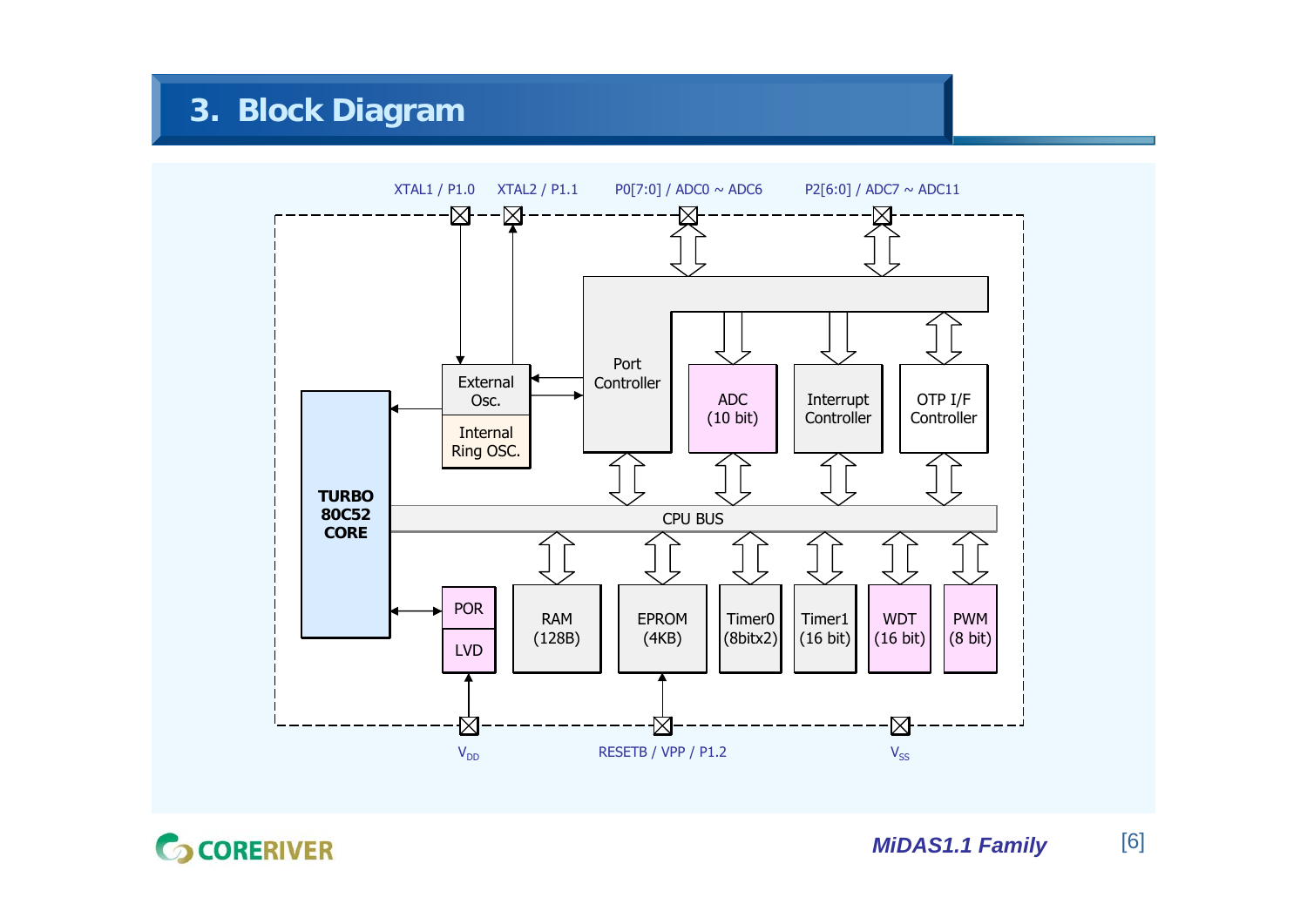# 3. Block Diagram

XTAL1 / P1.0 XTAL2 / P1.1 P0[7:0] / ADC0 ~ ADC6 P2[6:0] / ADC7 ~ ADC11

Port Controller

External Osc.

Internal Ring OSC.

ADC (10 bit)

Interrupt Controller

OTP I/F Controller

TURBO 80C52 CORE

CPU BUS

POR

LVD

RAM (128B)

EPROM (4KB)

Timer0 (8bitx2)

Timer1 (16 bit)

WDT (16 bit)

PWM (8 bit)

$V_{DD}$ RESETB / VPP / P1.2 $V_{SS}$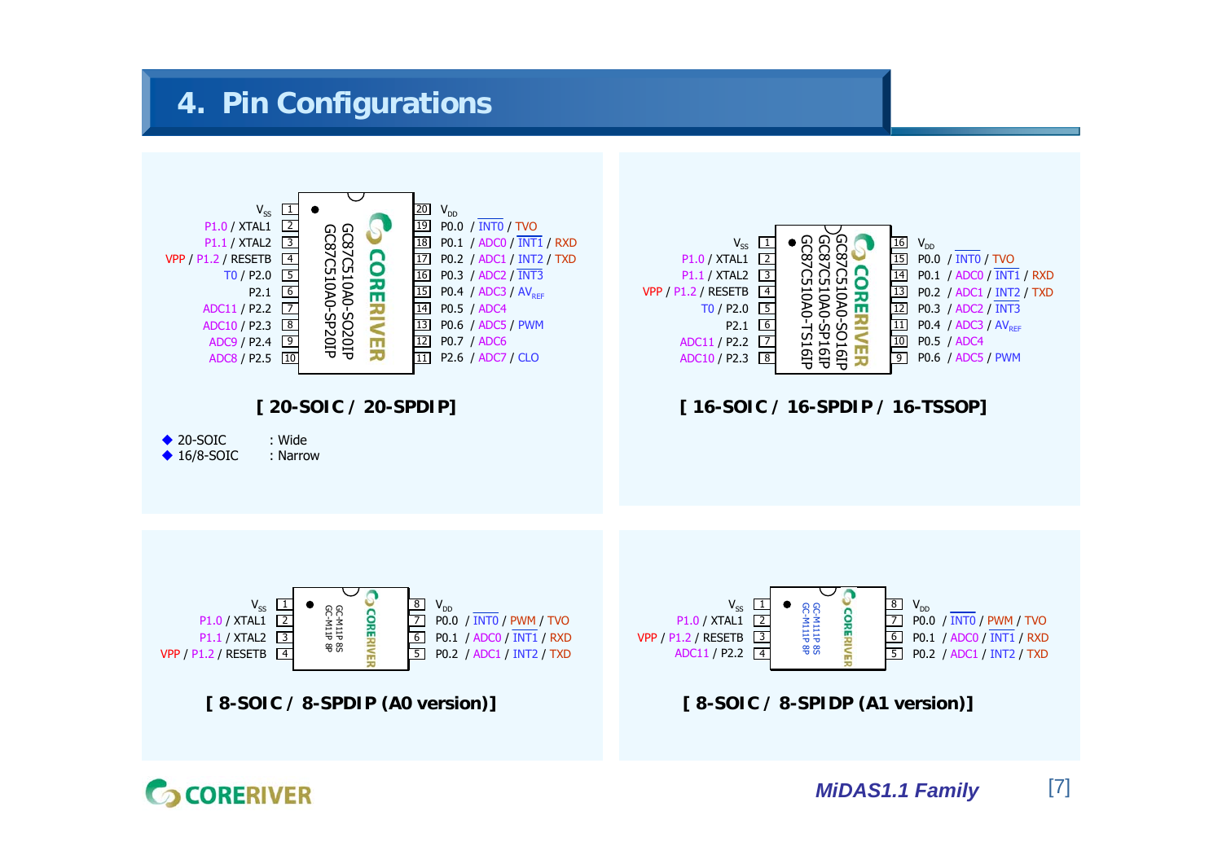# 4. Pin Configurations

## [ 20-SOIC / 20-SPDIP]

GC87C510A0-SO20IP / GC87C510A0-SP20IP

| Left Function | Pin | Pin | Right Function |
|---|---|---|---|
| $V_{SS}$ | 1 | 20 | $V_{DD}$ |
| P1.0 / XTAL1 | 2 | 19 | P0.0 / INT0 / TVO |
| P1.1 / XTAL2 | 3 | 18 | P0.1 / ADC0 / INT1 / RXD |
| VPP / P1.2 / RESETB | 4 | 17 | P0.2 / ADC1 / INT2 / TXD |
| T0 / P2.0 | 5 | 16 | P0.3 / ADC2 / INT3 |
| P2.1 | 6 | 15 | P0.4 / ADC3 / $AV_{REF}$ |
| ADC11 / P2.2 | 7 | 14 | P0.5 / ADC4 |
| ADC10 / P2.3 | 8 | 13 | P0.6 / ADC5 / PWM |
| ADC9 / P2.4 | 9 | 12 | P0.7 / ADC6 |
| ADC8 / P2.5 | 10 | 11 | P2.6 / ADC7 / CLO |

- 20-SOIC : Wide
- 16/8-SOIC : Narrow

## [ 16-SOIC / 16-SPDIP / 16-TSSOP]

GC87C510A0-SO16IP / GC87C510A0-SP16IP / GC87C510A0-TS16IP

| Left Function | Pin | Pin | Right Function |
|---|---|---|---|
| $V_{SS}$ | 1 | 16 | $V_{DD}$ |
| P1.0 / XTAL1 | 2 | 15 | P0.0 / INT0 / TVO |
| P1.1 / XTAL2 | 3 | 14 | P0.1 / ADC0 / INT1 / RXD |
| VPP / P1.2 / RESETB | 4 | 13 | P0.2 / ADC1 / INT2 / TXD |
| T0 / P2.0 | 5 | 12 | P0.3 / ADC2 / INT3 |
| P2.1 | 6 | 11 | P0.4 / ADC3 / $AV_{REF}$ |
| ADC11 / P2.2 | 7 | 10 | P0.5 / ADC4 |
| ADC10 / P2.3 | 8 | 9 | P0.6 / ADC5 / PWM |

## [ 8-SOIC / 8-SPDIP (A0 version)]

GC-M11P 8S / GC-M11P 8P

| Left Function | Pin | Pin | Right Function |
|---|---|---|---|
| $V_{SS}$ | 1 | 8 | $V_{DD}$ |
| P1.0 / XTAL1 | 2 | 7 | P0.0 / INT0 / PWM / TVO |
| P1.1 / XTAL2 | 3 | 6 | P0.1 / ADC0 / INT1 / RXD |
| VPP / P1.2 / RESETB | 4 | 5 | P0.2 / ADC1 / INT2 / TXD |

## [ 8-SOIC / 8-SPIDP (A1 version)]

GC-M111P 8S / GC-M111P 8P

| Left Function | Pin | Pin | Right Function |
|---|---|---|---|
| $V_{SS}$ | 1 | 8 | $V_{DD}$ |
| P1.0 / XTAL1 | 2 | 7 | P0.0 / INT0 / PWM / TVO |
| VPP / P1.2 / RESETB | 3 | 6 | P0.1 / ADC0 / INT1 / RXD |
| ADC11 / P2.2 | 4 | 5 | P0.2 / ADC1 / INT2 / TXD |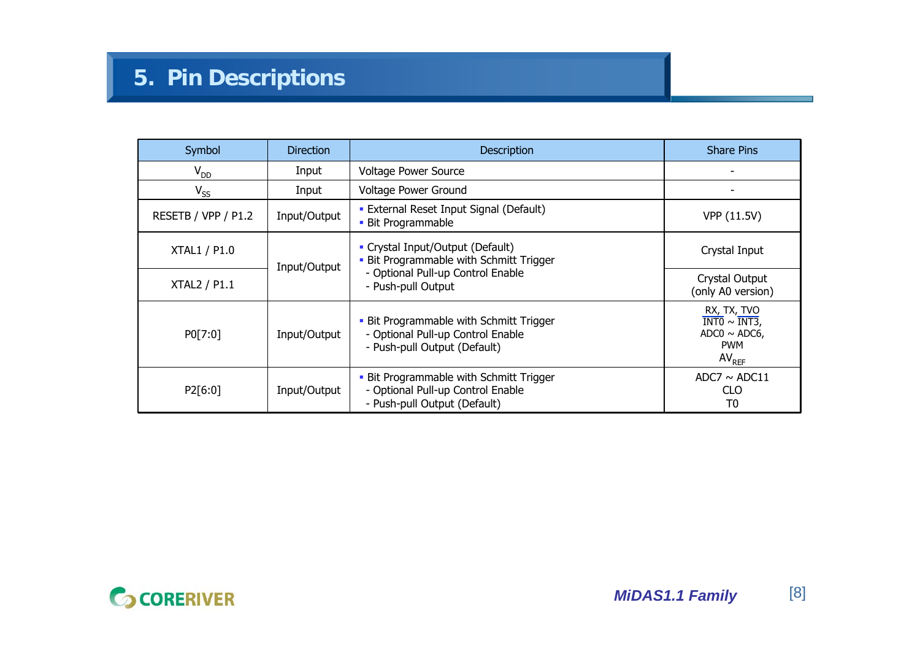# 5. Pin Descriptions

| Symbol | Direction | Description | Share Pins |
|---|---|---|---|
| $V_{DD}$ | Input | Voltage Power Source | - |
| $V_{SS}$ | Input | Voltage Power Ground | - |
| RESETB / VPP / P1.2 | Input/Output | ▪ External Reset Input Signal (Default)<br>▪ Bit Programmable | VPP (11.5V) |
| XTAL1 / P1.0 | Input/Output | ▪ Crystal Input/Output (Default)<br>▪ Bit Programmable with Schmitt Trigger<br>- Optional Pull-up Control Enable<br>- Push-pull Output | Crystal Input |
| XTAL2 / P1.1 | Input/Output | ▪ Crystal Input/Output (Default)<br>▪ Bit Programmable with Schmitt Trigger<br>- Optional Pull-up Control Enable<br>- Push-pull Output | Crystal Output (only A0 version) |
| P0[7:0] | Input/Output | ▪ Bit Programmable with Schmitt Trigger<br>- Optional Pull-up Control Enable<br>- Push-pull Output (Default) | $\overline{\text{RX}}$, TX, $\overline{\text{TVO}}$<br>$\overline{\text{INT0}}$ ~ $\overline{\text{INT3}}$,<br>ADC0 ~ ADC6,<br>PWM<br>$AV_{REF}$ |
| P2[6:0] | Input/Output | ▪ Bit Programmable with Schmitt Trigger<br>- Optional Pull-up Control Enable<br>- Push-pull Output (Default) | ADC7 ~ ADC11<br>CLO<br>T0 |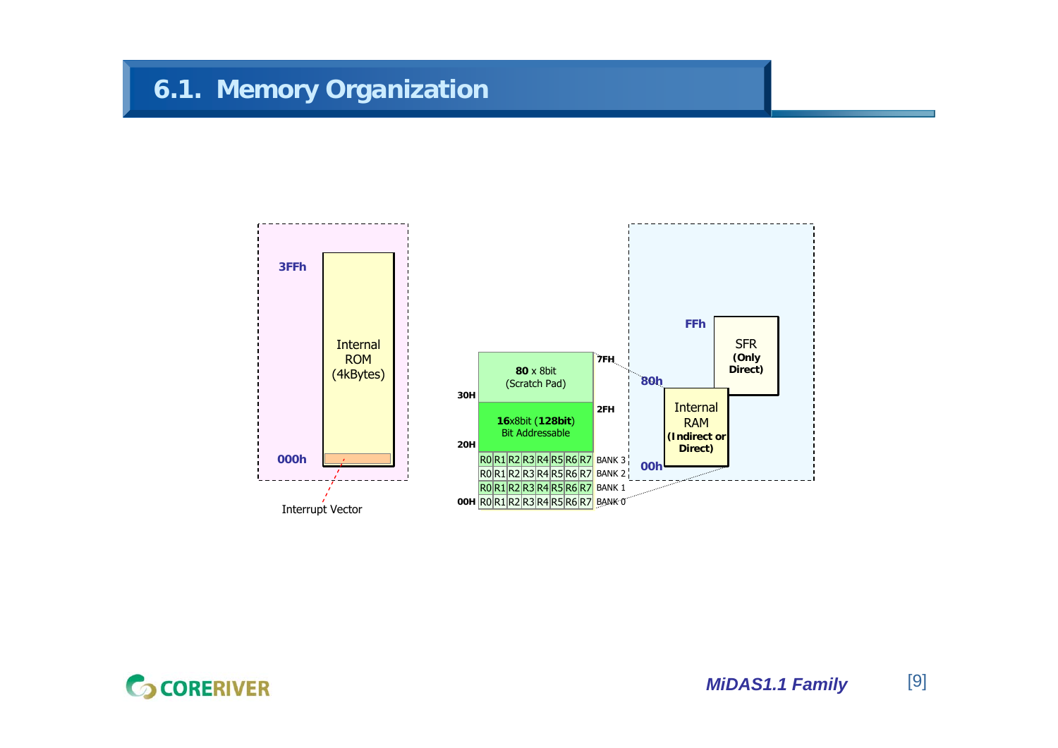## 6.1. Memory Organization

3FFh

Internal ROM (4kBytes)

000h

Interrupt Vector

| | | | | | | | | |
|---|---|---|---|---|---|---|---|---|
| 30H | **80** x 8bit (Scratch Pad) | | | | | | | 7FH |
| 20H | **16**x8bit (**128bit**) Bit Addressable | | | | | | | 2FH |
| | R0 | R1 | R2 | R3 | R4 | R5 | R6 | R7 BANK 3 |
| | R0 | R1 | R2 | R3 | R4 | R5 | R6 | R7 BANK 2 |
| | R0 | R1 | R2 | R3 | R4 | R5 | R6 | R7 BANK 1 |
| 00H | R0 | R1 | R2 | R3 | R4 | R5 | R6 | R7 BANK 0 |

FFh

SFR (Only Direct)

80h

Internal RAM (Indirect or Direct)

00h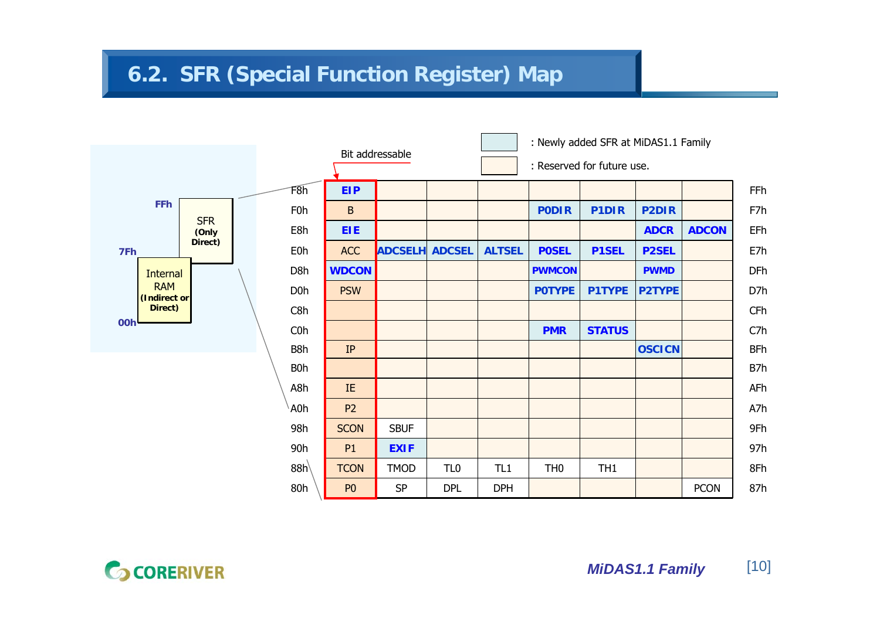## 6.2. SFR (Special Function Register) Map

| Color | Meaning |
| --- | --- |
| (light blue) | : Newly added SFR at MiDAS1.1 Family |
| (light orange) | : Reserved for future use. |

Bit addressable (first column)

FFh — SFR (Only Direct)
7Fh — Internal RAM (Indirect or Direct)
00h

| | Bit addressable | | | | | | | | |
| --- | --- | --- | --- | --- | --- | --- | --- | --- | --- |
| F8h | EIP | | | | | | | | FFh |
| F0h | B | | | | P0DIR | P1DIR | P2DIR | | F7h |
| E8h | EIE | | | | | | ADCR | ADCON | EFh |
| E0h | ACC | ADCSELH | ADCSEL | ALTSEL | P0SEL | P1SEL | P2SEL | | E7h |
| D8h | WDCON | | | | PWMCON | | PWMD | | DFh |
| D0h | PSW | | | | P0TYPE | P1TYPE | P2TYPE | | D7h |
| C8h | | | | | | | | | CFh |
| C0h | | | | | PMR | STATUS | | | C7h |
| B8h | IP | | | | | | OSCICN | | BFh |
| B0h | | | | | | | | | B7h |
| A8h | IE | | | | | | | | AFh |
| A0h | P2 | | | | | | | | A7h |
| 98h | SCON | SBUF | | | | | | | 9Fh |
| 90h | P1 | EXIF | | | | | | | 97h |
| 88h | TCON | TMOD | TL0 | TL1 | TH0 | TH1 | | | 8Fh |
| 80h | P0 | SP | DPL | DPH | | | | PCON | 87h |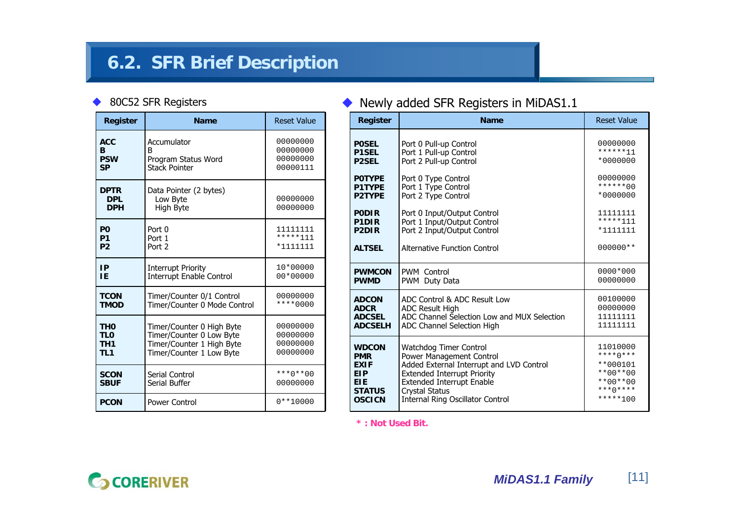# 6.2. SFR Brief Description

◆ 80C52 SFR Registers

| Register | Name | Reset Value |
|---|---|---|
| **ACC**<br>**B**<br>**PSW**<br>**SP** | Accumulator<br>B<br>Program Status Word<br>Stack Pointer | 00000000<br>00000000<br>00000000<br>00000111 |
| **DPTR**<br>**DPL**<br>**DPH** | Data Pointer (2 bytes)<br>Low Byte<br>High Byte | <br>00000000<br>00000000 |
| **P0**<br>**P1**<br>**P2** | Port 0<br>Port 1<br>Port 2 | 11111111<br>*****111<br>*1111111 |
| **IP**<br>**IE** | Interrupt Priority<br>Interrupt Enable Control | 10*00000<br>00*00000 |
| **TCON**<br>**TMOD** | Timer/Counter 0/1 Control<br>Timer/Counter 0 Mode Control | 00000000<br>****0000 |
| **TH0**<br>**TL0**<br>**TH1**<br>**TL1** | Timer/Counter 0 High Byte<br>Timer/Counter 0 Low Byte<br>Timer/Counter 1 High Byte<br>Timer/Counter 1 Low Byte | 00000000<br>00000000<br>00000000<br>00000000 |
| **SCON**<br>**SBUF** | Serial Control<br>Serial Buffer | ***0**00<br>00000000 |
| **PCON** | Power Control | 0**10000 |

◆ Newly added SFR Registers in MiDAS1.1

| Register | Name | Reset Value |
|---|---|---|
| **P0SEL**<br>**P1SEL**<br>**P2SEL**<br>**P0TYPE**<br>**P1TYPE**<br>**P2TYPE**<br>**P0DIR**<br>**P1DIR**<br>**P2DIR**<br>**ALTSEL** | Port 0 Pull-up Control<br>Port 1 Pull-up Control<br>Port 2 Pull-up Control<br>Port 0 Type Control<br>Port 1 Type Control<br>Port 2 Type Control<br>Port 0 Input/Output Control<br>Port 1 Input/Output Control<br>Port 2 Input/Output Control<br>Alternative Function Control | 00000000<br>******11<br>*0000000<br>00000000<br>******00<br>*0000000<br>11111111<br>*****111<br>*1111111<br>000000** |
| **PWMCON**<br>**PWMD** | PWM Control<br>PWM Duty Data | 0000*000<br>00000000 |
| **ADCON**<br>**ADCR**<br>**ADCSEL**<br>**ADCSELH** | ADC Control & ADC Result Low<br>ADC Result High<br>ADC Channel Selection Low and MUX Selection<br>ADC Channel Selection High | 00100000<br>00000000<br>11111111<br>11111111 |
| **WDCON**<br>**PMR**<br>**EXIF**<br>**EIP**<br>**EIE**<br>**STATUS**<br>**OSCICN** | Watchdog Timer Control<br>Power Management Control<br>Added External Interrupt and LVD Control<br>Extended Interrupt Priority<br>Extended Interrupt Enable<br>Crystal Status<br>Internal Ring Oscillator Control | 11010000<br>****0***<br>**000101<br>**00**00<br>**00**00<br>***0****<br>*****100 |

**\* : Not Used Bit.**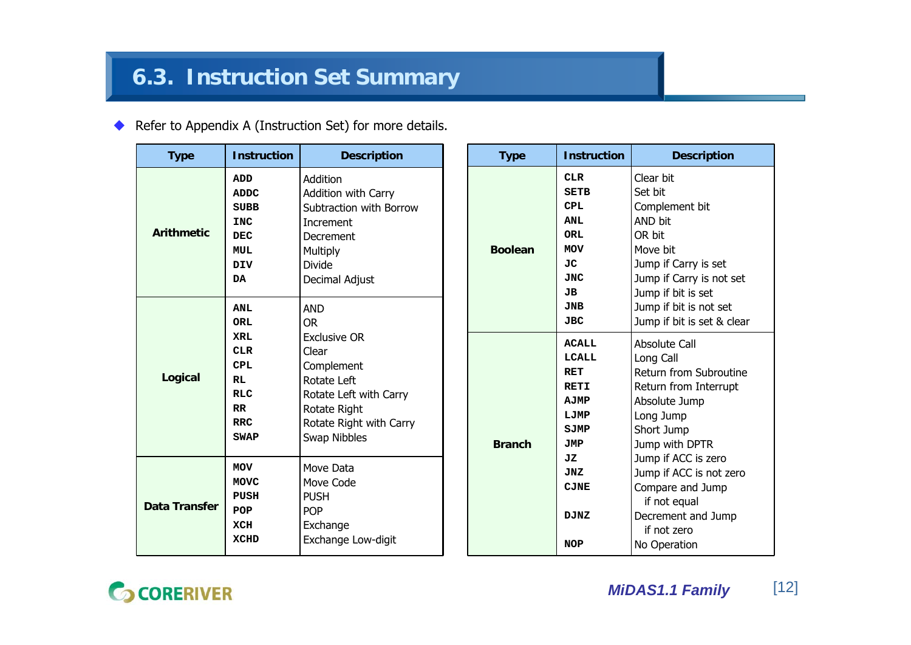## 6.3. Instruction Set Summary

- Refer to Appendix A (Instruction Set) for more details.

| Type | Instruction | Description |
|---|---|---|
| Arithmetic | ADD | Addition |
| | ADDC | Addition with Carry |
| | SUBB | Subtraction with Borrow |
| | INC | Increment |
| | DEC | Decrement |
| | MUL | Multiply |
| | DIV | Divide |
| | DA | Decimal Adjust |
| Logical | ANL | AND |
| | ORL | OR |
| | XRL | Exclusive OR |
| | CLR | Clear |
| | CPL | Complement |
| | RL | Rotate Left |
| | RLC | Rotate Left with Carry |
| | RR | Rotate Right |
| | RRC | Rotate Right with Carry |
| | SWAP | Swap Nibbles |
| Data Transfer | MOV | Move Data |
| | MOVC | Move Code |
| | PUSH | PUSH |
| | POP | POP |
| | XCH | Exchange |
| | XCHD | Exchange Low-digit |

| Type | Instruction | Description |
|---|---|---|
| Boolean | CLR | Clear bit |
| | SETB | Set bit |
| | CPL | Complement bit |
| | ANL | AND bit |
| | ORL | OR bit |
| | MOV | Move bit |
| | JC | Jump if Carry is set |
| | JNC | Jump if Carry is not set |
| | JB | Jump if bit is set |
| | JNB | Jump if bit is not set |
| | JBC | Jump if bit is set & clear |
| Branch | ACALL | Absolute Call |
| | LCALL | Long Call |
| | RET | Return from Subroutine |
| | RETI | Return from Interrupt |
| | AJMP | Absolute Jump |
| | LJMP | Long Jump |
| | SJMP | Short Jump |
| | JMP | Jump with DPTR |
| | JZ | Jump if ACC is zero |
| | JNZ | Jump if ACC is not zero |
| | CJNE | Compare and Jump if not equal |
| | DJNZ | Decrement and Jump if not zero |
| | NOP | No Operation |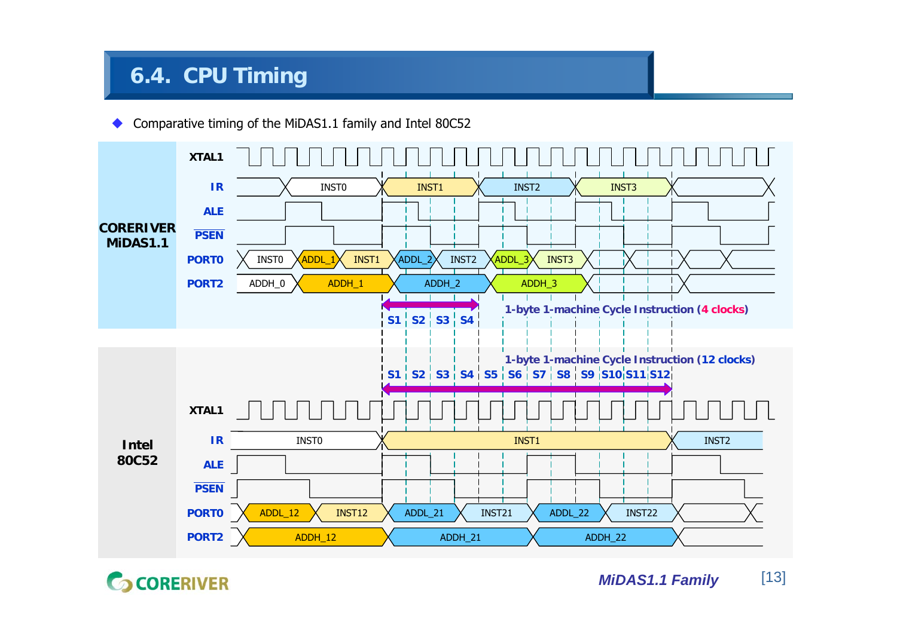# 6.4. CPU Timing

- Comparative timing of the MiDAS1.1 family and Intel 80C52

**CORERIVER MiDAS1.1**

XTAL1, IR (INST0, INST1, INST2, INST3), ALE, PSEN, PORT0 (INST0, ADDL_1, INST1, ADDL_2, INST2, ADDL_3, INST3), PORT2 (ADDH_0, ADDH_1, ADDH_2, ADDH_3)

S1 S2 S3 S4 — 1-byte 1-machine Cycle Instruction (4 clocks)

**Intel 80C52**

1-byte 1-machine Cycle Instruction (12 clocks) — S1 S2 S3 S4 S5 S6 S7 S8 S9 S10 S11 S12

XTAL1, IR (INST0, INST1, INST2), ALE, PSEN, PORT0 (ADDL_12, INST12, ADDL_21, INST21, ADDL_22, INST22), PORT2 (ADDH_12, ADDH_21, ADDH_22)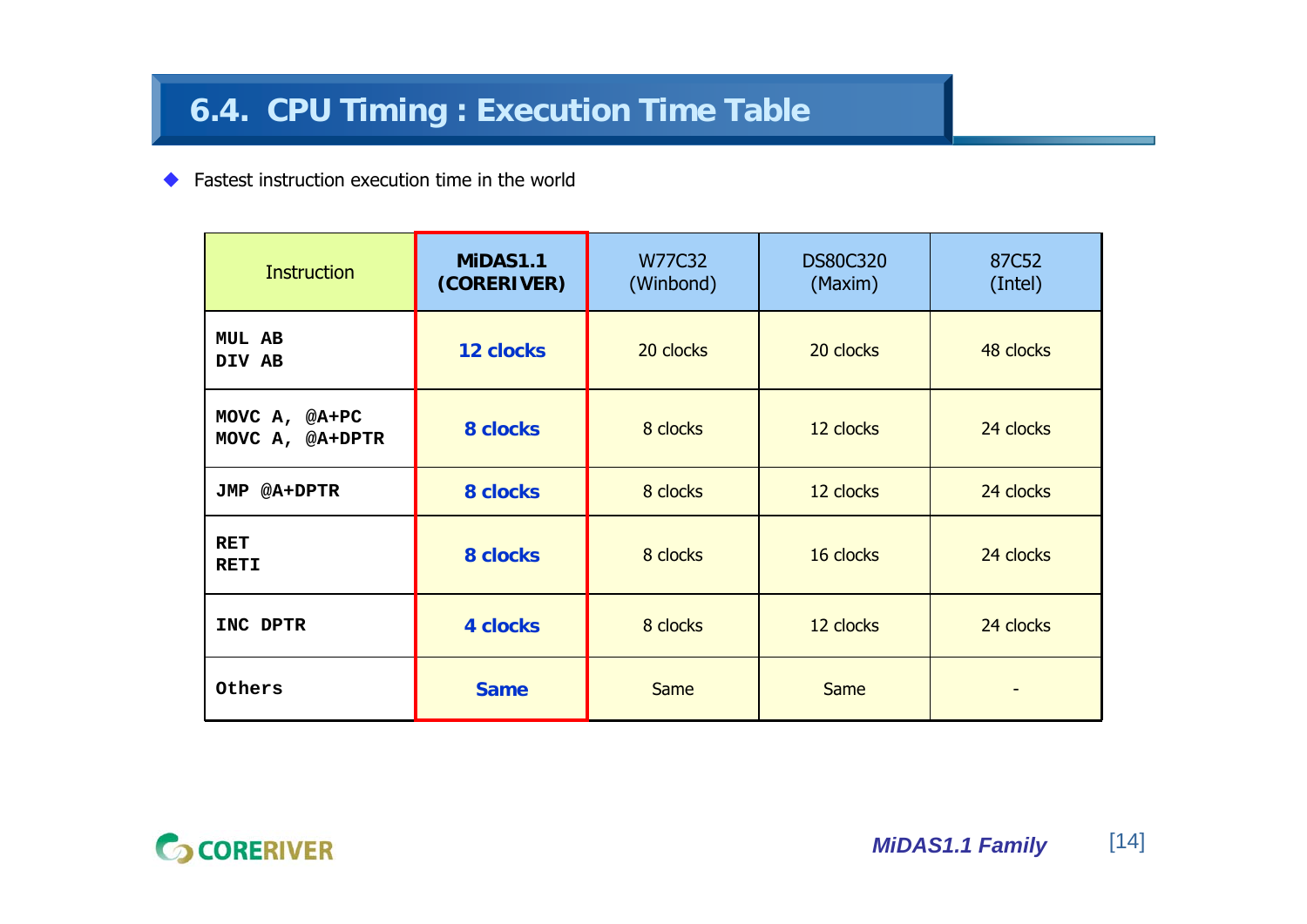# 6.4. CPU Timing : Execution Time Table

- Fastest instruction execution time in the world

| Instruction | **MiDAS1.1 (CORERIVER)** | W77C32 (Winbond) | DS80C320 (Maxim) | 87C52 (Intel) |
|---|---|---|---|---|
| `MUL AB`<br>`DIV AB` | **12 clocks** | 20 clocks | 20 clocks | 48 clocks |
| `MOVC A, @A+PC`<br>`MOVC A, @A+DPTR` | **8 clocks** | 8 clocks | 12 clocks | 24 clocks |
| `JMP @A+DPTR` | **8 clocks** | 8 clocks | 12 clocks | 24 clocks |
| `RET`<br>`RETI` | **8 clocks** | 8 clocks | 16 clocks | 24 clocks |
| `INC DPTR` | **4 clocks** | 8 clocks | 12 clocks | 24 clocks |
| `Others` | **Same** | Same | Same | - |

MiDAS1.1 Family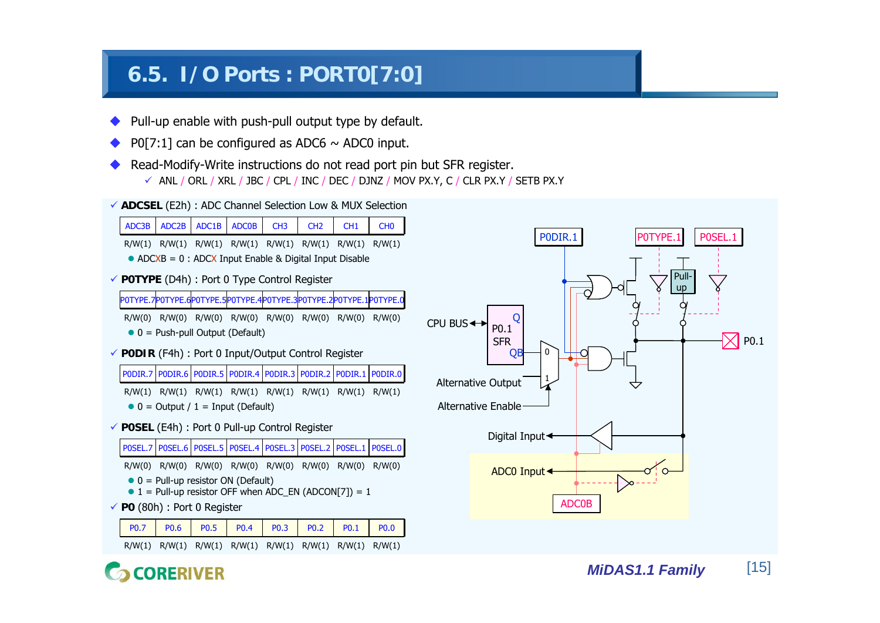# 6.5. I/O Ports : PORT0[7:0]

- Pull-up enable with push-pull output type by default.
- P0[7:1] can be configured as ADC6 ~ ADC0 input.
- Read-Modify-Write instructions do not read port pin but SFR register.
  - ✓ ANL / ORL / XRL / JBC / CPL / INC / DEC / DJNZ / MOV PX.Y, C / CLR PX.Y / SETB PX.Y

✓ **ADCSEL** (E2h) : ADC Channel Selection Low & MUX Selection

| ADC3B | ADC2B | ADC1B | ADC0B | CH3 | CH2 | CH1 | CH0 |
|---|---|---|---|---|---|---|---|
| R/W(1) | R/W(1) | R/W(1) | R/W(1) | R/W(1) | R/W(1) | R/W(1) | R/W(1) |

- ADCXB = 0 : ADCX Input Enable & Digital Input Disable

✓ **P0TYPE** (D4h) : Port 0 Type Control Register

| P0TYPE.7 | P0TYPE.6 | P0TYPE.5 | P0TYPE.4 | P0TYPE.3 | P0TYPE.2 | P0TYPE.1 | P0TYPE.0 |
|---|---|---|---|---|---|---|---|
| R/W(0) | R/W(0) | R/W(0) | R/W(0) | R/W(0) | R/W(0) | R/W(0) | R/W(0) |

- 0 = Push-pull Output (Default)

✓ **P0DIR** (F4h) : Port 0 Input/Output Control Register

| P0DIR.7 | P0DIR.6 | P0DIR.5 | P0DIR.4 | P0DIR.3 | P0DIR.2 | P0DIR.1 | P0DIR.0 |
|---|---|---|---|---|---|---|---|
| R/W(1) | R/W(1) | R/W(1) | R/W(1) | R/W(1) | R/W(1) | R/W(1) | R/W(1) |

- 0 = Output / 1 = Input (Default)

✓ **P0SEL** (E4h) : Port 0 Pull-up Control Register

| P0SEL.7 | P0SEL.6 | P0SEL.5 | P0SEL.4 | P0SEL.3 | P0SEL.2 | P0SEL.1 | P0SEL.0 |
|---|---|---|---|---|---|---|---|
| R/W(0) | R/W(0) | R/W(0) | R/W(0) | R/W(0) | R/W(0) | R/W(0) | R/W(0) |

- 0 = Pull-up resistor ON (Default)
- 1 = Pull-up resistor OFF when ADC_EN (ADCON[7]) = 1

✓ **P0** (80h) : Port 0 Register

| P0.7 | P0.6 | P0.5 | P0.4 | P0.3 | P0.2 | P0.1 | P0.0 |
|---|---|---|---|---|---|---|---|
| R/W(1) | R/W(1) | R/W(1) | R/W(1) | R/W(1) | R/W(1) | R/W(1) | R/W(1) |

P0DIR.1 P0TYPE.1 P0SEL.1 Pull-up CPU BUS P0.1 SFR Q QB 0 1 P0.1 Alternative Output Alternative Enable Digital Input ADC0 Input ADC0B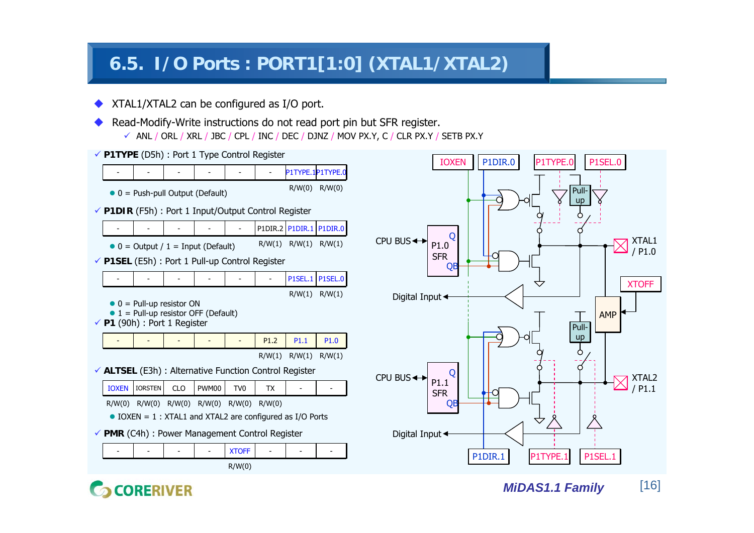# 6.5. I/O Ports : PORT1[1:0] (XTAL1/XTAL2)

- XTAL1/XTAL2 can be configured as I/O port.
- Read-Modify-Write instructions do not read port pin but SFR register.
  - ✓ ANL / ORL / XRL / JBC / CPL / INC / DEC / DJNZ / MOV PX.Y, C / CLR PX.Y / SETB PX.Y

✓ **P1TYPE** (D5h) : Port 1 Type Control Register

| - | - | - | - | - | - | P1TYPE.1 | P1TYPE.0 |
|---|---|---|---|---|---|---|---|
| | | | | | | R/W(0) | R/W(0) |

- 0 = Push-pull Output (Default)

✓ **P1DIR** (F5h) : Port 1 Input/Output Control Register

| - | - | - | - | - | P1DIR.2 | P1DIR.1 | P1DIR.0 |
|---|---|---|---|---|---|---|---|
| | | | | | R/W(1) | R/W(1) | R/W(1) |

- 0 = Output / 1 = Input (Default)

✓ **P1SEL** (E5h) : Port 1 Pull-up Control Register

| - | - | - | - | - | - | P1SEL.1 | P1SEL.0 |
|---|---|---|---|---|---|---|---|
| | | | | | | R/W(1) | R/W(1) |

- 0 = Pull-up resistor ON
- 1 = Pull-up resistor OFF (Default)

✓ **P1** (90h) : Port 1 Register

| - | - | - | - | - | P1.2 | P1.1 | P1.0 |
|---|---|---|---|---|---|---|---|
| | | | | | R/W(1) | R/W(1) | R/W(1) |

✓ **ALTSEL** (E3h) : Alternative Function Control Register

| IOXEN | IORSTEN | CLO | PWM00 | TV0 | TX | - | - |
|---|---|---|---|---|---|---|---|
| R/W(0) | R/W(0) | R/W(0) | R/W(0) | R/W(0) | R/W(0) | | |

- IOXEN = 1 : XTAL1 and XTAL2 are configured as I/O Ports

✓ **PMR** (C4h) : Power Management Control Register

| - | - | - | - | XTOFF | - | - | - |
|---|---|---|---|---|---|---|---|
| | | | | R/W(0) | | | |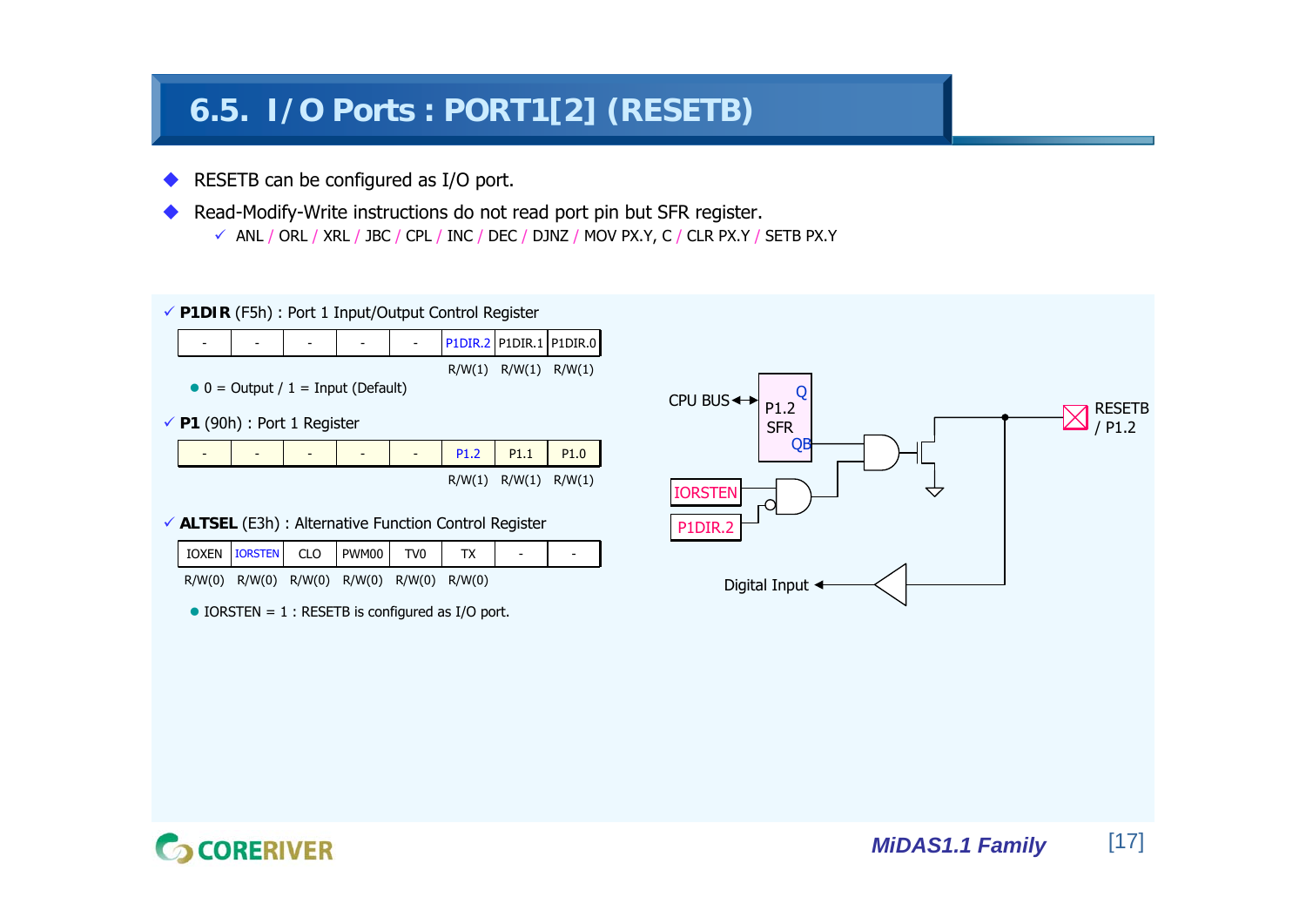# 6.5. I/O Ports : PORT1[2] (RESETB)

- RESETB can be configured as I/O port.
- Read-Modify-Write instructions do not read port pin but SFR register.
  - ✓ ANL / ORL / XRL / JBC / CPL / INC / DEC / DJNZ / MOV PX.Y, C / CLR PX.Y / SETB PX.Y

✓ **P1DIR** (F5h) : Port 1 Input/Output Control Register

| - | - | - | - | - | P1DIR.2 | P1DIR.1 | P1DIR.0 |
|---|---|---|---|---|---|---|---|
| | | | | | R/W(1) | R/W(1) | R/W(1) |

- 0 = Output / 1 = Input (Default)

✓ **P1** (90h) : Port 1 Register

| - | - | - | - | - | P1.2 | P1.1 | P1.0 |
|---|---|---|---|---|---|---|---|
| | | | | | R/W(1) | R/W(1) | R/W(1) |

✓ **ALTSEL** (E3h) : Alternative Function Control Register

| IOXEN | IORSTEN | CLO | PWM00 | TV0 | TX | - | - |
|---|---|---|---|---|---|---|---|
| R/W(0) | R/W(0) | R/W(0) | R/W(0) | R/W(0) | R/W(0) | | |

- IORSTEN = 1 : RESETB is configured as I/O port.

CPU BUS, P1.2 SFR, Q, QB, IORSTEN, P1DIR.2, RESETB / P1.2, Digital Input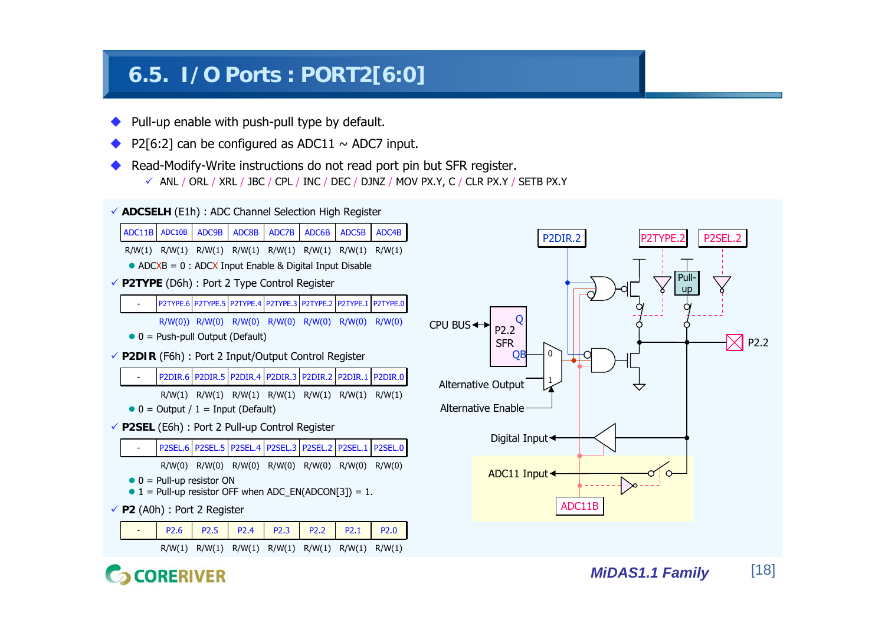# 6.5. I/O Ports : PORT2[6:0]

- Pull-up enable with push-pull type by default.
- P2[6:2] can be configured as ADC11 ~ ADC7 input.
- Read-Modify-Write instructions do not read port pin but SFR register.
  - ✓ ANL / ORL / XRL / JBC / CPL / INC / DEC / DJNZ / MOV PX.Y, C / CLR PX.Y / SETB PX.Y

✓ **ADCSELH** (E1h) : ADC Channel Selection High Register

| ADC11B | ADC10B | ADC9B | ADC8B | ADC7B | ADC6B | ADC5B | ADC4B |
|---|---|---|---|---|---|---|---|
| R/W(1) | R/W(1) | R/W(1) | R/W(1) | R/W(1) | R/W(1) | R/W(1) | R/W(1) |

- ADCXB = 0 : ADCX Input Enable & Digital Input Disable

✓ **P2TYPE** (D6h) : Port 2 Type Control Register

| - | P2TYPE.6 | P2TYPE.5 | P2TYPE.4 | P2TYPE.3 | P2TYPE.2 | P2TYPE.1 | P2TYPE.0 |
|---|---|---|---|---|---|---|---|
| | R/W(0)) | R/W(0) | R/W(0) | R/W(0) | R/W(0) | R/W(0) | R/W(0) |

- 0 = Push-pull Output (Default)

✓ **P2DIR** (F6h) : Port 2 Input/Output Control Register

| - | P2DIR.6 | P2DIR.5 | P2DIR.4 | P2DIR.3 | P2DIR.2 | P2DIR.1 | P2DIR.0 |
|---|---|---|---|---|---|---|---|
| | R/W(1) | R/W(1) | R/W(1) | R/W(1) | R/W(1) | R/W(1) | R/W(1) |

- 0 = Output / 1 = Input (Default)

✓ **P2SEL** (E6h) : Port 2 Pull-up Control Register

| - | P2SEL.6 | P2SEL.5 | P2SEL.4 | P2SEL.3 | P2SEL.2 | P2SEL.1 | P2SEL.0 |
|---|---|---|---|---|---|---|---|
| | R/W(0) | R/W(0) | R/W(0) | R/W(0) | R/W(0) | R/W(0) | R/W(0) |

- 0 = Pull-up resistor ON
- 1 = Pull-up resistor OFF when ADC_EN(ADCON[3]) = 1.

✓ **P2** (A0h) : Port 2 Register

| - | P2.6 | P2.5 | P2.4 | P2.3 | P2.2 | P2.1 | P2.0 |
|---|---|---|---|---|---|---|---|
| | R/W(1) | R/W(1) | R/W(1) | R/W(1) | R/W(1) | R/W(1) | R/W(1) |

P2DIR.2 P2TYPE.2 P2SEL.2 Pull-up CPU BUS P2.2 SFR Q QB 0 1 P2.2 Alternative Output Alternative Enable Digital Input ADC11 Input ADC11B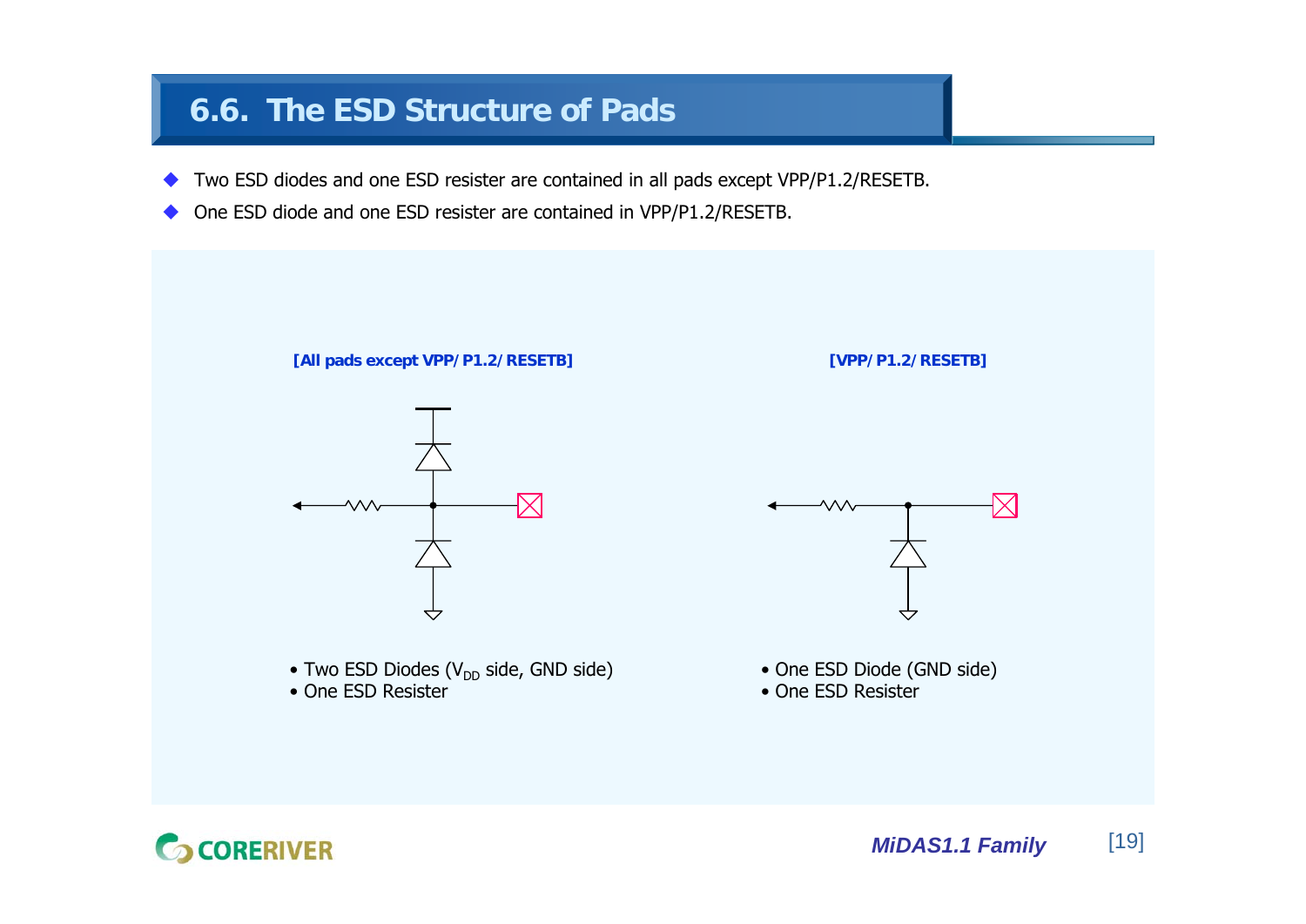# 6.6. The ESD Structure of Pads

- Two ESD diodes and one ESD resister are contained in all pads except VPP/P1.2/RESETB.
- One ESD diode and one ESD resister are contained in VPP/P1.2/RESETB.

**[All pads except VPP/ P1.2/ RESETB]**

- Two ESD Diodes ($V_{DD}$ side, GND side)
- One ESD Resister

**[VPP/ P1.2/ RESETB]**

- One ESD Diode (GND side)
- One ESD Resister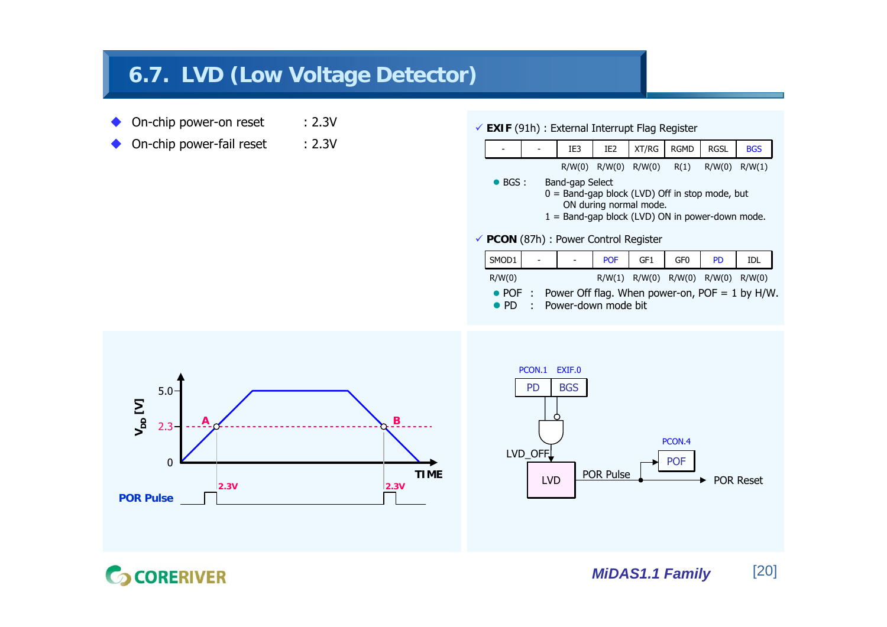# 6.7. LVD (Low Voltage Detector)

- On-chip power-on reset : 2.3V
- On-chip power-fail reset : 2.3V

✓ **EXIF** (91h) : External Interrupt Flag Register

| - | - | IE3 | IE2 | XT/RG | RGMD | RGSL | BGS |
|---|---|---|---|---|---|---|---|
| | | R/W(0) | R/W(0) | R/W(0) | R(1) | R/W(0) | R/W(1) |

- BGS : Band-gap Select
  - 0 = Band-gap block (LVD) Off in stop mode, but ON during normal mode.
  - 1 = Band-gap block (LVD) ON in power-down mode.

✓ **PCON** (87h) : Power Control Register

| SMOD1 | - | - | POF | GF1 | GF0 | PD | IDL |
|---|---|---|---|---|---|---|---|
| R/W(0) | | | R/W(1) | R/W(0) | R/W(0) | R/W(0) | R/W(0) |

- POF : Power Off flag. When power-on, POF = 1 by H/W.
- PD : Power-down mode bit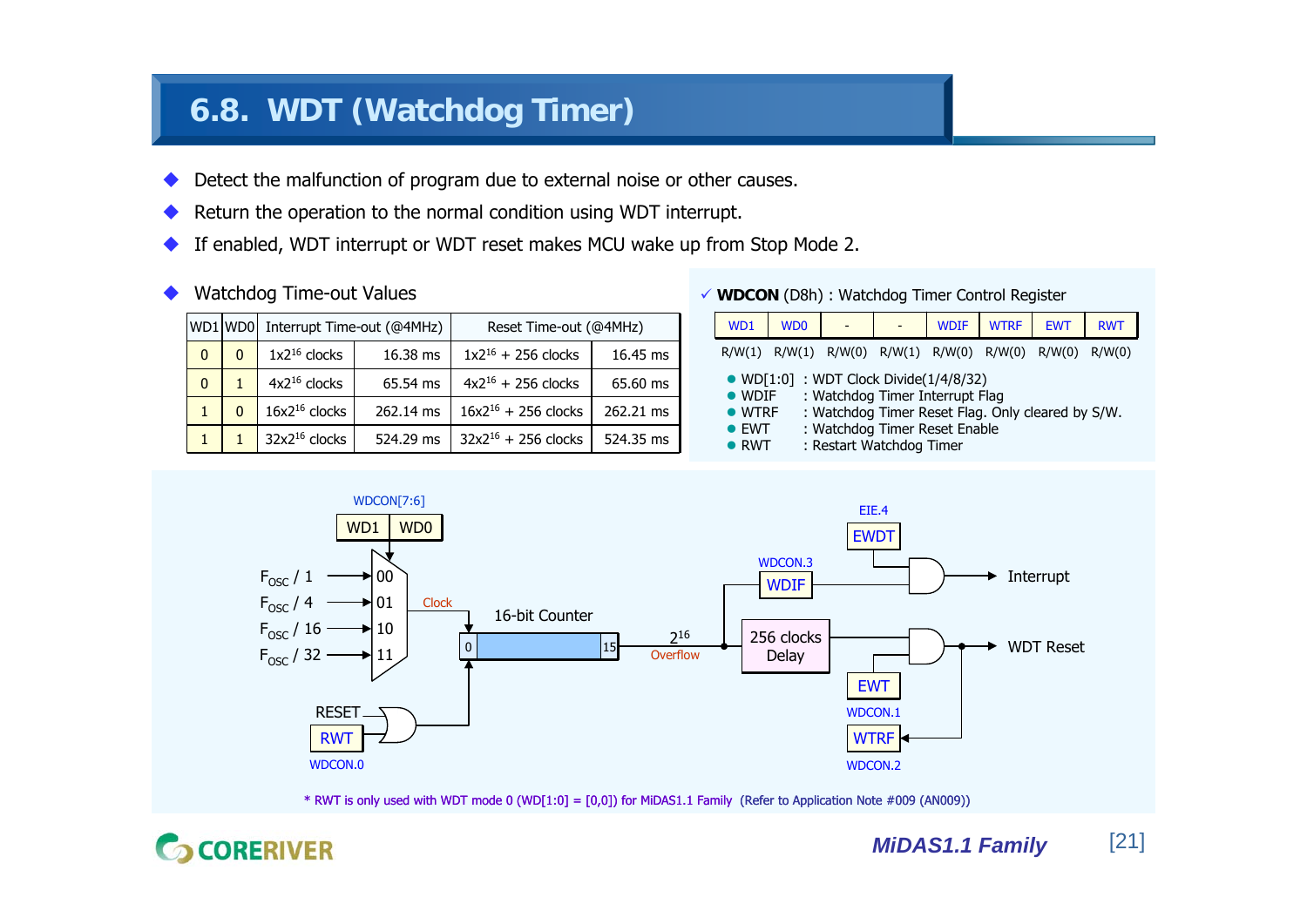# 6.8. WDT (Watchdog Timer)

- Detect the malfunction of program due to external noise or other causes.
- Return the operation to the normal condition using WDT interrupt.
- If enabled, WDT interrupt or WDT reset makes MCU wake up from Stop Mode 2.

- Watchdog Time-out Values

| WD1 | WD0 | Interrupt Time-out (@4MHz) | | Reset Time-out (@4MHz) | |
|---|---|---|---|---|---|
| 0 | 0 | $1 \times 2^{16}$ clocks | 16.38 ms | $1 \times 2^{16}$ + 256 clocks | 16.45 ms |
| 0 | 1 | $4 \times 2^{16}$ clocks | 65.54 ms | $4 \times 2^{16}$ + 256 clocks | 65.60 ms |
| 1 | 0 | $16 \times 2^{16}$ clocks | 262.14 ms | $16 \times 2^{16}$ + 256 clocks | 262.21 ms |
| 1 | 1 | $32 \times 2^{16}$ clocks | 524.29 ms | $32 \times 2^{16}$ + 256 clocks | 524.35 ms |

✓ **WDCON** (D8h) : Watchdog Timer Control Register

| WD1 | WD0 | - | - | WDIF | WTRF | EWT | RWT |
|---|---|---|---|---|---|---|---|
| R/W(1) | R/W(1) | R/W(0) | R/W(1) | R/W(0) | R/W(0) | R/W(0) | R/W(0) |

- WD[1:0] : WDT Clock Divide(1/4/8/32)
- WDIF : Watchdog Timer Interrupt Flag
- WTRF : Watchdog Timer Reset Flag. Only cleared by S/W.
- EWT : Watchdog Timer Reset Enable
- RWT : Restart Watchdog Timer

WDCON[7:6] WD1 WD0

$F_{OSC}$ / 1 → 00, $F_{OSC}$ / 4 → 01, $F_{OSC}$ / 16 → 10, $F_{OSC}$ / 32 → 11 — Clock → 16-bit Counter (0 … 15) → $2^{16}$ Overflow

RESET, RWT (WDCON.0) → 16-bit Counter

WDIF (WDCON.3), EWDT (EIE.4) → Interrupt

256 clocks Delay, EWT (WDCON.1) → WDT Reset → WTRF (WDCON.2)

* RWT is only used with WDT mode 0 (WD[1:0] = [0,0]) for MiDAS1.1 Family (Refer to Application Note #009 (AN009))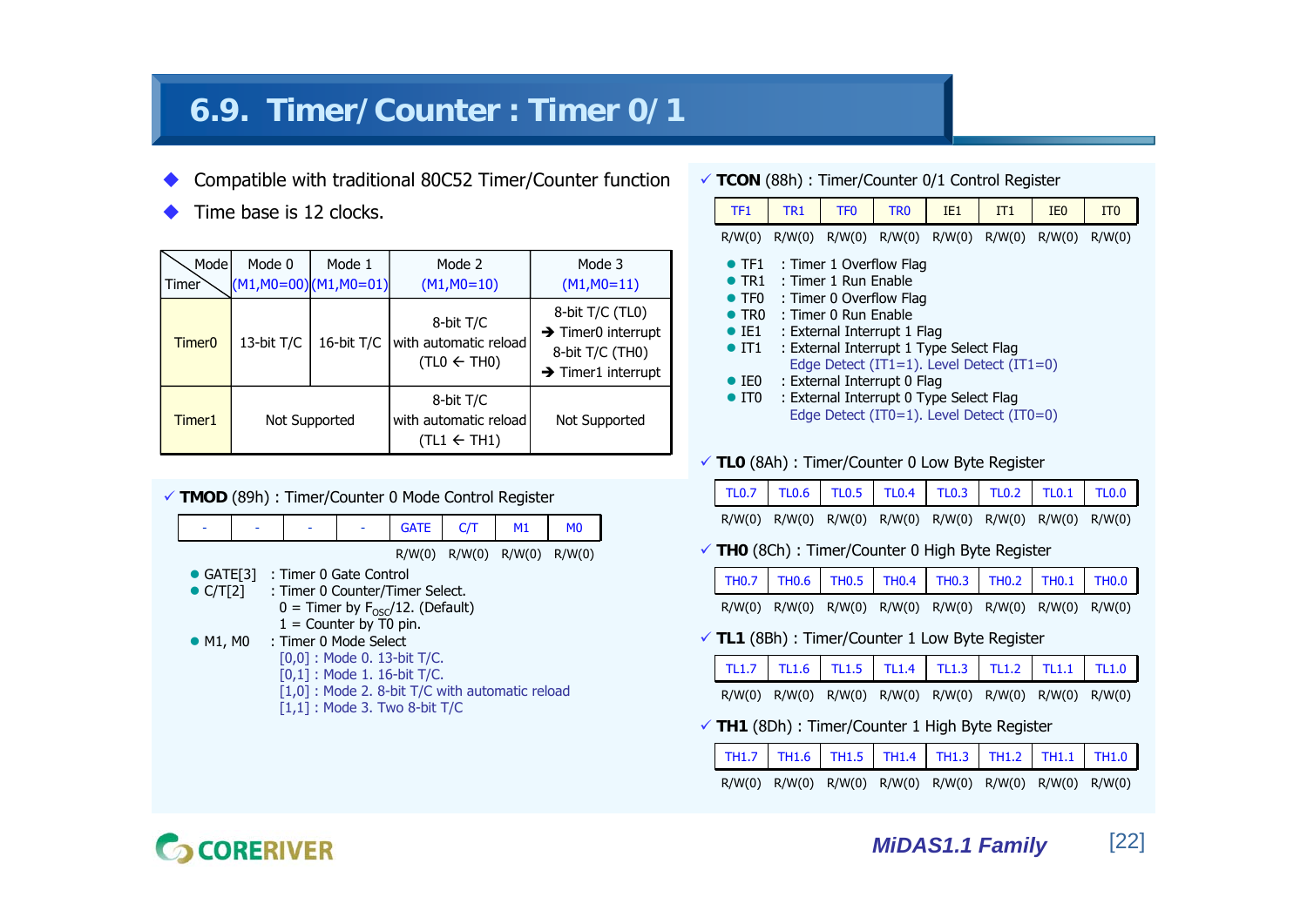# 6.9. Timer/ Counter : Timer 0/ 1

- Compatible with traditional 80C52 Timer/Counter function
- Time base is 12 clocks.

| Timer \ Mode | Mode 0 (M1,M0=00) | Mode 1 (M1,M0=01) | Mode 2 (M1,M0=10) | Mode 3 (M1,M0=11) |
|---|---|---|---|---|
| Timer0 | 13-bit T/C | 16-bit T/C | 8-bit T/C with automatic reload (TL0 ← TH0) | 8-bit T/C (TL0) → Timer0 interrupt 8-bit T/C (TH0) → Timer1 interrupt |
| Timer1 | Not Supported | | 8-bit T/C with automatic reload (TL1 ← TH1) | Not Supported |

✓ **TMOD** (89h) : Timer/Counter 0 Mode Control Register

| - | - | - | - | GATE | C/T | M1 | M0 |
|---|---|---|---|---|---|---|---|
| | | | | R/W(0) | R/W(0) | R/W(0) | R/W(0) |

- GATE[3] : Timer 0 Gate Control
- C/T[2] : Timer 0 Counter/Timer Select.
  - 0 = Timer by $F_{OSC}/12$. (Default)
  - 1 = Counter by T0 pin.
- M1, M0 : Timer 0 Mode Select
  - [0,0] : Mode 0. 13-bit T/C.
  - [0,1] : Mode 1. 16-bit T/C.
  - [1,0] : Mode 2. 8-bit T/C with automatic reload
  - [1,1] : Mode 3. Two 8-bit T/C

✓ **TCON** (88h) : Timer/Counter 0/1 Control Register

| TF1 | TR1 | TF0 | TR0 | IE1 | IT1 | IE0 | IT0 |
|---|---|---|---|---|---|---|---|
| R/W(0) | R/W(0) | R/W(0) | R/W(0) | R/W(0) | R/W(0) | R/W(0) | R/W(0) |

- TF1 : Timer 1 Overflow Flag
- TR1 : Timer 1 Run Enable
- TF0 : Timer 0 Overflow Flag
- TR0 : Timer 0 Run Enable
- IE1 : External Interrupt 1 Flag
- IT1 : External Interrupt 1 Type Select Flag
  Edge Detect (IT1=1). Level Detect (IT1=0)
- IE0 : External Interrupt 0 Flag
- IT0 : External Interrupt 0 Type Select Flag
  Edge Detect (IT0=1). Level Detect (IT0=0)

✓ **TL0** (8Ah) : Timer/Counter 0 Low Byte Register

| TL0.7 | TL0.6 | TL0.5 | TL0.4 | TL0.3 | TL0.2 | TL0.1 | TL0.0 |
|---|---|---|---|---|---|---|---|
| R/W(0) | R/W(0) | R/W(0) | R/W(0) | R/W(0) | R/W(0) | R/W(0) | R/W(0) |

✓ **TH0** (8Ch) : Timer/Counter 0 High Byte Register

| TH0.7 | TH0.6 | TH0.5 | TH0.4 | TH0.3 | TH0.2 | TH0.1 | TH0.0 |
|---|---|---|---|---|---|---|---|
| R/W(0) | R/W(0) | R/W(0) | R/W(0) | R/W(0) | R/W(0) | R/W(0) | R/W(0) |

✓ **TL1** (8Bh) : Timer/Counter 1 Low Byte Register

| TL1.7 | TL1.6 | TL1.5 | TL1.4 | TL1.3 | TL1.2 | TL1.1 | TL1.0 |
|---|---|---|---|---|---|---|---|
| R/W(0) | R/W(0) | R/W(0) | R/W(0) | R/W(0) | R/W(0) | R/W(0) | R/W(0) |

✓ **TH1** (8Dh) : Timer/Counter 1 High Byte Register

| TH1.7 | TH1.6 | TH1.5 | TH1.4 | TH1.3 | TH1.2 | TH1.1 | TH1.0 |
|---|---|---|---|---|---|---|---|
| R/W(0) | R/W(0) | R/W(0) | R/W(0) | R/W(0) | R/W(0) | R/W(0) | R/W(0) |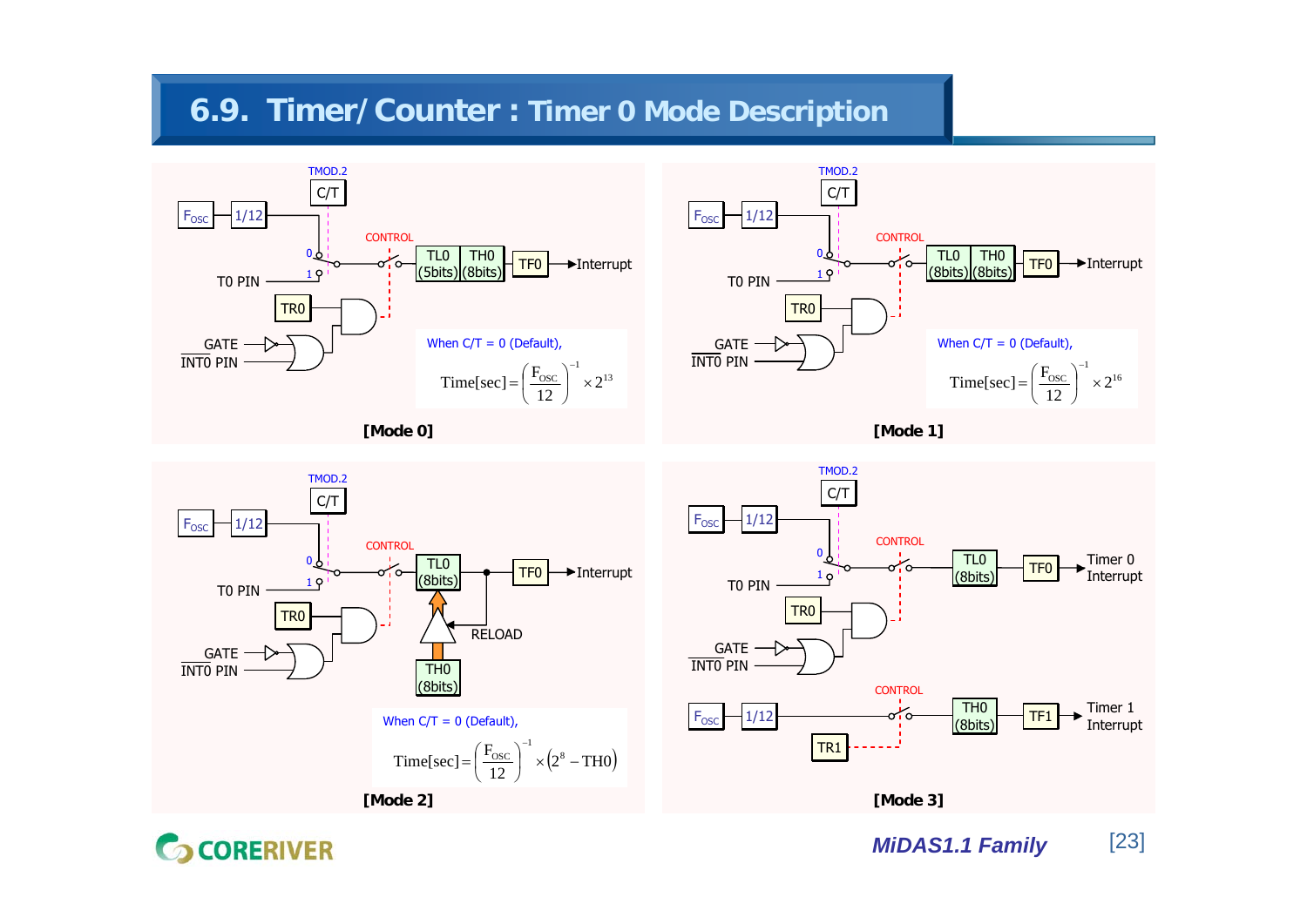# 6.9. Timer/ Counter : Timer 0 Mode Description

**[Mode 0]**

When C/T = 0 (Default),

$$\text{Time[sec]} = \left(\frac{F_{OSC}}{12}\right)^{-1} \times 2^{13}$$

**[Mode 1]**

When C/T = 0 (Default),

$$\text{Time[sec]} = \left(\frac{F_{OSC}}{12}\right)^{-1} \times 2^{16}$$

**[Mode 2]**

When C/T = 0 (Default),

$$\text{Time[sec]} = \left(\frac{F_{OSC}}{12}\right)^{-1} \times \left(2^{8} - \text{TH0}\right)$$

**[Mode 3]**

**CORERIVER** *MiDAS1.1 Family*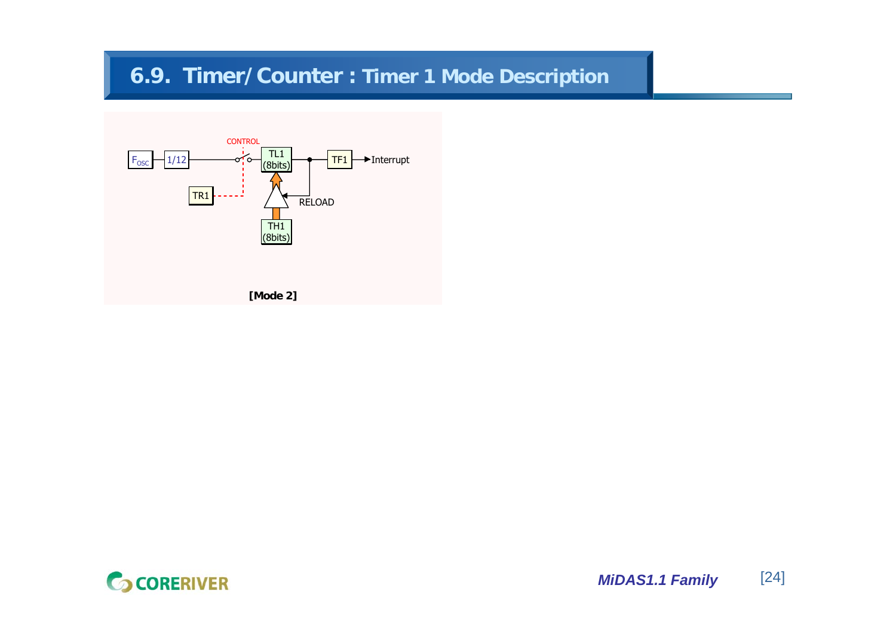# 6.9. Timer/ Counter : Timer 1 Mode Description

$F_{OSC}$ — 1/12 — CONTROL — TL1 (8bits) — TF1 — Interrupt

TR1

RELOAD

TH1 (8bits)

**[Mode 2]**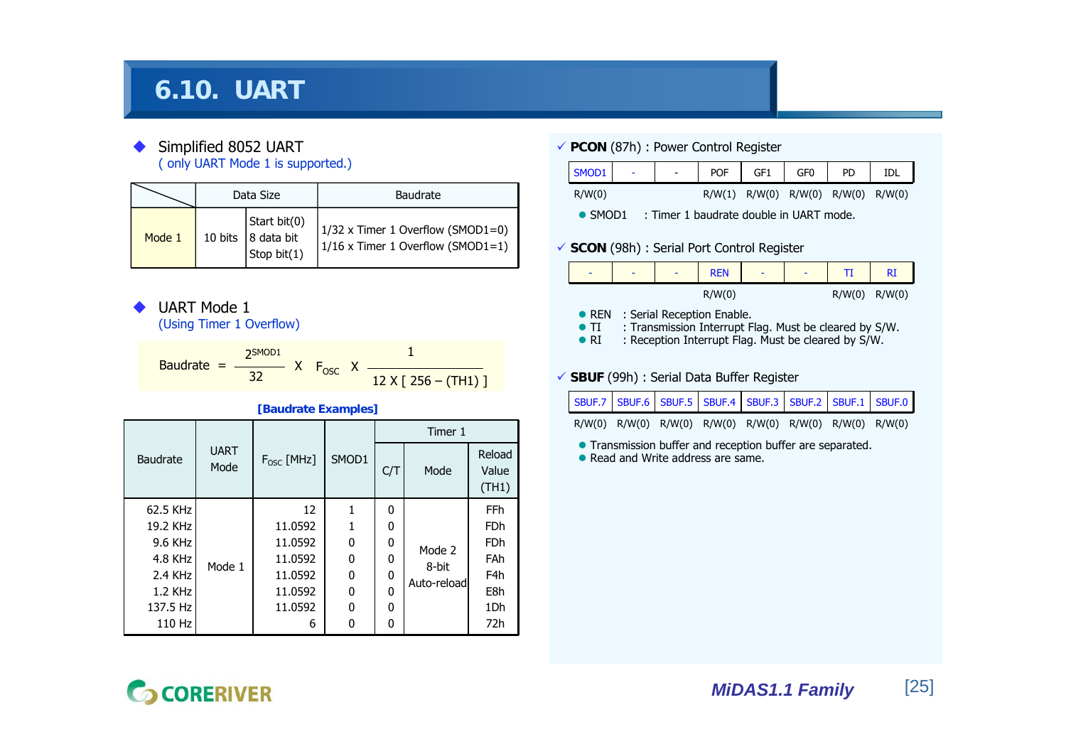# 6.10. UART

- Simplified 8052 UART
  ( only UART Mode 1 is supported.)

| | Data Size | | Baudrate |
|---|---|---|---|
| Mode 1 | 10 bits | Start bit(0)<br>8 data bit<br>Stop bit(1) | 1/32 x Timer 1 Overflow (SMOD1=0)<br>1/16 x Timer 1 Overflow (SMOD1=1) |

- UART Mode 1
  (Using Timer 1 Overflow)

$$\text{Baudrate} = \frac{2^{SMOD1}}{32} \times F_{OSC} \times \frac{1}{12 \times [\,256 - (TH1)\,]}$$

**[Baudrate Examples]**

| Baudrate | UART Mode | $F_{OSC}$ [MHz] | SMOD1 | Timer 1 | | |
|---|---|---|---|---|---|---|
| | | | | C/T | Mode | Reload Value (TH1) |
| 62.5 KHz | Mode 1 | 12 | 1 | 0 | Mode 2 8-bit Auto-reload | FFh |
| 19.2 KHz | | 11.0592 | 1 | 0 | | FDh |
| 9.6 KHz | | 11.0592 | 0 | 0 | | FDh |
| 4.8 KHz | | 11.0592 | 0 | 0 | | FAh |
| 2.4 KHz | | 11.0592 | 0 | 0 | | F4h |
| 1.2 KHz | | 11.0592 | 0 | 0 | | E8h |
| 137.5 Hz | | 11.0592 | 0 | 0 | | 1Dh |
| 110 Hz | | 6 | 0 | 0 | | 72h |

✓ **PCON** (87h) : Power Control Register

| SMOD1 | - | - | POF | GF1 | GF0 | PD | IDL |
|---|---|---|---|---|---|---|---|
| R/W(0) | | | R/W(1) | R/W(0) | R/W(0) | R/W(0) | R/W(0) |

- SMOD1 : Timer 1 baudrate double in UART mode.

✓ **SCON** (98h) : Serial Port Control Register

| - | - | - | REN | - | - | TI | RI |
|---|---|---|---|---|---|---|---|
| | | | R/W(0) | | | R/W(0) | R/W(0) |

- REN : Serial Reception Enable.
- TI : Transmission Interrupt Flag. Must be cleared by S/W.
- RI : Reception Interrupt Flag. Must be cleared by S/W.

✓ **SBUF** (99h) : Serial Data Buffer Register

| SBUF.7 | SBUF.6 | SBUF.5 | SBUF.4 | SBUF.3 | SBUF.2 | SBUF.1 | SBUF.0 |
|---|---|---|---|---|---|---|---|
| R/W(0) | R/W(0) | R/W(0) | R/W(0) | R/W(0) | R/W(0) | R/W(0) | R/W(0) |

- Transmission buffer and reception buffer are separated.
- Read and Write address are same.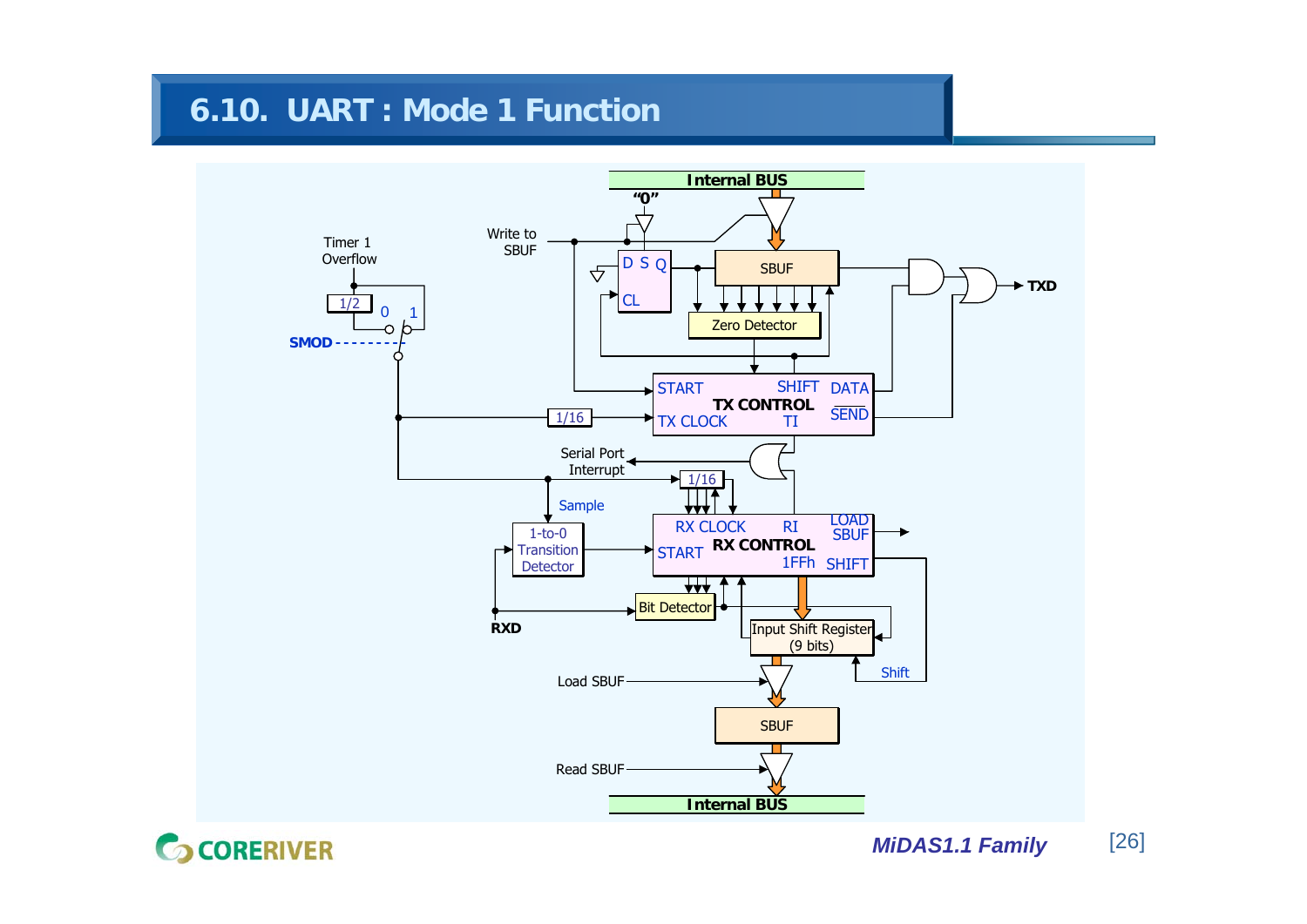# 6.10. UART : Mode 1 Function

Internal BUS

"0"

Write to SBUF

Timer 1 Overflow

1/2

0 1

SMOD

D S Q

CL

SBUF

Zero Detector

TXD

START SHIFT DATA

TX CONTROL

1/16

TX CLOCK TI SEND

Serial Port Interrupt

1/16

Sample

1-to-0 Transition Detector

RX CLOCK RI LOAD SBUF

START RX CONTROL

1FFh SHIFT

RXD

Bit Detector

Input Shift Register (9 bits)

Shift

Load SBUF

SBUF

Read SBUF

Internal BUS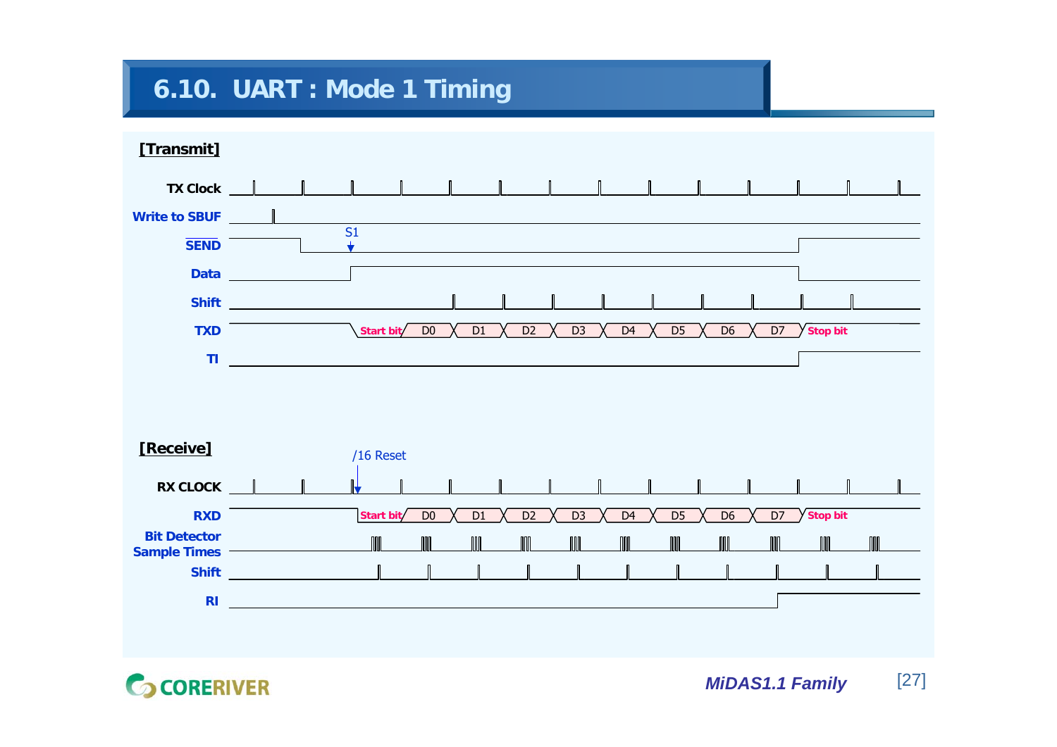# 6.10. UART : Mode 1 Timing

**[Transmit]**

TX Clock

Write to SBUF

SEND

S1

Data

Shift

TXD

Start bit D0 D1 D2 D3 D4 D5 D6 D7 Stop bit

TI

**[Receive]**

/16 Reset

RX CLOCK

RXD

Start bit D0 D1 D2 D3 D4 D5 D6 D7 Stop bit

Bit Detector Sample Times

Shift

RI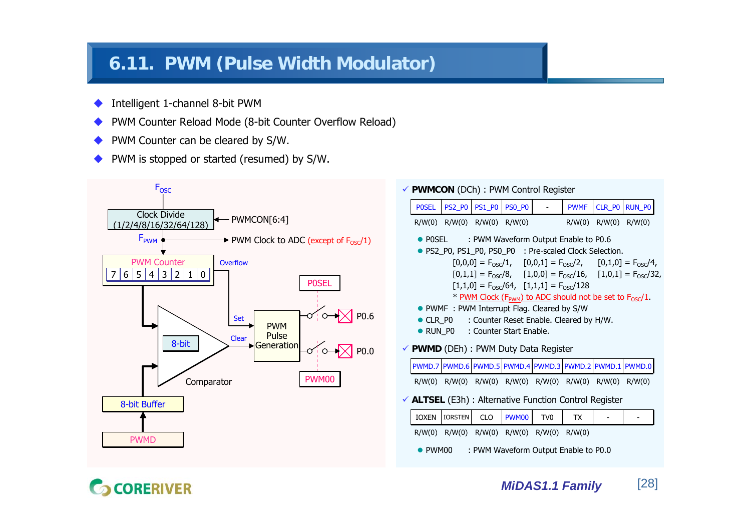# 6.11. PWM (Pulse Width Modulator)

- Intelligent 1-channel 8-bit PWM
- PWM Counter Reload Mode (8-bit Counter Overflow Reload)
- PWM Counter can be cleared by S/W.
- PWM is stopped or started (resumed) by S/W.

✓ **PWMCON** (DCh) : PWM Control Register

| P0SEL | PS2_P0 | PS1_P0 | PS0_P0 | - | PWMF | CLR_P0 | RUN_P0 |
|---|---|---|---|---|---|---|---|
| R/W(0) | R/W(0) | R/W(0) | R/W(0) | | R/W(0) | R/W(0) | R/W(0) |

- P0SEL : PWM Waveform Output Enable to P0.6
- PS2_P0, PS1_P0, PS0_P0 : Pre-scaled Clock Selection.
  - [0,0,0] = $F_{OSC}/1$, [0,0,1] = $F_{OSC}/2$, [0,1,0] = $F_{OSC}/4$,
  - [0,1,1] = $F_{OSC}/8$, [1,0,0] = $F_{OSC}/16$, [1,0,1] = $F_{OSC}/32$,
  - [1,1,0] = $F_{OSC}/64$, [1,1,1] = $F_{OSC}/128$
  - * PWM Clock ($F_{PWM}$) to ADC should not be set to $F_{OSC}/1$.
- PWMF : PWM Interrupt Flag. Cleared by S/W
- CLR_P0 : Counter Reset Enable. Cleared by H/W.
- RUN_P0 : Counter Start Enable.

✓ **PWMD** (DEh) : PWM Duty Data Register

| PWMD.7 | PWMD.6 | PWMD.5 | PWMD.4 | PWMD.3 | PWMD.2 | PWMD.1 | PWMD.0 |
|---|---|---|---|---|---|---|---|
| R/W(0) | R/W(0) | R/W(0) | R/W(0) | R/W(0) | R/W(0) | R/W(0) | R/W(0) |

✓ **ALTSEL** (E3h) : Alternative Function Control Register

| IOXEN | IORSTEN | CLO | PWM00 | TV0 | TX | - | - |
|---|---|---|---|---|---|---|---|
| R/W(0) | R/W(0) | R/W(0) | R/W(0) | R/W(0) | R/W(0) | | |

- PWM00 : PWM Waveform Output Enable to P0.0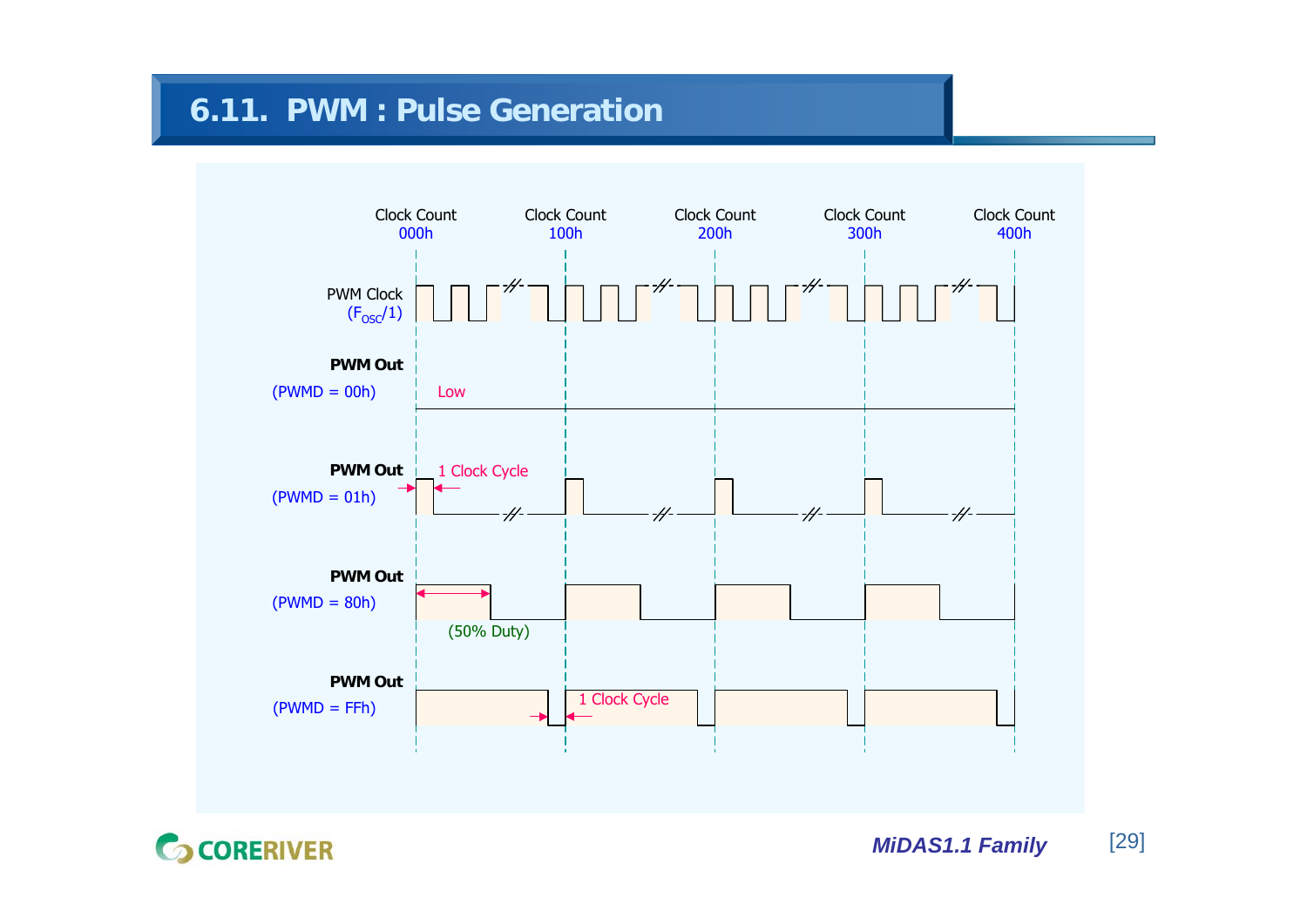# 6.11. PWM : Pulse Generation

Clock Count 000h | Clock Count 100h | Clock Count 200h | Clock Count 300h | Clock Count 400h

PWM Clock ($F_{OSC}/1$)

**PWM Out** (PWMD = 00h) — Low

**PWM Out** (PWMD = 01h) — 1 Clock Cycle

**PWM Out** (PWMD = 80h) — (50% Duty)

**PWM Out** (PWMD = FFh) — 1 Clock Cycle

*MiDAS1.1 Family*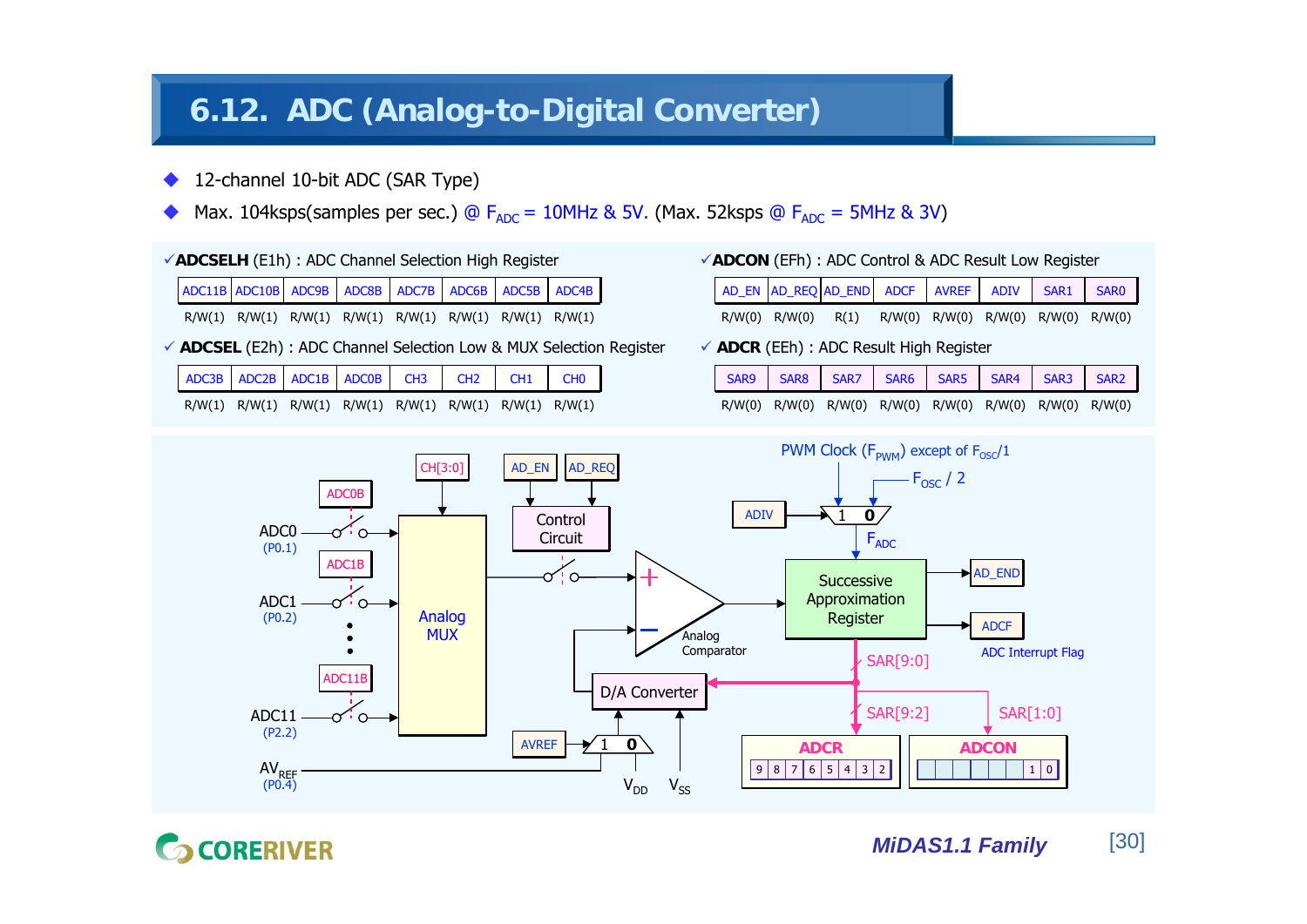# 6.12. ADC (Analog-to-Digital Converter)

- 12-channel 10-bit ADC (SAR Type)
- Max. 104ksps(samples per sec.) @ $F_{ADC}$ = 10MHz & 5V. (Max. 52ksps @ $F_{ADC}$ = 5MHz & 3V)

✓**ADCSELH** (E1h) : ADC Channel Selection High Register

| ADC11B | ADC10B | ADC9B | ADC8B | ADC7B | ADC6B | ADC5B | ADC4B |
|---|---|---|---|---|---|---|---|
| R/W(1) | R/W(1) | R/W(1) | R/W(1) | R/W(1) | R/W(1) | R/W(1) | R/W(1) |

✓ **ADCSEL** (E2h) : ADC Channel Selection Low & MUX Selection Register

| ADC3B | ADC2B | ADC1B | ADC0B | CH3 | CH2 | CH1 | CH0 |
|---|---|---|---|---|---|---|---|
| R/W(1) | R/W(1) | R/W(1) | R/W(1) | R/W(1) | R/W(1) | R/W(1) | R/W(1) |

✓**ADCON** (EFh) : ADC Control & ADC Result Low Register

| AD_EN | AD_REQ | AD_END | ADCF | AVREF | ADIV | SAR1 | SAR0 |
|---|---|---|---|---|---|---|---|
| R/W(0) | R/W(0) | R(1) | R/W(0) | R/W(0) | R/W(0) | R/W(0) | R/W(0) |

✓ **ADCR** (EEh) : ADC Result High Register

| SAR9 | SAR8 | SAR7 | SAR6 | SAR5 | SAR4 | SAR3 | SAR2 |
|---|---|---|---|---|---|---|---|
| R/W(0) | R/W(0) | R/W(0) | R/W(0) | R/W(0) | R/W(0) | R/W(0) | R/W(0) |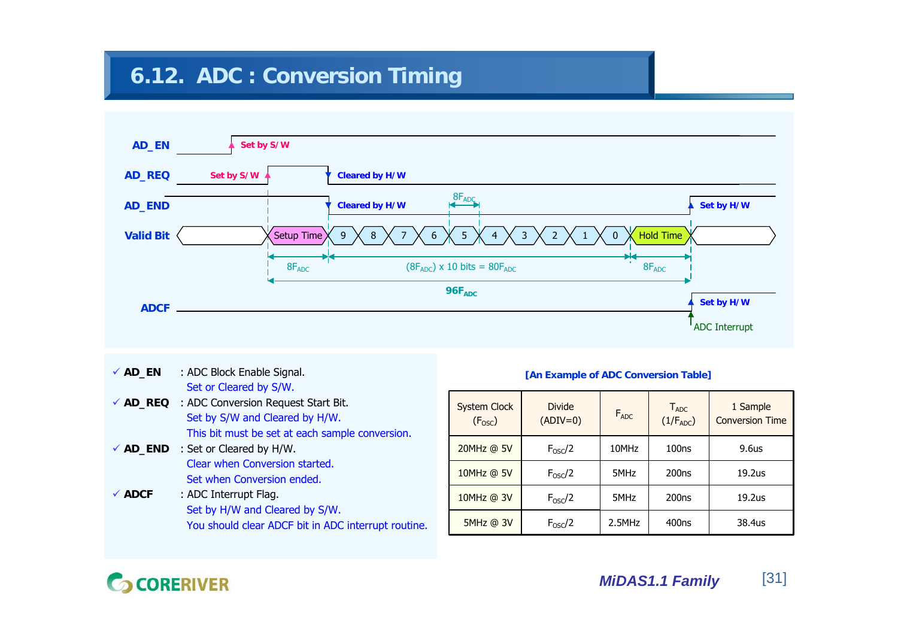# 6.12. ADC : Conversion Timing

AD_EN — Set by S/W

AD_REQ — Set by S/W — Cleared by H/W

AD_END — Cleared by H/W — $8F_{ADC}$ — Set by H/W

Valid Bit — Setup Time | 9 | 8 | 7 | 6 | 5 | 4 | 3 | 2 | 1 | 0 | Hold Time

$8F_{ADC}$ — $(8F_{ADC})$ x 10 bits = $80F_{ADC}$ — $8F_{ADC}$

$96F_{ADC}$

ADCF — Set by H/W — ADC Interrupt

- ✓ **AD_EN** : ADC Block Enable Signal.
  Set or Cleared by S/W.
- ✓ **AD_REQ** : ADC Conversion Request Start Bit.
  Set by S/W and Cleared by H/W.
  This bit must be set at each sample conversion.
- ✓ **AD_END** : Set or Cleared by H/W.
  Clear when Conversion started.
  Set when Conversion ended.
- ✓ **ADCF** : ADC Interrupt Flag.
  Set by H/W and Cleared by S/W.
  You should clear ADCF bit in ADC interrupt routine.

**[An Example of ADC Conversion Table]**

| System Clock ($F_{OSC}$) | Divide (ADIV=0) | $F_{ADC}$ | $T_{ADC}$ ($1/F_{ADC}$) | 1 Sample Conversion Time |
|---|---|---|---|---|
| 20MHz @ 5V | $F_{OSC}/2$ | 10MHz | 100ns | 9.6us |
| 10MHz @ 5V | $F_{OSC}/2$ | 5MHz | 200ns | 19.2us |
| 10MHz @ 3V | $F_{OSC}/2$ | 5MHz | 200ns | 19.2us |
| 5MHz @ 3V | $F_{OSC}/2$ | 2.5MHz | 400ns | 38.4us |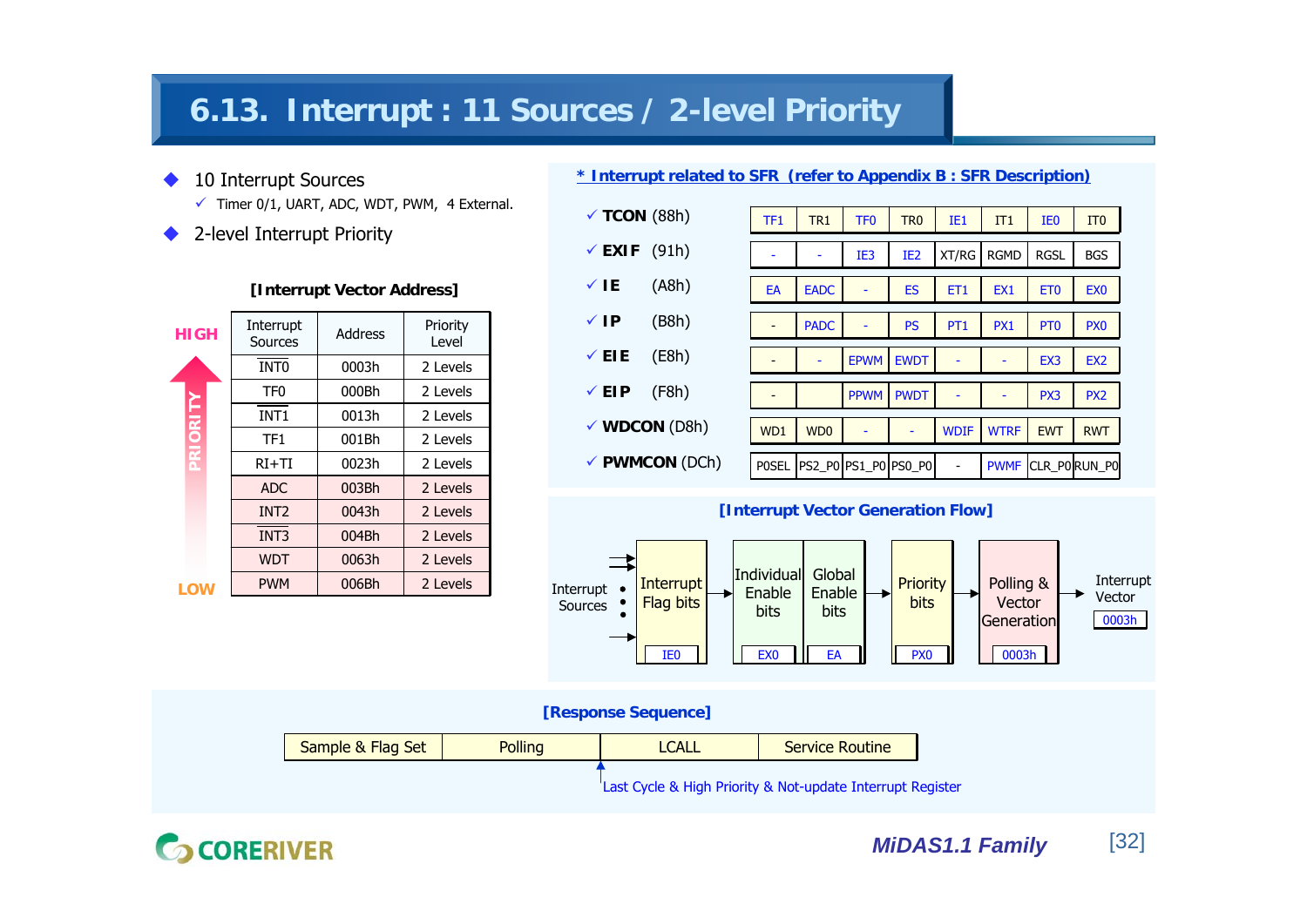# 6.13. Interrupt : 11 Sources / 2-level Priority

- 10 Interrupt Sources
  - ✓ Timer 0/1, UART, ADC, WDT, PWM, 4 External.
- 2-level Interrupt Priority

**[Interrupt Vector Address]**

HIGH → LOW (PRIORITY)

| Interrupt Sources | Address | Priority Level |
|---|---|---|
| $\overline{INT0}$ | 0003h | 2 Levels |
| TF0 | 000Bh | 2 Levels |
| $\overline{INT1}$ | 0013h | 2 Levels |
| TF1 | 001Bh | 2 Levels |
| RI+TI | 0023h | 2 Levels |
| ADC | 003Bh | 2 Levels |
| INT2 | 0043h | 2 Levels |
| $\overline{INT3}$ | 004Bh | 2 Levels |
| WDT | 0063h | 2 Levels |
| PWM | 006Bh | 2 Levels |

**\* Interrupt related to SFR (refer to Appendix B : SFR Description)**

| SFR | Address | Bit 7 | Bit 6 | Bit 5 | Bit 4 | Bit 3 | Bit 2 | Bit 1 | Bit 0 |
|---|---|---|---|---|---|---|---|---|---|
| ✓ **TCON** | (88h) | TF1 | TR1 | TF0 | TR0 | IE1 | IT1 | IE0 | IT0 |
| ✓ **EXIF** | (91h) | - | - | IE3 | IE2 | XT/RG | RGMD | RGSL | BGS |
| ✓ **IE** | (A8h) | EA | EADC | - | ES | ET1 | EX1 | ET0 | EX0 |
| ✓ **IP** | (B8h) | - | PADC | - | PS | PT1 | PX1 | PT0 | PX0 |
| ✓ **EIE** | (E8h) | - | - | EPWM | EWDT | - | - | EX3 | EX2 |
| ✓ **EIP** | (F8h) | - | | PPWM | PWDT | - | - | PX3 | PX2 |
| ✓ **WDCON** | (D8h) | WD1 | WD0 | - | - | WDIF | WTRF | EWT | RWT |
| ✓ **PWMCON** | (DCh) | P0SEL | PS2_P0 | PS1_P0 | PS0_P0 | - | PWMF | CLR_P0 | RUN_P0 |

**[Interrupt Vector Generation Flow]**

Interrupt Sources → Interrupt Flag bits (IE0) → Individual Enable bits (EX0) / Global Enable bits (EA) → Priority bits (PX0) → Polling & Vector Generation (0003h) → Interrupt Vector (0003h)

**[Response Sequence]**

| Sample & Flag Set | Polling | LCALL | Service Routine |
|---|---|---|---|

Last Cycle & High Priority & Not-update Interrupt Register

*MiDAS1.1 Family*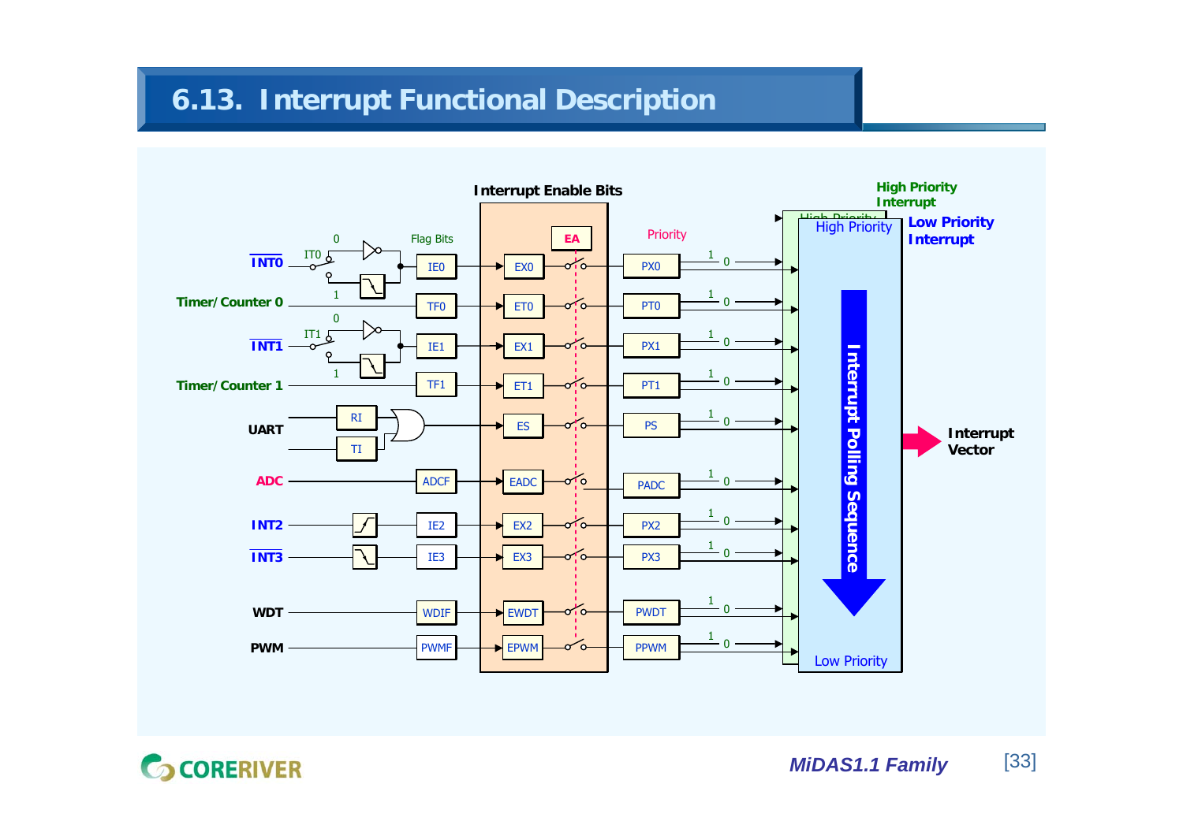# 6.13. Interrupt Functional Description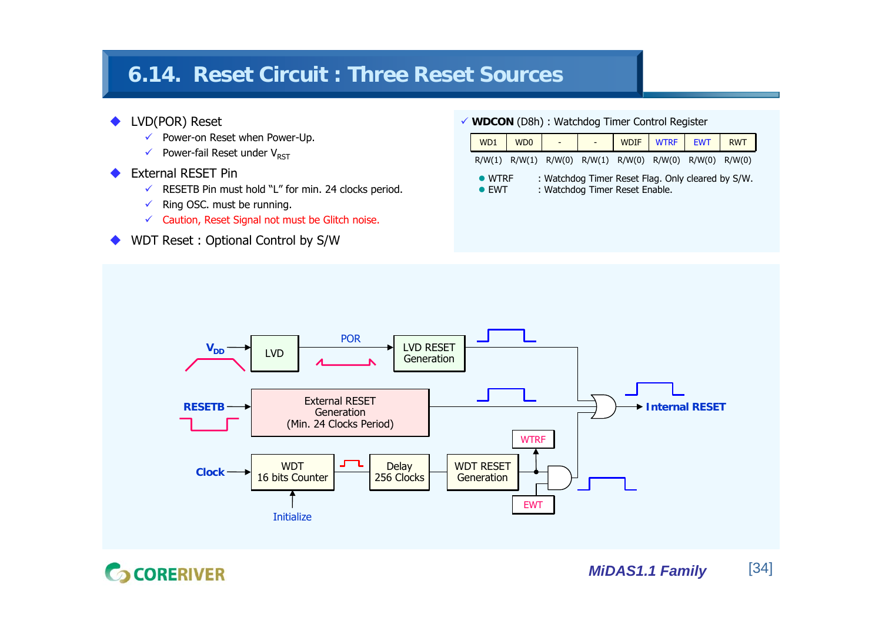# 6.14. Reset Circuit : Three Reset Sources

- LVD(POR) Reset
  - ✓ Power-on Reset when Power-Up.
  - ✓ Power-fail Reset under $V_{RST}$
- External RESET Pin
  - ✓ RESETB Pin must hold "L" for min. 24 clocks period.
  - ✓ Ring OSC. must be running.
  - ✓ Caution, Reset Signal not must be Glitch noise.
- WDT Reset : Optional Control by S/W

✓ **WDCON** (D8h) : Watchdog Timer Control Register

| WD1 | WD0 | - | - | WDIF | WTRF | EWT | RWT |
|---|---|---|---|---|---|---|---|
| R/W(1) | R/W(1) | R/W(0) | R/W(1) | R/W(0) | R/W(0) | R/W(0) | R/W(0) |

- WTRF : Watchdog Timer Reset Flag. Only cleared by S/W.
- EWT : Watchdog Timer Reset Enable.

$V_{DD}$ → LVD → POR → LVD RESET Generation

RESETB → External RESET Generation (Min. 24 Clocks Period)

Clock → WDT 16 bits Counter → Delay 256 Clocks → WDT RESET Generation (WTRF, EWT)

Initialize

→ Internal RESET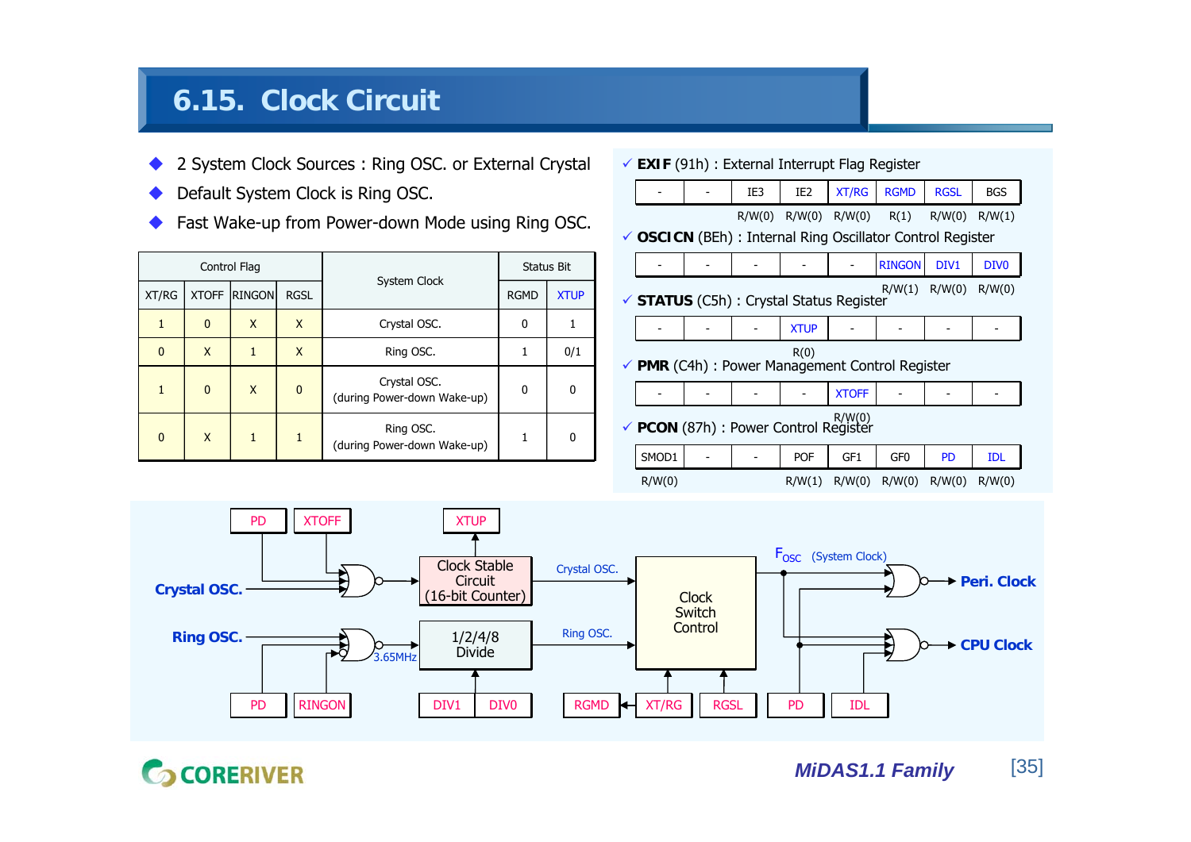# 6.15. Clock Circuit

- 2 System Clock Sources : Ring OSC. or External Crystal
- Default System Clock is Ring OSC.
- Fast Wake-up from Power-down Mode using Ring OSC.

| Control Flag | | | | System Clock | Status Bit | |
|---|---|---|---|---|---|---|
| XT/RG | XTOFF | RINGON | RGSL | | RGMD | XTUP |
| 1 | 0 | X | X | Crystal OSC. | 0 | 1 |
| 0 | X | 1 | X | Ring OSC. | 1 | 0/1 |
| 1 | 0 | X | 0 | Crystal OSC. (during Power-down Wake-up) | 0 | 0 |
| 0 | X | 1 | 1 | Ring OSC. (during Power-down Wake-up) | 1 | 0 |

✓ **EXIF** (91h) : External Interrupt Flag Register

| - | - | IE3 | IE2 | XT/RG | RGMD | RGSL | BGS |
|---|---|---|---|---|---|---|---|
| | | R/W(0) | R/W(0) | R/W(0) | R(1) | R/W(0) | R/W(1) |

✓ **OSCICN** (BEh) : Internal Ring Oscillator Control Register

| - | - | - | - | - | RINGON | DIV1 | DIV0 |
|---|---|---|---|---|---|---|---|
| | | | | | R/W(1) | R/W(0) | R/W(0) |

✓ **STATUS** (C5h) : Crystal Status Register

| - | - | - | XTUP | - | - | - | - |
|---|---|---|---|---|---|---|---|
| | | | R(0) | | | | |

✓ **PMR** (C4h) : Power Management Control Register

| - | - | - | - | XTOFF | - | - | - |
|---|---|---|---|---|---|---|---|
| | | | | R/W(0) | | | |

✓ **PCON** (87h) : Power Control Register

| SMOD1 | - | - | POF | GF1 | GF0 | PD | IDL |
|---|---|---|---|---|---|---|---|
| R/W(0) | | | R/W(1) | R/W(0) | R/W(0) | R/W(0) | R/W(0) |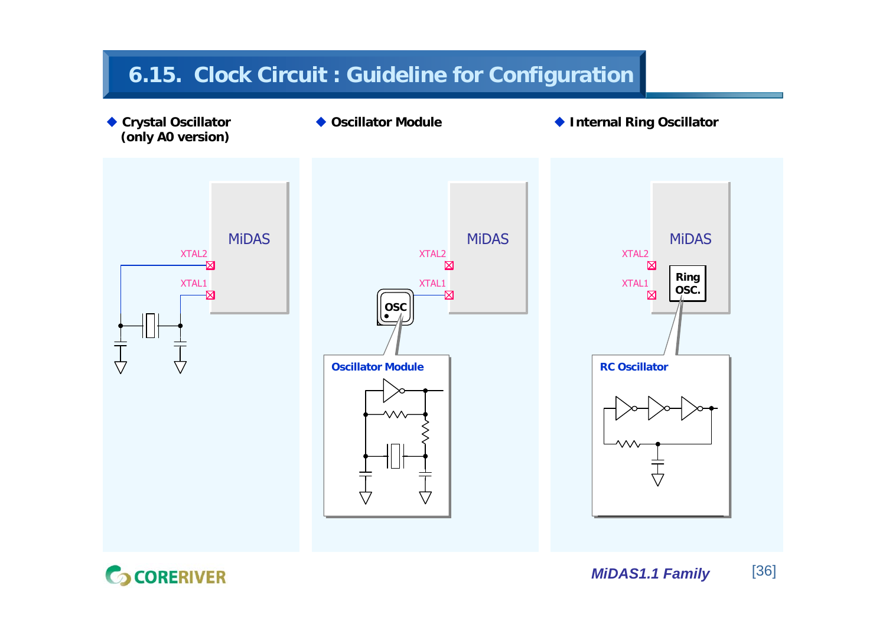# 6.15. Clock Circuit : Guideline for Configuration

- **Crystal Oscillator (only A0 version)**
- **Oscillator Module**
- **Internal Ring Oscillator**

MiDAS

XTAL2

XTAL1

MiDAS

XTAL2

XTAL1

OSC

**Oscillator Module**

MiDAS

XTAL2

XTAL1

Ring OSC.

**RC Oscillator**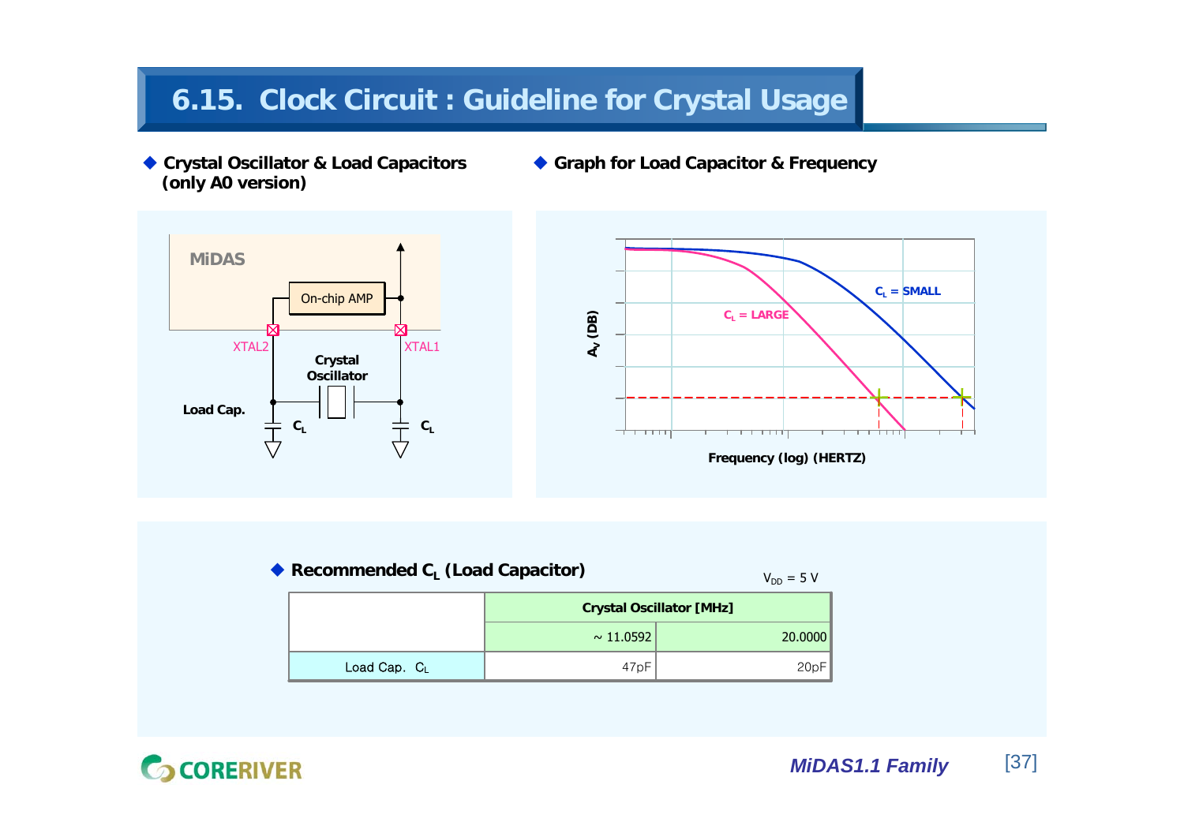# 6.15. Clock Circuit : Guideline for Crystal Usage

◆ **Crystal Oscillator & Load Capacitors (only A0 version)**

MiDAS

On-chip AMP

XTAL2

XTAL1

Crystal Oscillator

Load Cap.

$C_L$

$C_L$

◆ **Graph for Load Capacitor & Frequency**

$A_V$ (DB)

$C_L$ = SMALL

$C_L$ = LARGE

Frequency (log) (HERTZ)

◆ **Recommended $C_L$ (Load Capacitor)**

$V_{DD}$ = 5 V

| | Crystal Oscillator [MHz] | |
|---|---|---|
| | ~ 11.0592 | 20.0000 |
| Load Cap. $C_L$ | 47pF | 20pF |

*MiDAS1.1 Family*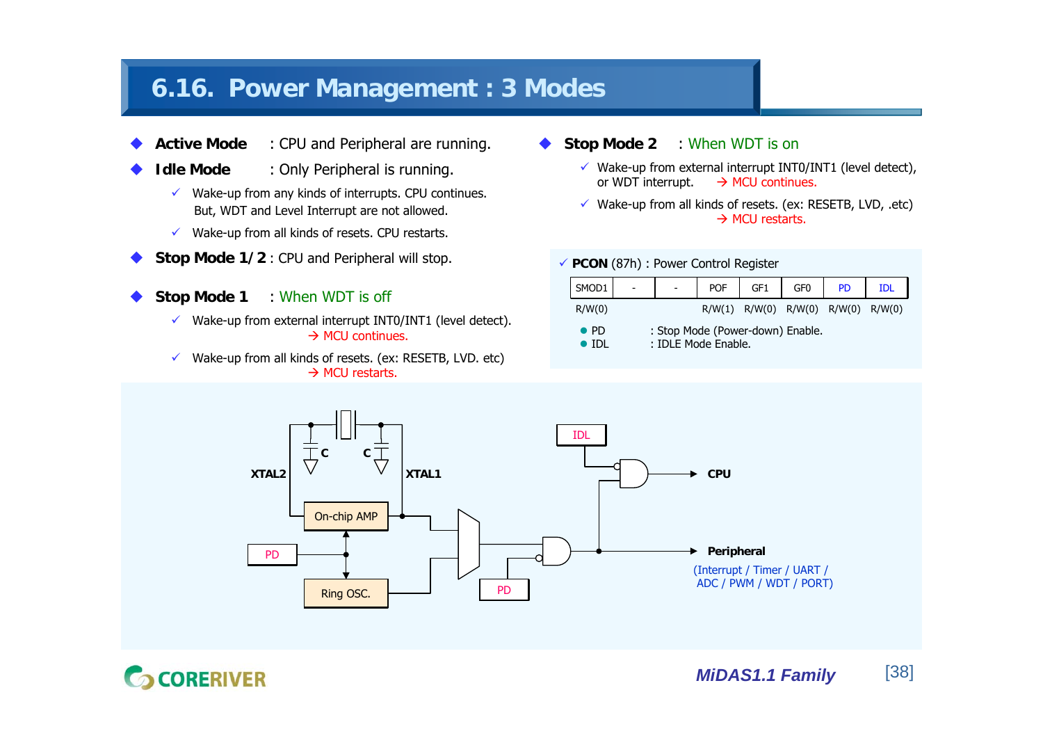# 6.16. Power Management : 3 Modes

- **Active Mode** : CPU and Peripheral are running.
- **Idle Mode** : Only Peripheral is running.
  - ✓ Wake-up from any kinds of interrupts. CPU continues. But, WDT and Level Interrupt are not allowed.
  - ✓ Wake-up from all kinds of resets. CPU restarts.
- **Stop Mode 1/2** : CPU and Peripheral will stop.
- **Stop Mode 1** : When WDT is off
  - ✓ Wake-up from external interrupt INT0/INT1 (level detect). → MCU continues.
  - ✓ Wake-up from all kinds of resets. (ex: RESETB, LVD. etc) → MCU restarts.
- **Stop Mode 2** : When WDT is on
  - ✓ Wake-up from external interrupt INT0/INT1 (level detect), or WDT interrupt. → MCU continues.
  - ✓ Wake-up from all kinds of resets. (ex: RESETB, LVD, .etc) → MCU restarts.

✓ **PCON** (87h) : Power Control Register

| SMOD1 | - | - | POF | GF1 | GF0 | PD | IDL |
|---|---|---|---|---|---|---|---|
| R/W(0) | | | R/W(1) | R/W(0) | R/W(0) | R/W(0) | R/W(0) |

- PD : Stop Mode (Power-down) Enable.
- IDL : IDLE Mode Enable.

XTAL2, XTAL1, C, C, On-chip AMP, PD, Ring OSC., PD, IDL, CPU, Peripheral (Interrupt / Timer / UART / ADC / PWM / WDT / PORT)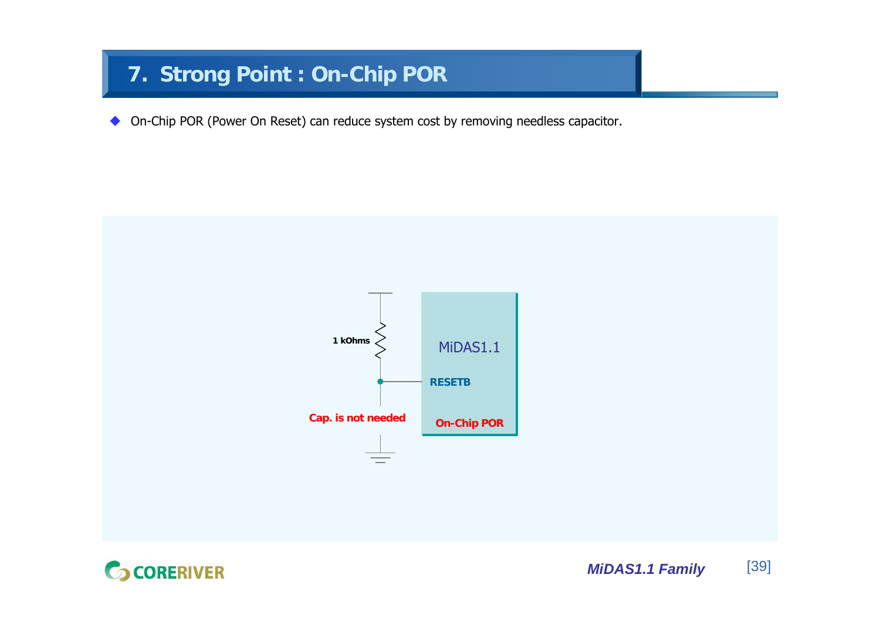# 7. Strong Point : On-Chip POR

- On-Chip POR (Power On Reset) can reduce system cost by removing needless capacitor.

1 kOhms

MiDAS1.1

RESETB

Cap. is not needed

On-Chip POR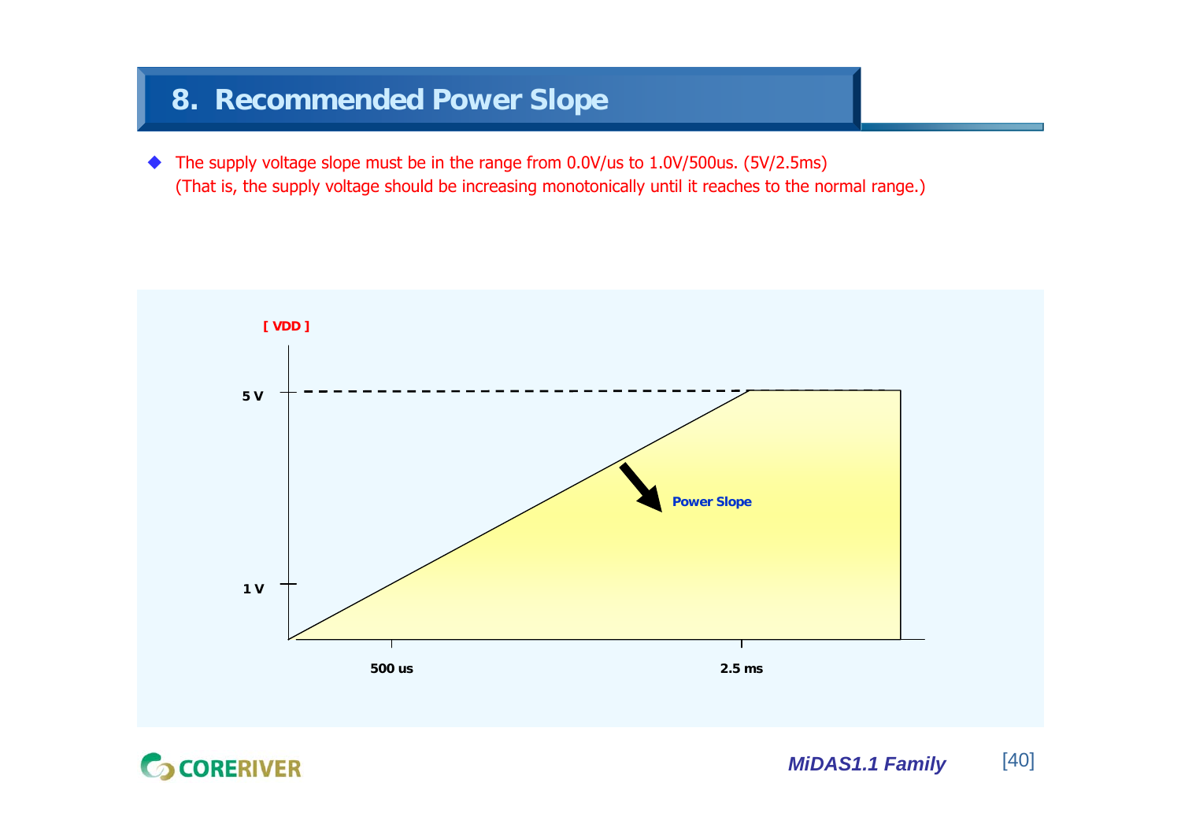# 8. Recommended Power Slope

- The supply voltage slope must be in the range from 0.0V/us to 1.0V/500us. (5V/2.5ms)
  (That is, the supply voltage should be increasing monotonically until it reaches to the normal range.)

[ VDD ]

5 V

Power Slope

1 V

500 us

2.5 ms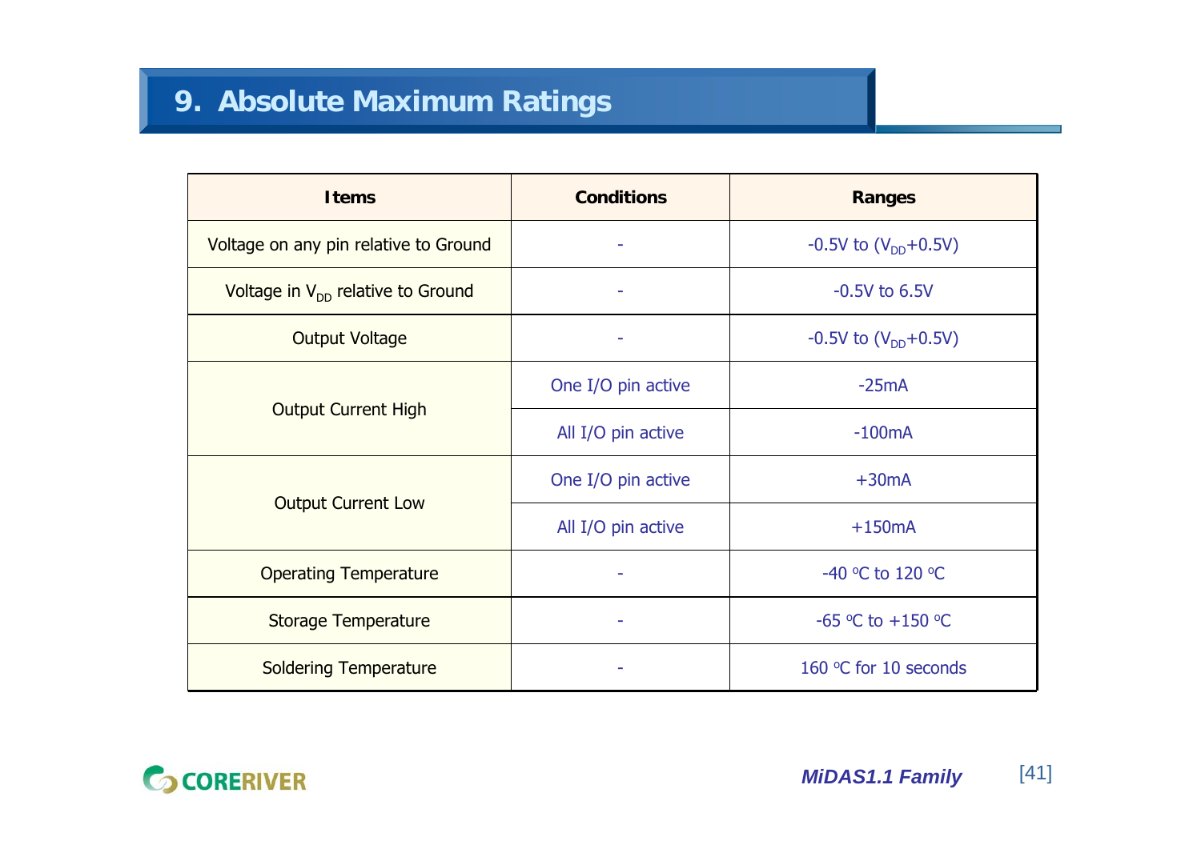# 9. Absolute Maximum Ratings

| Items | Conditions | Ranges |
|---|---|---|
| Voltage on any pin relative to Ground | - | -0.5V to ($V_{DD}$+0.5V) |
| Voltage in $V_{DD}$ relative to Ground | - | -0.5V to 6.5V |
| Output Voltage | - | -0.5V to ($V_{DD}$+0.5V) |
| Output Current High | One I/O pin active | -25mA |
| | All I/O pin active | -100mA |
| Output Current Low | One I/O pin active | +30mA |
| | All I/O pin active | +150mA |
| Operating Temperature | - | -40 °C to 120 °C |
| Storage Temperature | - | -65 °C to +150 °C |
| Soldering Temperature | - | 160 °C for 10 seconds |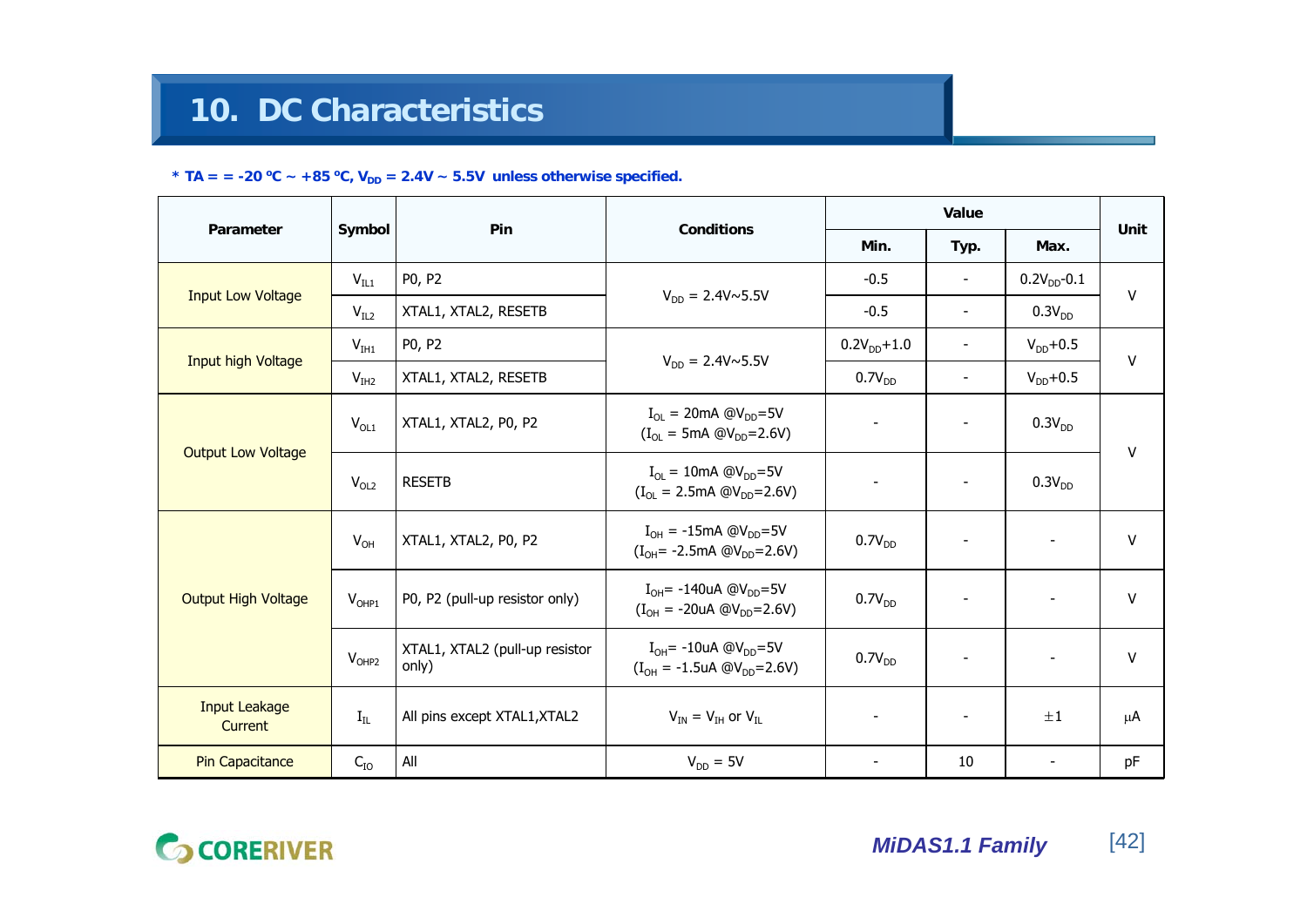# 10. DC Characteristics

**\* TA = = -20 ºC ~ +85 ºC, $V_{DD}$ = 2.4V ~ 5.5V unless otherwise specified.**

| Parameter | Symbol | Pin | Conditions | Value | | | Unit |
|---|---|---|---|---|---|---|---|
| | | | | Min. | Typ. | Max. | |
| Input Low Voltage | $V_{IL1}$ | P0, P2 | $V_{DD}$ = 2.4V~5.5V | -0.5 | - | $0.2V_{DD}$-0.1 | V |
| | $V_{IL2}$ | XTAL1, XTAL2, RESETB | | -0.5 | - | $0.3V_{DD}$ | |
| Input high Voltage | $V_{IH1}$ | P0, P2 | $V_{DD}$ = 2.4V~5.5V | $0.2V_{DD}$+1.0 | - | $V_{DD}$+0.5 | V |
| | $V_{IH2}$ | XTAL1, XTAL2, RESETB | | $0.7V_{DD}$ | - | $V_{DD}$+0.5 | |
| Output Low Voltage | $V_{OL1}$ | XTAL1, XTAL2, P0, P2 | $I_{OL}$ = 20mA @$V_{DD}$=5V ($I_{OL}$ = 5mA @$V_{DD}$=2.6V) | - | - | $0.3V_{DD}$ | V |
| | $V_{OL2}$ | RESETB | $I_{OL}$ = 10mA @$V_{DD}$=5V ($I_{OL}$ = 2.5mA @$V_{DD}$=2.6V) | - | - | $0.3V_{DD}$ | |
| Output High Voltage | $V_{OH}$ | XTAL1, XTAL2, P0, P2 | $I_{OH}$ = -15mA @$V_{DD}$=5V ($I_{OH}$= -2.5mA @$V_{DD}$=2.6V) | $0.7V_{DD}$ | - | - | V |
| | $V_{OHP1}$ | P0, P2 (pull-up resistor only) | $I_{OH}$= -140uA @$V_{DD}$=5V ($I_{OH}$ = -20uA @$V_{DD}$=2.6V) | $0.7V_{DD}$ | - | - | V |
| | $V_{OHP2}$ | XTAL1, XTAL2 (pull-up resistor only) | $I_{OH}$= -10uA @$V_{DD}$=5V ($I_{OH}$ = -1.5uA @$V_{DD}$=2.6V) | $0.7V_{DD}$ | - | - | V |
| Input Leakage Current | $I_{IL}$ | All pins except XTAL1,XTAL2 | $V_{IN}$ = $V_{IH}$ or $V_{IL}$ | - | - | ±1 | μA |
| Pin Capacitance | $C_{IO}$ | All | $V_{DD}$ = 5V | - | 10 | - | pF |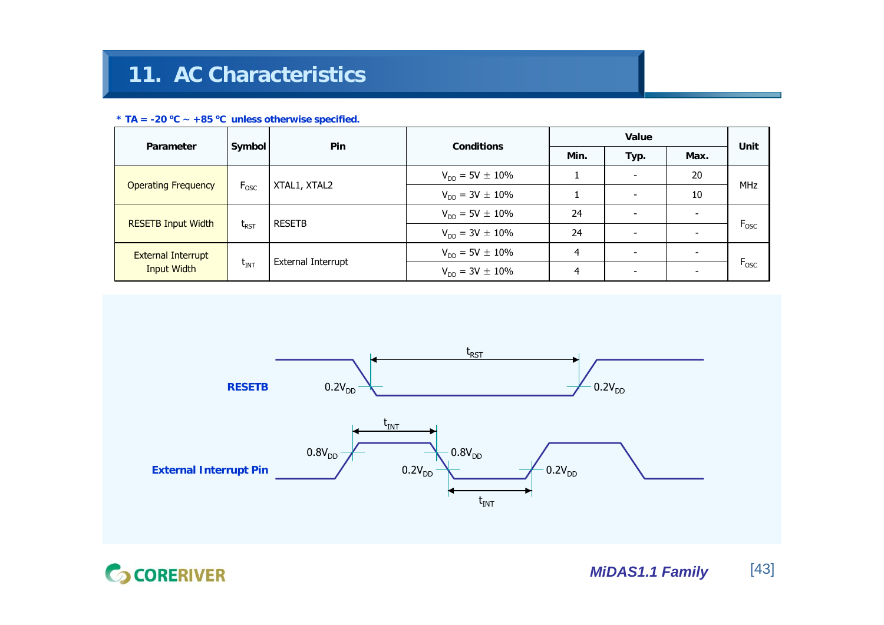# 11. AC Characteristics

**\* TA = -20 ℃ ~ +85 ℃ unless otherwise specified.**

| Parameter | Symbol | Pin | Conditions | Value | | | Unit |
|---|---|---|---|---|---|---|---|
| | | | | Min. | Typ. | Max. | |
| Operating Frequency | $F_{OSC}$ | XTAL1, XTAL2 | $V_{DD}$ = 5V ± 10% | 1 | - | 20 | MHz |
| | | | $V_{DD}$ = 3V ± 10% | 1 | - | 10 | |
| RESETB Input Width | $t_{RST}$ | RESETB | $V_{DD}$ = 5V ± 10% | 24 | - | - | $F_{OSC}$ |
| | | | $V_{DD}$ = 3V ± 10% | 24 | - | - | |
| External Interrupt Input Width | $t_{INT}$ | External Interrupt | $V_{DD}$ = 5V ± 10% | 4 | - | - | $F_{OSC}$ |
| | | | $V_{DD}$ = 3V ± 10% | 4 | - | - | |

RESETB: $0.2V_{DD}$, $t_{RST}$, $0.2V_{DD}$

External Interrupt Pin: $0.8V_{DD}$, $t_{INT}$, $0.8V_{DD}$, $0.2V_{DD}$, $0.2V_{DD}$, $t_{INT}$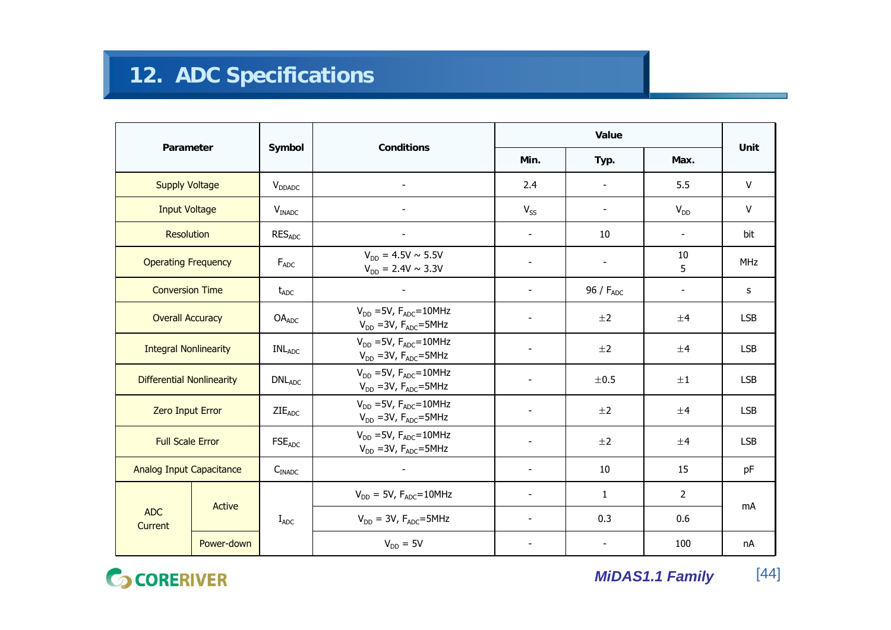# 12. ADC Specifications

| Parameter | | Symbol | Conditions | Value | | | Unit |
|---|---|---|---|---|---|---|---|
| | | | | Min. | Typ. | Max. | |
| Supply Voltage | | $V_{DDADC}$ | - | 2.4 | - | 5.5 | V |
| Input Voltage | | $V_{INADC}$ | - | $V_{SS}$ | - | $V_{DD}$ | V |
| Resolution | | $RES_{ADC}$ | - | - | 10 | - | bit |
| Operating Frequency | | $F_{ADC}$ | $V_{DD}$ = 4.5V ~ 5.5V<br>$V_{DD}$ = 2.4V ~ 3.3V | - | - | 10<br>5 | MHz |
| Conversion Time | | $t_{ADC}$ | - | - | 96 / $F_{ADC}$ | - | s |
| Overall Accuracy | | $OA_{ADC}$ | $V_{DD}$ =5V, $F_{ADC}$=10MHz<br>$V_{DD}$ =3V, $F_{ADC}$=5MHz | - | ±2 | ±4 | LSB |
| Integral Nonlinearity | | $INL_{ADC}$ | $V_{DD}$ =5V, $F_{ADC}$=10MHz<br>$V_{DD}$ =3V, $F_{ADC}$=5MHz | - | ±2 | ±4 | LSB |
| Differential Nonlinearity | | $DNL_{ADC}$ | $V_{DD}$ =5V, $F_{ADC}$=10MHz<br>$V_{DD}$ =3V, $F_{ADC}$=5MHz | - | ±0.5 | ±1 | LSB |
| Zero Input Error | | $ZIE_{ADC}$ | $V_{DD}$ =5V, $F_{ADC}$=10MHz<br>$V_{DD}$ =3V, $F_{ADC}$=5MHz | - | ±2 | ±4 | LSB |
| Full Scale Error | | $FSE_{ADC}$ | $V_{DD}$ =5V, $F_{ADC}$=10MHz<br>$V_{DD}$ =3V, $F_{ADC}$=5MHz | - | ±2 | ±4 | LSB |
| Analog Input Capacitance | | $C_{INADC}$ | - | - | 10 | 15 | pF |
| ADC Current | Active | $I_{ADC}$ | $V_{DD}$ = 5V, $F_{ADC}$=10MHz | - | 1 | 2 | mA |
| | | | $V_{DD}$ = 3V, $F_{ADC}$=5MHz | - | 0.3 | 0.6 | |
| | Power-down | | $V_{DD}$ = 5V | - | - | 100 | nA |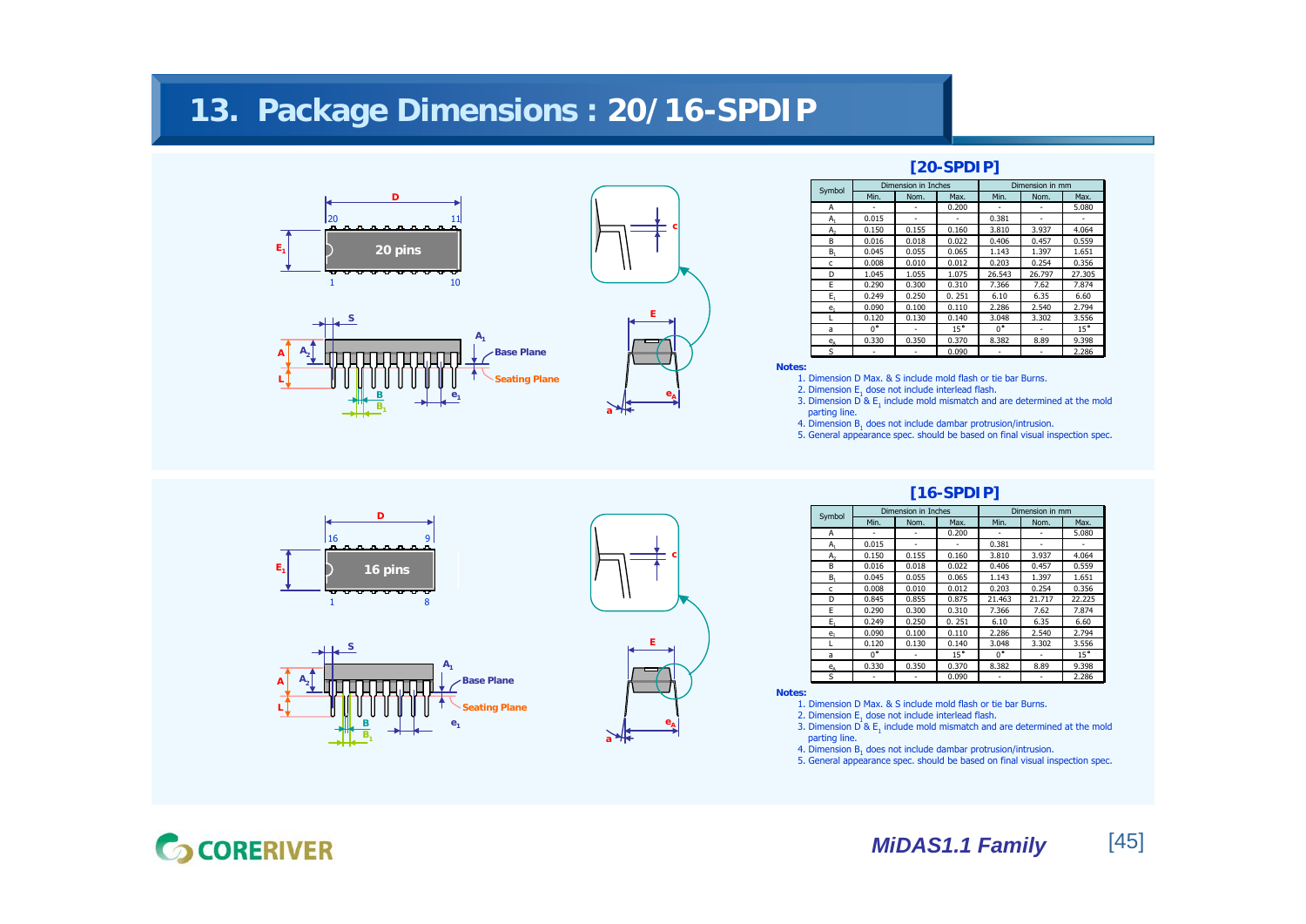# 13. Package Dimensions : 20/16-SPDIP

## [20-SPDIP]

| Symbol | Dimension in Inches | | | Dimension in mm | | |
|---|---|---|---|---|---|---|
| | Min. | Nom. | Max. | Min. | Nom. | Max. |
| A | - | - | 0.200 | - | - | 5.080 |
| $A_1$ | 0.015 | - | - | 0.381 | - | - |
| $A_2$ | 0.150 | 0.155 | 0.160 | 3.810 | 3.937 | 4.064 |
| B | 0.016 | 0.018 | 0.022 | 0.406 | 0.457 | 0.559 |
| $B_1$ | 0.045 | 0.055 | 0.065 | 1.143 | 1.397 | 1.651 |
| c | 0.008 | 0.010 | 0.012 | 0.203 | 0.254 | 0.356 |
| D | 1.045 | 1.055 | 1.075 | 26.543 | 26.797 | 27.305 |
| E | 0.290 | 0.300 | 0.310 | 7.366 | 7.62 | 7.874 |
| $E_1$ | 0.249 | 0.250 | 0. 251 | 6.10 | 6.35 | 6.60 |
| $e_1$ | 0.090 | 0.100 | 0.110 | 2.286 | 2.540 | 2.794 |
| L | 0.120 | 0.130 | 0.140 | 3.048 | 3.302 | 3.556 |
| a | 0° | - | 15° | 0° | - | 15° |
| $e_A$ | 0.330 | 0.350 | 0.370 | 8.382 | 8.89 | 9.398 |
| S | - | - | 0.090 | - | - | 2.286 |

**Notes:**

1. Dimension D Max. & S include mold flash or tie bar Burns.
2. Dimension $E_1$ dose not include interlead flash.
3. Dimension D & $E_1$ include mold mismatch and are determined at the mold parting line.
4. Dimension $B_1$ does not include dambar protrusion/intrusion.
5. General appearance spec. should be based on final visual inspection spec.

## [16-SPDIP]

| Symbol | Dimension in Inches | | | Dimension in mm | | |
|---|---|---|---|---|---|---|
| | Min. | Nom. | Max. | Min. | Nom. | Max. |
| A | - | - | 0.200 | - | - | 5.080 |
| $A_1$ | 0.015 | - | - | 0.381 | - | - |
| $A_2$ | 0.150 | 0.155 | 0.160 | 3.810 | 3.937 | 4.064 |
| B | 0.016 | 0.018 | 0.022 | 0.406 | 0.457 | 0.559 |
| $B_1$ | 0.045 | 0.055 | 0.065 | 1.143 | 1.397 | 1.651 |
| c | 0.008 | 0.010 | 0.012 | 0.203 | 0.254 | 0.356 |
| D | 0.845 | 0.855 | 0.875 | 21.463 | 21.717 | 22.225 |
| E | 0.290 | 0.300 | 0.310 | 7.366 | 7.62 | 7.874 |
| $E_1$ | 0.249 | 0.250 | 0. 251 | 6.10 | 6.35 | 6.60 |
| $e_1$ | 0.090 | 0.100 | 0.110 | 2.286 | 2.540 | 2.794 |
| L | 0.120 | 0.130 | 0.140 | 3.048 | 3.302 | 3.556 |
| a | 0° | - | 15° | 0° | - | 15° |
| $e_A$ | 0.330 | 0.350 | 0.370 | 8.382 | 8.89 | 9.398 |
| S | - | - | 0.090 | - | - | 2.286 |

**Notes:**

1. Dimension D Max. & S include mold flash or tie bar Burns.
2. Dimension $E_1$ dose not include interlead flash.
3. Dimension D & $E_1$ include mold mismatch and are determined at the mold parting line.
4. Dimension $B_1$ does not include dambar protrusion/intrusion.
5. General appearance spec. should be based on final visual inspection spec.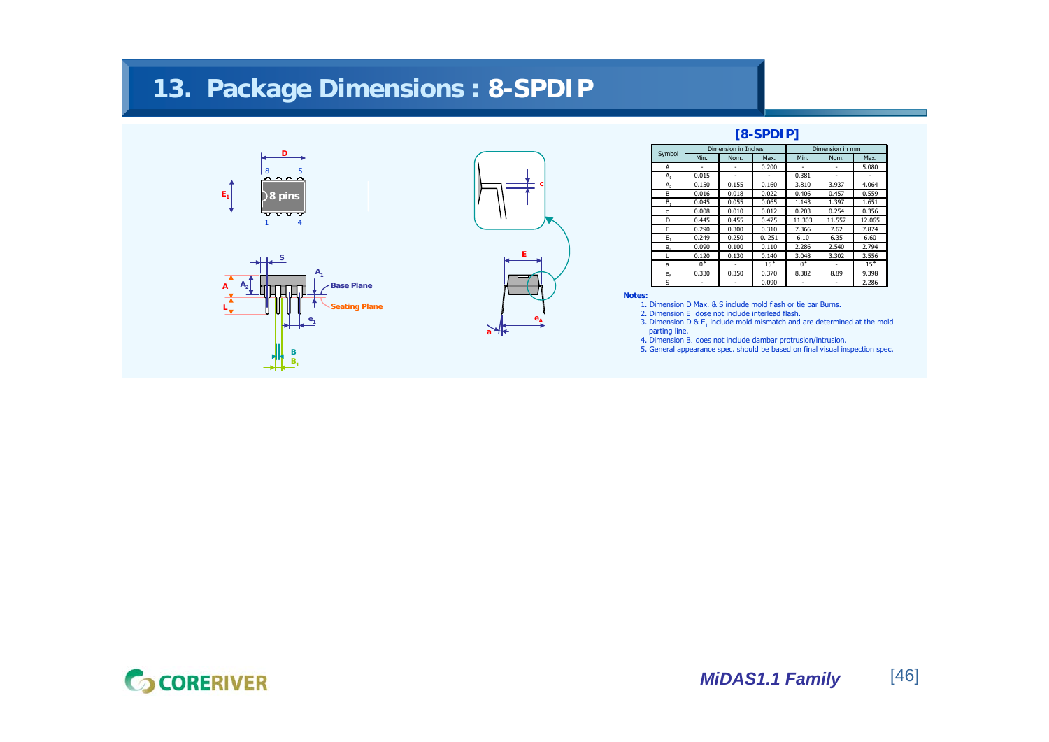# 13. Package Dimensions : 8-SPDIP

## [8-SPDIP]

| Symbol | Dimension in Inches | | | Dimension in mm | | |
|---|---|---|---|---|---|---|
| | Min. | Nom. | Max. | Min. | Nom. | Max. |
| A | - | - | 0.200 | - | - | 5.080 |
| $A_1$ | 0.015 | - | - | 0.381 | - | - |
| $A_2$ | 0.150 | 0.155 | 0.160 | 3.810 | 3.937 | 4.064 |
| B | 0.016 | 0.018 | 0.022 | 0.406 | 0.457 | 0.559 |
| $B_1$ | 0.045 | 0.055 | 0.065 | 1.143 | 1.397 | 1.651 |
| c | 0.008 | 0.010 | 0.012 | 0.203 | 0.254 | 0.356 |
| D | 0.445 | 0.455 | 0.475 | 11.303 | 11.557 | 12.065 |
| E | 0.290 | 0.300 | 0.310 | 7.366 | 7.62 | 7.874 |
| $E_1$ | 0.249 | 0.250 | 0. 251 | 6.10 | 6.35 | 6.60 |
| $e_1$ | 0.090 | 0.100 | 0.110 | 2.286 | 2.540 | 2.794 |
| L | 0.120 | 0.130 | 0.140 | 3.048 | 3.302 | 3.556 |
| a | 0° | - | 15° | 0° | - | 15° |
| $e_A$ | 0.330 | 0.350 | 0.370 | 8.382 | 8.89 | 9.398 |
| S | - | - | 0.090 | - | - | 2.286 |

**Notes:**

1. Dimension D Max. & S include mold flash or tie bar Burns.
2. Dimension $E_1$ dose not include interlead flash.
3. Dimension D & $E_1$ include mold mismatch and are determined at the mold parting line.
4. Dimension $B_1$ does not include dambar protrusion/intrusion.
5. General appearance spec. should be based on final visual inspection spec.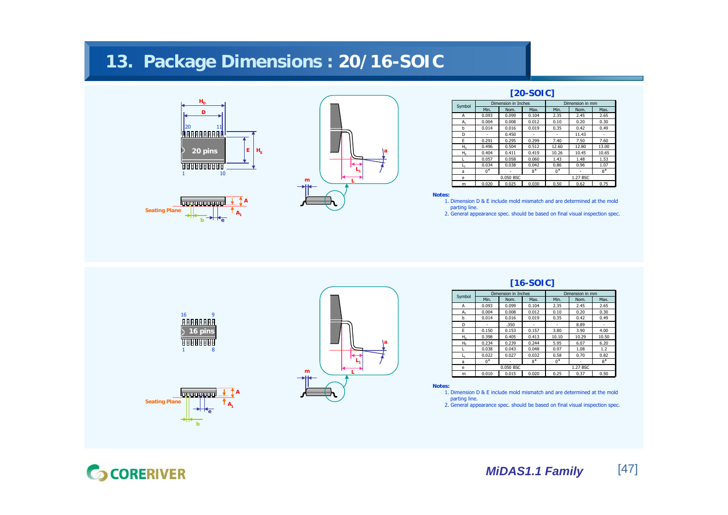# 13. Package Dimensions : 20/16-SOIC

## [20-SOIC]

| Symbol | Dimension in Inches | | | Dimension in mm | | |
|---|---|---|---|---|---|---|
| | Min. | Nom. | Max. | Min. | Nom. | Max. |
| A | 0.093 | 0.099 | 0.104 | 2.35 | 2.45 | 2.65 |
| $A_1$ | 0.004 | 0.008 | 0.012 | 0.10 | 0.20 | 0.30 |
| b | 0.014 | 0.016 | 0.019 | 0.35 | 0.42 | 0.49 |
| D | - | 0.450 | - | - | 11.43 | - |
| E | 0.291 | 0.295 | 0.299 | 7.40 | 7.50 | 7.60 |
| $H_D$ | 0.496 | 0.504 | 0.512 | 12.60 | 12.80 | 13.00 |
| $H_E$ | 0.404 | 0.411 | 0.419 | 10.26 | 10.45 | 10.65 |
| L | 0.057 | 0.058 | 0.060 | 1.43 | 1.48 | 1.53 |
| $L_1$ | 0.034 | 0.038 | 0.042 | 0.86 | 0.96 | 1.07 |
| a | 0° | - | 8° | 0° | - | 8° |
| e | | 0.050 BSC | | | 1.27 BSC | |
| m | 0.020 | 0.025 | 0.030 | 0.50 | 0.62 | 0.75 |

**Notes:**

1. Dimension D & E include mold mismatch and are determined at the mold parting line.
2. General appearance spec. should be based on final visual inspection spec.

## [16-SOIC]

| Symbol | Dimension in Inches | | | Dimension in mm | | |
|---|---|---|---|---|---|---|
| | Min. | Nom. | Max. | Min. | Nom. | Max. |
| A | 0.093 | 0.099 | 0.104 | 2.35 | 2.45 | 2.65 |
| $A_1$ | 0.004 | 0.008 | 0.012 | 0.10 | 0.20 | 0.30 |
| b | 0.014 | 0.016 | 0.019 | 0.35 | 0.42 | 0.49 |
| D | - | .350 | - | - | 8.89 | - |
| E | 0.150 | 0.153 | 0.157 | 3.80 | 3.90 | 4.00 |
| $H_D$ | 0.398 | 0.405 | 0.413 | 10.10 | 10.29 | 10.50 |
| $H_E$ | 0.234 | 0.239 | 0.244 | 5.95 | 6.07 | 6.20 |
| L | 0.038 | 0.043 | 0.048 | 0.97 | 1.08 | 1.2 |
| $L_1$ | 0.022 | 0.027 | 0.032 | 0.58 | 0.70 | 0.82 |
| a | 0° | - | 8° | 0° | - | 8° |
| e | | 0.050 BSC | | | 1.27 BSC | |
| m | 0.010 | 0.015 | 0.020 | 0.25 | 0.37 | 0.50 |

**Notes:**

1. Dimension D & E include mold mismatch and are determined at the mold parting line.
2. General appearance spec. should be based on final visual inspection spec.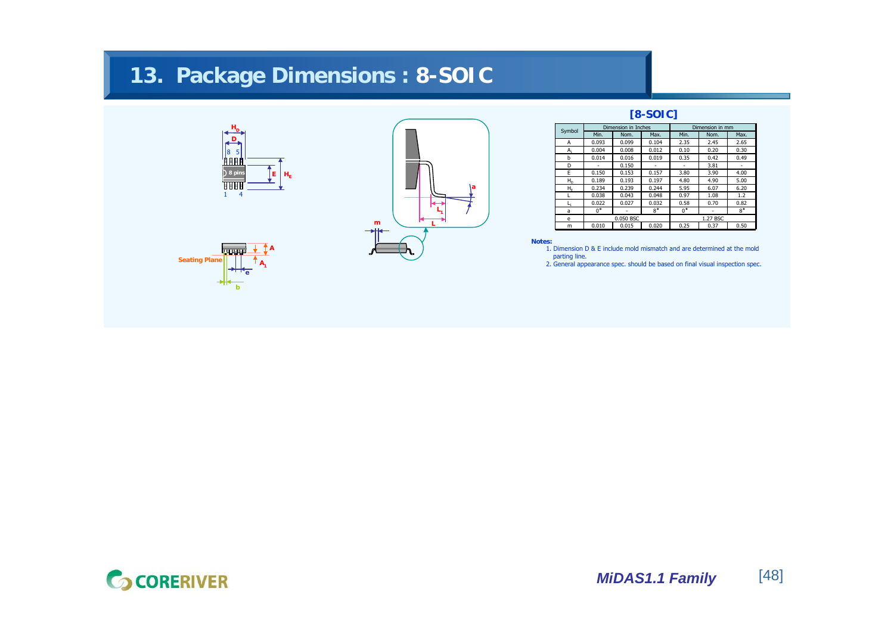# 13. Package Dimensions : 8-SOIC

## [8-SOIC]

| Symbol | Dimension in Inches | | | Dimension in mm | | |
|---|---|---|---|---|---|---|
| | Min. | Nom. | Max. | Min. | Nom. | Max. |
| A | 0.093 | 0.099 | 0.104 | 2.35 | 2.45 | 2.65 |
| $A_1$ | 0.004 | 0.008 | 0.012 | 0.10 | 0.20 | 0.30 |
| b | 0.014 | 0.016 | 0.019 | 0.35 | 0.42 | 0.49 |
| D | - | 0.150 | - | - | 3.81 | - |
| E | 0.150 | 0.153 | 0.157 | 3.80 | 3.90 | 4.00 |
| $H_D$ | 0.189 | 0.193 | 0.197 | 4.80 | 4.90 | 5.00 |
| $H_E$ | 0.234 | 0.239 | 0.244 | 5.95 | 6.07 | 6.20 |
| L | 0.038 | 0.043 | 0.048 | 0.97 | 1.08 | 1.2 |
| $L_1$ | 0.022 | 0.027 | 0.032 | 0.58 | 0.70 | 0.82 |
| a | 0° | - | 8° | 0° | - | 8° |
| e | | 0.050 BSC | | | 1.27 BSC | |
| m | 0.010 | 0.015 | 0.020 | 0.25 | 0.37 | 0.50 |

**Notes:**

1. Dimension D & E include mold mismatch and are determined at the mold parting line.
2. General appearance spec. should be based on final visual inspection spec.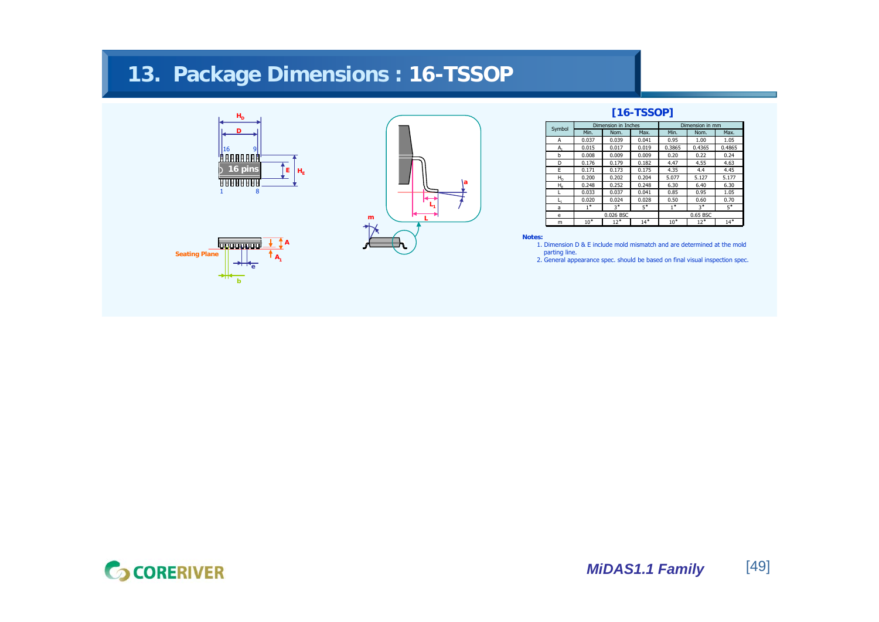# 13. Package Dimensions : 16-TSSOP

## [16-TSSOP]

| Symbol | Dimension in Inches | | | Dimension in mm | | |
|---|---|---|---|---|---|---|
| | Min. | Nom. | Max. | Min. | Nom. | Max. |
| A | 0.037 | 0.039 | 0.041 | 0.95 | 1.00 | 1.05 |
| $A_1$ | 0.015 | 0.017 | 0.019 | 0.3865 | 0.4365 | 0.4865 |
| b | 0.008 | 0.009 | 0.009 | 0.20 | 0.22 | 0.24 |
| D | 0.176 | 0.179 | 0.182 | 4.47 | 4.55 | 4.63 |
| E | 0.171 | 0.173 | 0.175 | 4.35 | 4.4 | 4.45 |
| $H_D$ | 0.200 | 0.202 | 0.204 | 5.077 | 5.127 | 5.177 |
| $H_E$ | 0.248 | 0.252 | 0.248 | 6.30 | 6.40 | 6.30 |
| L | 0.033 | 0.037 | 0.041 | 0.85 | 0.95 | 1.05 |
| $L_1$ | 0.020 | 0.024 | 0.028 | 0.50 | 0.60 | 0.70 |
| a | 1° | 3° | 5° | 1° | 3° | 5° |
| e | | 0.026 BSC | | | 0.65 BSC | |
| m | 10° | 12° | 14° | 10° | 12° | 14° |

**Notes:**

1. Dimension D & E include mold mismatch and are determined at the mold parting line.
2. General appearance spec. should be based on final visual inspection spec.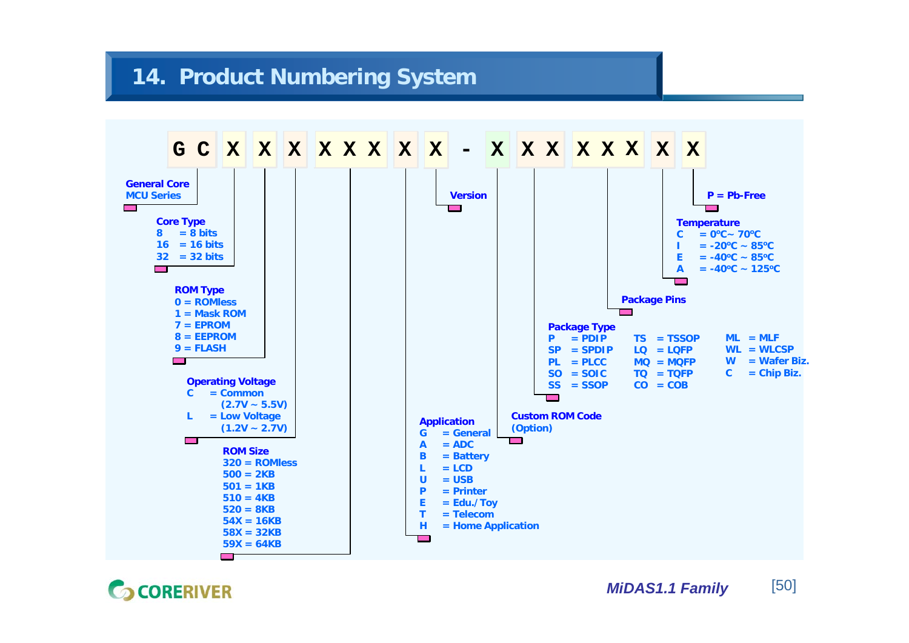# 14. Product Numbering System

**GC X X X XXX X X - X XX XXX X X**

**General Core MCU Series** (GC)

**Core Type**
- 8 = 8 bits
- 16 = 16 bits
- 32 = 32 bits

**ROM Type**
- 0 = ROMless
- 1 = Mask ROM
- 7 = EPROM
- 8 = EEPROM
- 9 = FLASH

**Operating Voltage**
- C = Common (2.7V ~ 5.5V)
- L = Low Voltage (1.2V ~ 2.7V)

**ROM Size**
- 320 = ROMless
- 500 = 2KB
- 501 = 1KB
- 510 = 4KB
- 520 = 8KB
- 54X = 16KB
- 58X = 32KB
- 59X = 64KB

**Application**
- G = General
- A = ADC
- B = Battery
- L = LCD
- U = USB
- P = Printer
- E = Edu./ Toy
- T = Telecom
- H = Home Application

**Version**

**Custom ROM Code** (Option)

**Package Type**

| | | | | | |
|---|---|---|---|---|---|
| P | = PDIP | TS | = TSSOP | ML | = MLF |
| SP | = SPDIP | LQ | = LQFP | WL | = WLCSP |
| PL | = PLCC | MQ | = MQFP | W | = Wafer Biz. |
| SO | = SOIC | TQ | = TQFP | C | = Chip Biz. |
| SS | = SSOP | CO | = COB | | |

**Package Pins**

**Temperature**
- C = 0ºC ~ 70ºC
- I = -20ºC ~ 85ºC
- E = -40ºC ~ 85ºC
- A = -40ºC ~ 125ºC

**P = Pb-Free**

CORERIVER

*MiDAS1.1 Family*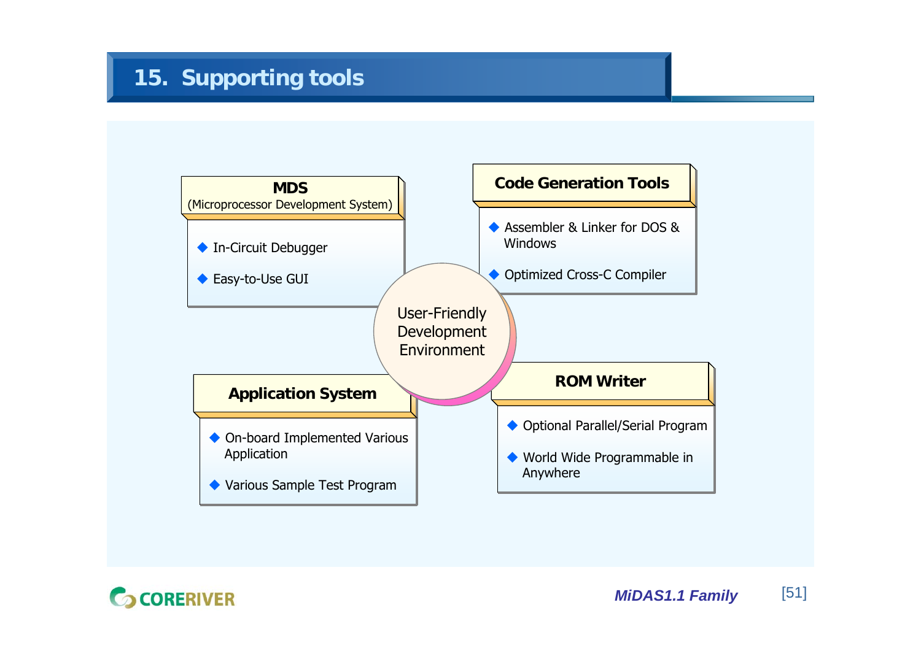# 15. Supporting tools

**User-Friendly Development Environment**

### MDS
(Microprocessor Development System)

- In-Circuit Debugger
- Easy-to-Use GUI

### Code Generation Tools

- Assembler & Linker for DOS & Windows
- Optimized Cross-C Compiler

### Application System

- On-board Implemented Various Application
- Various Sample Test Program

### ROM Writer

- Optional Parallel/Serial Program
- World Wide Programmable in Anywhere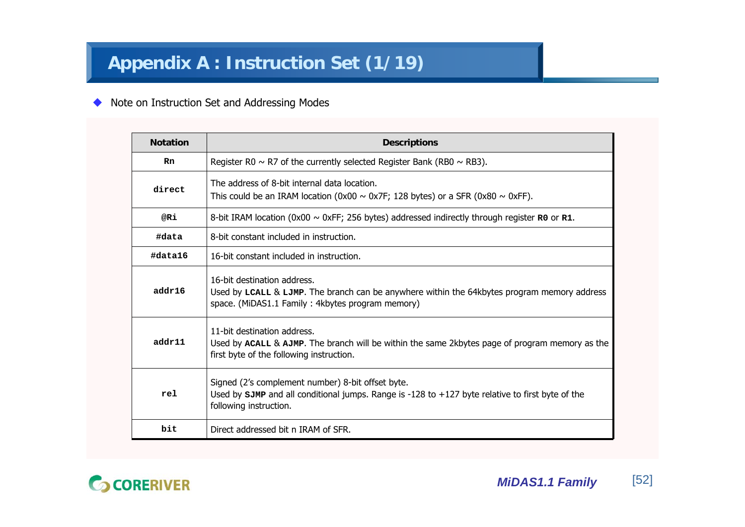# Appendix A : Instruction Set (1/19)

- Note on Instruction Set and Addressing Modes

| Notation | Descriptions |
|---|---|
| **Rn** | Register R0 ~ R7 of the currently selected Register Bank (RB0 ~ RB3). |
| **direct** | The address of 8-bit internal data location.<br>This could be an IRAM location (0x00 ~ 0x7F; 128 bytes) or a SFR (0x80 ~ 0xFF). |
| **@Ri** | 8-bit IRAM location (0x00 ~ 0xFF; 256 bytes) addressed indirectly through register **R0** or **R1**. |
| **#data** | 8-bit constant included in instruction. |
| **#data16** | 16-bit constant included in instruction. |
| **addr16** | 16-bit destination address.<br>Used by **LCALL** & **LJMP**. The branch can be anywhere within the 64kbytes program memory address space. (MiDAS1.1 Family : 4kbytes program memory) |
| **addr11** | 11-bit destination address.<br>Used by **ACALL** & **AJMP**. The branch will be within the same 2kbytes page of program memory as the first byte of the following instruction. |
| **rel** | Signed (2's complement number) 8-bit offset byte.<br>Used by **SJMP** and all conditional jumps. Range is -128 to +127 byte relative to first byte of the following instruction. |
| **bit** | Direct addressed bit n IRAM of SFR. |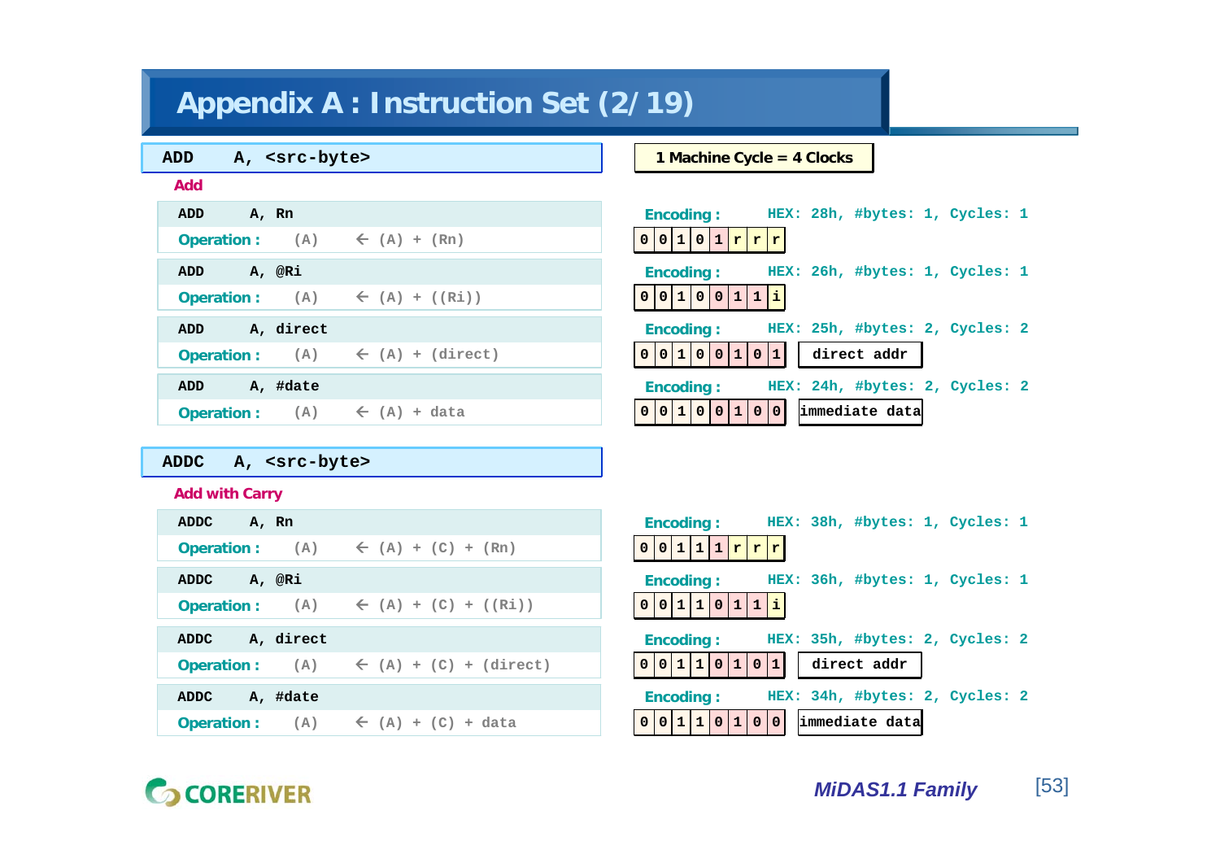# Appendix A : Instruction Set (2/19)

**1 Machine Cycle = 4 Clocks**

## ADD A, <src-byte>

**Add**

| Instruction | Operation | Encoding | HEX | #bytes | Cycles |
|---|---|---|---|---|---|
| ADD A, Rn | (A) ← (A) + (Rn) | 0 0 1 0 1 r r r | 28h | 1 | 1 |
| ADD A, @Ri | (A) ← (A) + ((Ri)) | 0 0 1 0 0 1 1 i | 26h | 1 | 1 |
| ADD A, direct | (A) ← (A) + (direct) | 0 0 1 0 0 1 0 1, direct addr | 25h | 2 | 2 |
| ADD A, #date | (A) ← (A) + data | 0 0 1 0 0 1 0 0, immediate data | 24h | 2 | 2 |

## ADDC A, <src-byte>

**Add with Carry**

| Instruction | Operation | Encoding | HEX | #bytes | Cycles |
|---|---|---|---|---|---|
| ADDC A, Rn | (A) ← (A) + (C) + (Rn) | 0 0 1 1 1 r r r | 38h | 1 | 1 |
| ADDC A, @Ri | (A) ← (A) + (C) + ((Ri)) | 0 0 1 1 0 1 1 i | 36h | 1 | 1 |
| ADDC A, direct | (A) ← (A) + (C) + (direct) | 0 0 1 1 0 1 0 1, direct addr | 35h | 2 | 2 |
| ADDC A, #date | (A) ← (A) + (C) + data | 0 0 1 1 0 1 0 0, immediate data | 34h | 2 | 2 |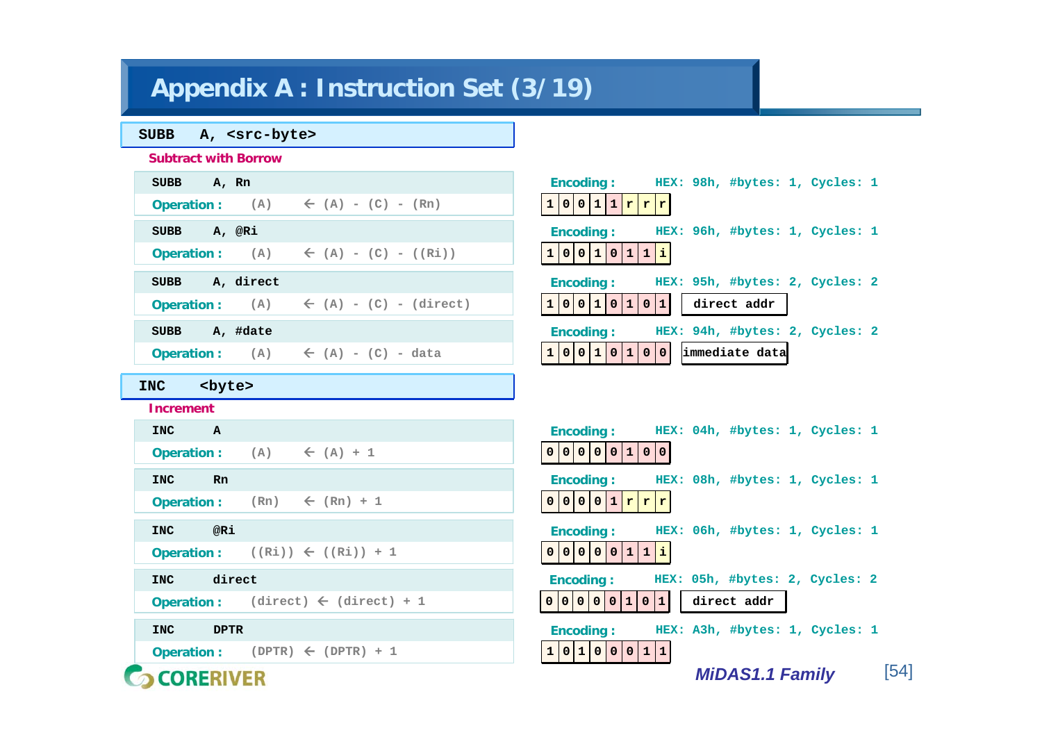# Appendix A : Instruction Set (3/19)

## SUBB A, <src-byte>

**Subtract with Borrow**

**SUBB A, Rn**

Operation : (A) ← (A) - (C) - (Rn)

Encoding : HEX: 98h, #bytes: 1, Cycles: 1

| 1 | 0 | 0 | 1 | 1 | r | r | r |
|---|---|---|---|---|---|---|---|

**SUBB A, @Ri**

Operation : (A) ← (A) - (C) - ((Ri))

Encoding : HEX: 96h, #bytes: 1, Cycles: 1

| 1 | 0 | 0 | 1 | 0 | 1 | 1 | i |
|---|---|---|---|---|---|---|---|

**SUBB A, direct**

Operation : (A) ← (A) - (C) - (direct)

Encoding : HEX: 95h, #bytes: 2, Cycles: 2

| 1 | 0 | 0 | 1 | 0 | 1 | 0 | 1 | direct addr |
|---|---|---|---|---|---|---|---|---|

**SUBB A, #date**

Operation : (A) ← (A) - (C) - data

Encoding : HEX: 94h, #bytes: 2, Cycles: 2

| 1 | 0 | 0 | 1 | 0 | 1 | 0 | 0 | immediate data |
|---|---|---|---|---|---|---|---|---|

## INC <byte>

**Increment**

**INC A**

Operation : (A) ← (A) + 1

Encoding : HEX: 04h, #bytes: 1, Cycles: 1

| 0 | 0 | 0 | 0 | 0 | 1 | 0 | 0 |
|---|---|---|---|---|---|---|---|

**INC Rn**

Operation : (Rn) ← (Rn) + 1

Encoding : HEX: 08h, #bytes: 1, Cycles: 1

| 0 | 0 | 0 | 0 | 1 | r | r | r |
|---|---|---|---|---|---|---|---|

**INC @Ri**

Operation : ((Ri)) ← ((Ri)) + 1

Encoding : HEX: 06h, #bytes: 1, Cycles: 1

| 0 | 0 | 0 | 0 | 0 | 1 | 1 | i |
|---|---|---|---|---|---|---|---|

**INC direct**

Operation : (direct) ← (direct) + 1

Encoding : HEX: 05h, #bytes: 2, Cycles: 2

| 0 | 0 | 0 | 0 | 0 | 1 | 0 | 1 | direct addr |
|---|---|---|---|---|---|---|---|---|

**INC DPTR**

Operation : (DPTR) ← (DPTR) + 1

Encoding : HEX: A3h, #bytes: 1, Cycles: 1

| 1 | 0 | 1 | 0 | 0 | 0 | 1 | 1 |
|---|---|---|---|---|---|---|---|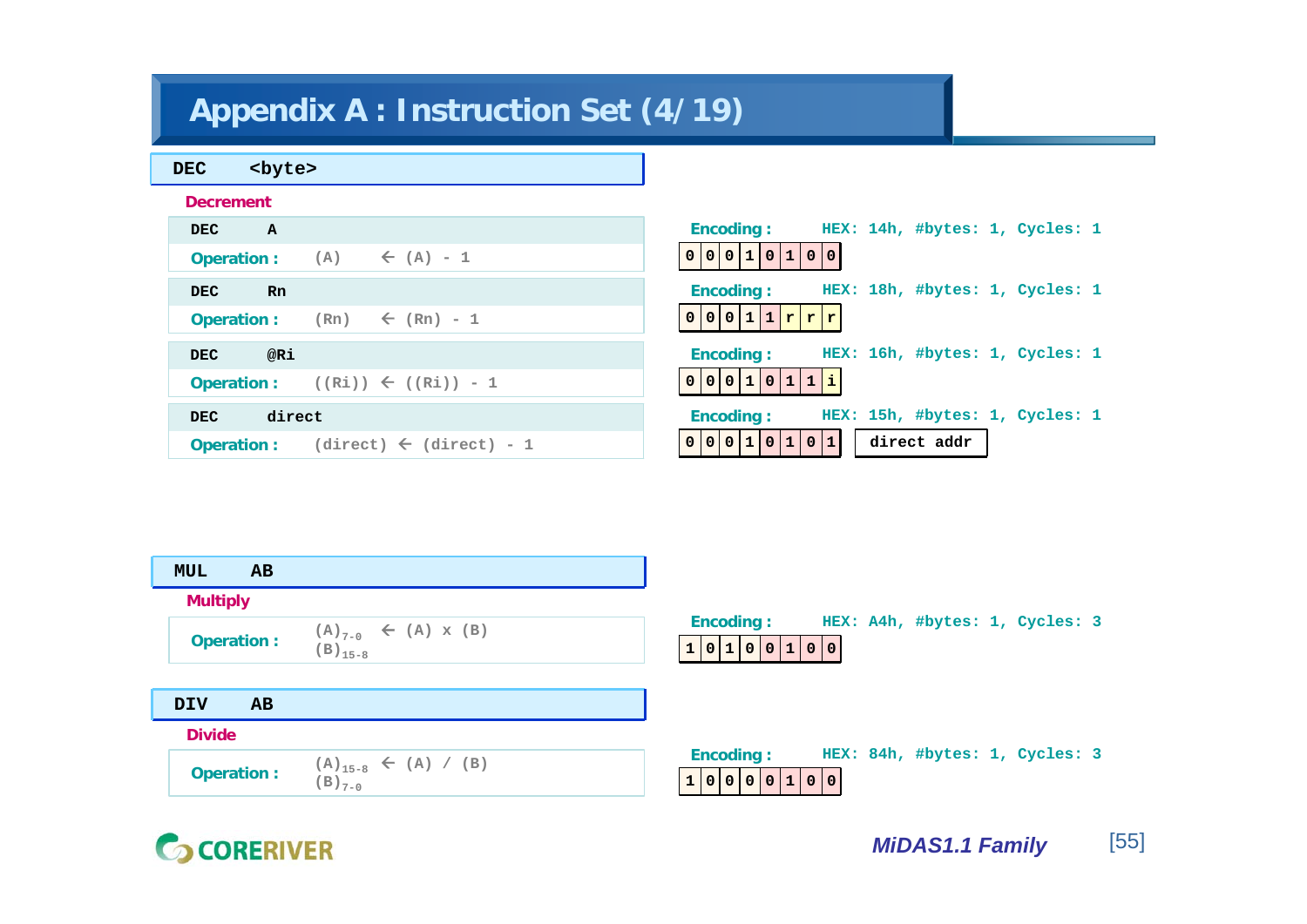# Appendix A : Instruction Set (4/19)

## DEC &lt;byte&gt;

**Decrement**

**DEC A**

**Operation :** (A) ← (A) - 1

**Encoding :** HEX: 14h, #bytes: 1, Cycles: 1

| 0 | 0 | 0 | 1 | 0 | 1 | 0 | 0 |
|---|---|---|---|---|---|---|---|

**DEC Rn**

**Operation :** (Rn) ← (Rn) - 1

**Encoding :** HEX: 18h, #bytes: 1, Cycles: 1

| 0 | 0 | 0 | 1 | 1 | r | r | r |
|---|---|---|---|---|---|---|---|

**DEC @Ri**

**Operation :** ((Ri)) ← ((Ri)) - 1

**Encoding :** HEX: 16h, #bytes: 1, Cycles: 1

| 0 | 0 | 0 | 1 | 0 | 1 | 1 | i |
|---|---|---|---|---|---|---|---|

**DEC direct**

**Operation :** (direct) ← (direct) - 1

**Encoding :** HEX: 15h, #bytes: 1, Cycles: 1

| 0 | 0 | 0 | 1 | 0 | 1 | 0 | 1 | direct addr |
|---|---|---|---|---|---|---|---|---|

## MUL AB

**Multiply**

**Operation :** $(A)_{7-0}$ $(B)_{15-8}$ ← (A) x (B)

**Encoding :** HEX: A4h, #bytes: 1, Cycles: 3

| 1 | 0 | 1 | 0 | 0 | 1 | 0 | 0 |
|---|---|---|---|---|---|---|---|

## DIV AB

**Divide**

**Operation :** $(A)_{15-8}$ $(B)_{7-0}$ ← (A) / (B)

**Encoding :** HEX: 84h, #bytes: 1, Cycles: 3

| 1 | 0 | 0 | 0 | 0 | 1 | 0 | 0 |
|---|---|---|---|---|---|---|---|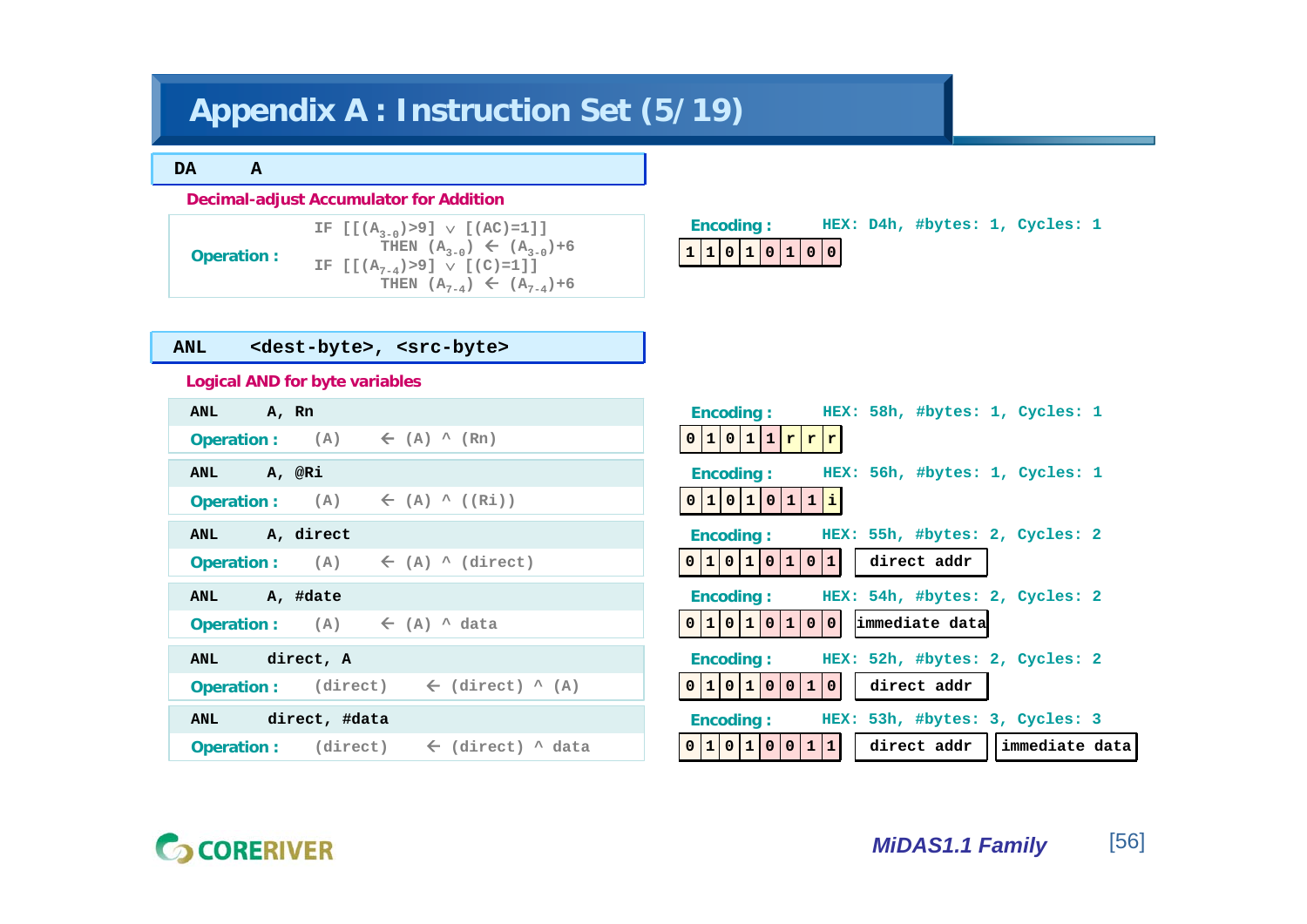# Appendix A : Instruction Set (5/19)

## DA A

**Decimal-adjust Accumulator for Addition**

**Operation :**

```
IF [[(A3-0)>9] ∨ [(AC)=1]]
      THEN (A3-0) ← (A3-0)+6
IF [[(A7-4)>9] ∨ [(C)=1]]
      THEN (A7-4) ← (A7-4)+6
```

**Encoding :** HEX: D4h, #bytes: 1, Cycles: 1

| 1 | 1 | 0 | 1 | 0 | 1 | 0 | 0 |
|---|---|---|---|---|---|---|---|

## ANL <dest-byte>, <src-byte>

**Logical AND for byte variables**

### ANL A, Rn

**Operation :** (A) ← (A) ^ (Rn)

**Encoding :** HEX: 58h, #bytes: 1, Cycles: 1

| 0 | 1 | 0 | 1 | 1 | r | r | r |
|---|---|---|---|---|---|---|---|

### ANL A, @Ri

**Operation :** (A) ← (A) ^ ((Ri))

**Encoding :** HEX: 56h, #bytes: 1, Cycles: 1

| 0 | 1 | 0 | 1 | 0 | 1 | 1 | i |
|---|---|---|---|---|---|---|---|

### ANL A, direct

**Operation :** (A) ← (A) ^ (direct)

**Encoding :** HEX: 55h, #bytes: 2, Cycles: 2

| 0 | 1 | 0 | 1 | 0 | 1 | 0 | 1 | direct addr |
|---|---|---|---|---|---|---|---|---|

### ANL A, #date

**Operation :** (A) ← (A) ^ data

**Encoding :** HEX: 54h, #bytes: 2, Cycles: 2

| 0 | 1 | 0 | 1 | 0 | 1 | 0 | 0 | immediate data |
|---|---|---|---|---|---|---|---|---|

### ANL direct, A

**Operation :** (direct) ← (direct) ^ (A)

**Encoding :** HEX: 52h, #bytes: 2, Cycles: 2

| 0 | 1 | 0 | 1 | 0 | 0 | 1 | 0 | direct addr |
|---|---|---|---|---|---|---|---|---|

### ANL direct, #data

**Operation :** (direct) ← (direct) ^ data

**Encoding :** HEX: 53h, #bytes: 3, Cycles: 3

| 0 | 1 | 0 | 1 | 0 | 0 | 1 | 1 | direct addr | immediate data |
|---|---|---|---|---|---|---|---|---|---|

*MiDAS1.1 Family*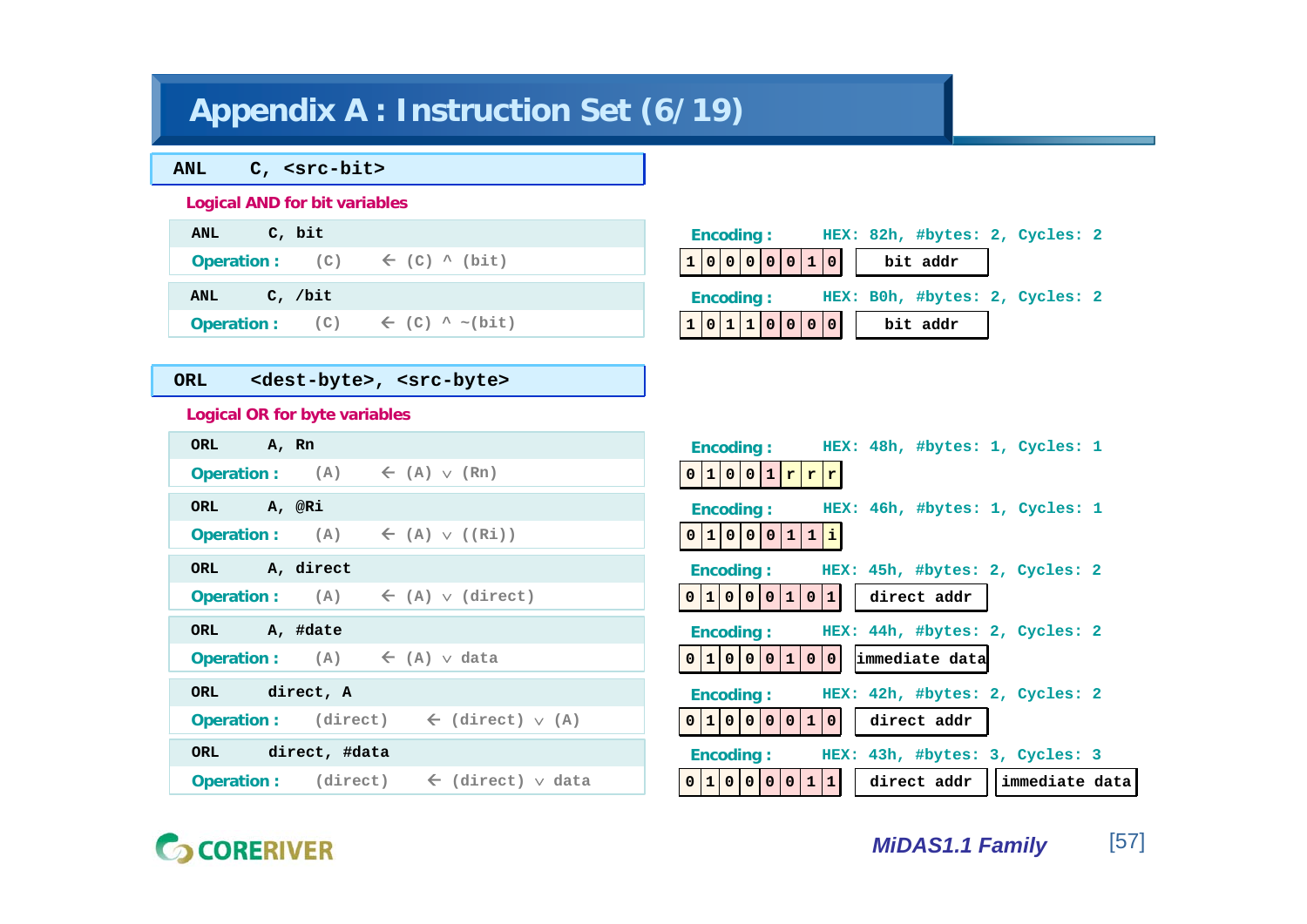# Appendix A : Instruction Set (6/19)

## ANL C, <src-bit>

**Logical AND for bit variables**

| Instruction | Operation | Encoding |
|---|---|---|
| ANL C, bit | (C) ← (C) ^ (bit) | HEX: 82h, #bytes: 2, Cycles: 2<br>1 0 0 0 0 0 1 0 \| bit addr |
| ANL C, /bit | (C) ← (C) ^ ~(bit) | HEX: B0h, #bytes: 2, Cycles: 2<br>1 0 1 1 0 0 0 0 \| bit addr |

## ORL <dest-byte>, <src-byte>

**Logical OR for byte variables**

| Instruction | Operation | Encoding |
|---|---|---|
| ORL A, Rn | (A) ← (A) ∨ (Rn) | HEX: 48h, #bytes: 1, Cycles: 1<br>0 1 0 0 1 r r r |
| ORL A, @Ri | (A) ← (A) ∨ ((Ri)) | HEX: 46h, #bytes: 1, Cycles: 1<br>0 1 0 0 0 1 1 i |
| ORL A, direct | (A) ← (A) ∨ (direct) | HEX: 45h, #bytes: 2, Cycles: 2<br>0 1 0 0 0 1 0 1 \| direct addr |
| ORL A, #date | (A) ← (A) ∨ data | HEX: 44h, #bytes: 2, Cycles: 2<br>0 1 0 0 0 1 0 0 \| immediate data |
| ORL direct, A | (direct) ← (direct) ∨ (A) | HEX: 42h, #bytes: 2, Cycles: 2<br>0 1 0 0 0 0 1 0 \| direct addr |
| ORL direct, #data | (direct) ← (direct) ∨ data | HEX: 43h, #bytes: 3, Cycles: 3<br>0 1 0 0 0 0 1 1 \| direct addr \| immediate data |

CORERIVER — *MiDAS1.1 Family*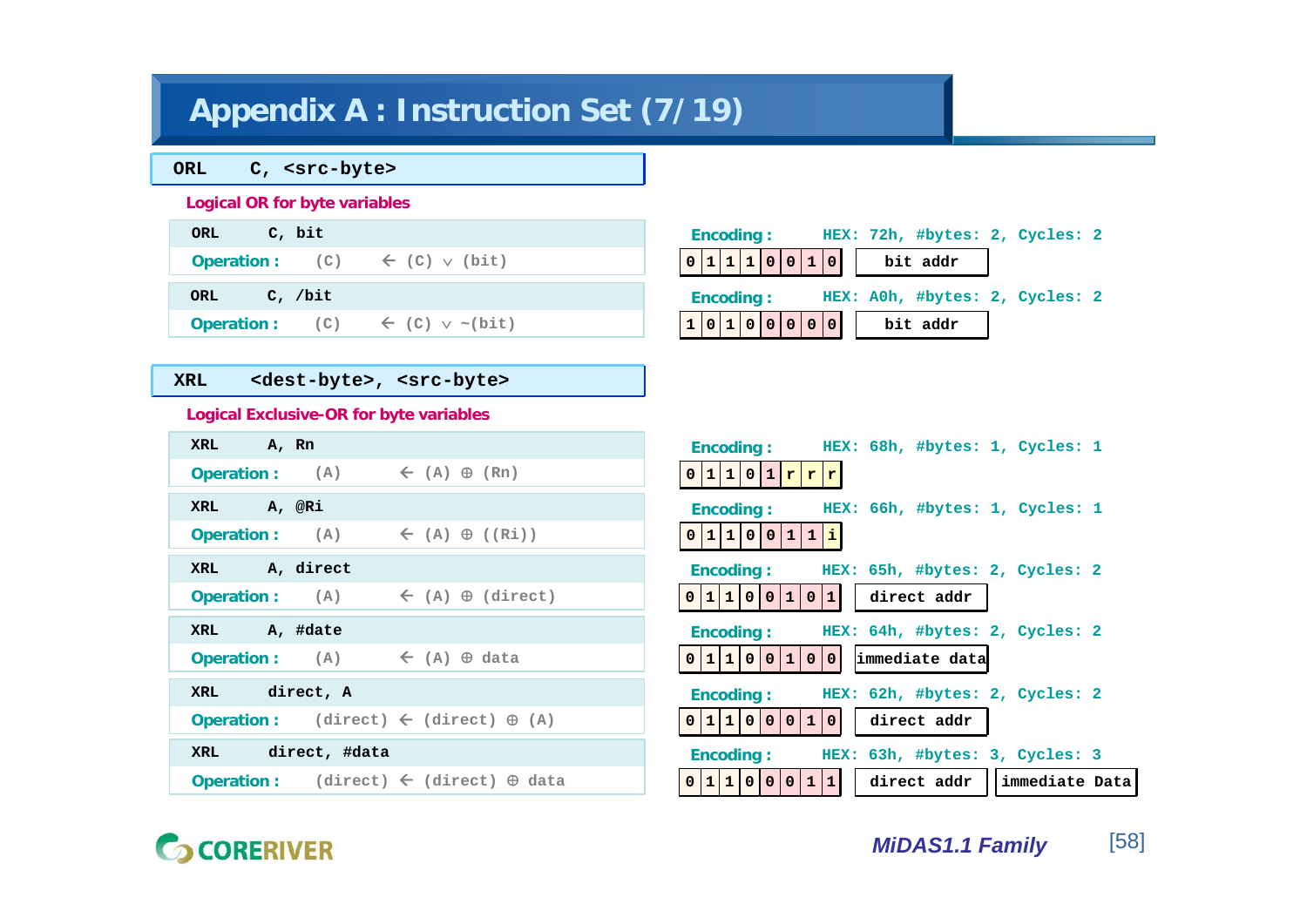# Appendix A : Instruction Set (7/19)

## ORL C, <src-byte>

**Logical OR for byte variables**

| Instruction | Operation | Encoding |
|---|---|---|
| ORL C, bit | (C) ← (C) ∨ (bit) | HEX: 72h, #bytes: 2, Cycles: 2<br>0 1 1 1 0 0 1 0 \| bit addr |
| ORL C, /bit | (C) ← (C) ∨ ~(bit) | HEX: A0h, #bytes: 2, Cycles: 2<br>1 0 1 0 0 0 0 0 \| bit addr |

## XRL <dest-byte>, <src-byte>

**Logical Exclusive-OR for byte variables**

| Instruction | Operation | Encoding |
|---|---|---|
| XRL A, Rn | (A) ← (A) ⊕ (Rn) | HEX: 68h, #bytes: 1, Cycles: 1<br>0 1 1 0 1 r r r |
| XRL A, @Ri | (A) ← (A) ⊕ ((Ri)) | HEX: 66h, #bytes: 1, Cycles: 1<br>0 1 1 0 0 1 1 i |
| XRL A, direct | (A) ← (A) ⊕ (direct) | HEX: 65h, #bytes: 2, Cycles: 2<br>0 1 1 0 0 1 0 1 \| direct addr |
| XRL A, #date | (A) ← (A) ⊕ data | HEX: 64h, #bytes: 2, Cycles: 2<br>0 1 1 0 0 1 0 0 \| immediate data |
| XRL direct, A | (direct) ← (direct) ⊕ (A) | HEX: 62h, #bytes: 2, Cycles: 2<br>0 1 1 0 0 0 1 0 \| direct addr |
| XRL direct, #data | (direct) ← (direct) ⊕ data | HEX: 63h, #bytes: 3, Cycles: 3<br>0 1 1 0 0 0 1 1 \| direct addr \| immediate Data |

COREriver — MiDAS1.1 Family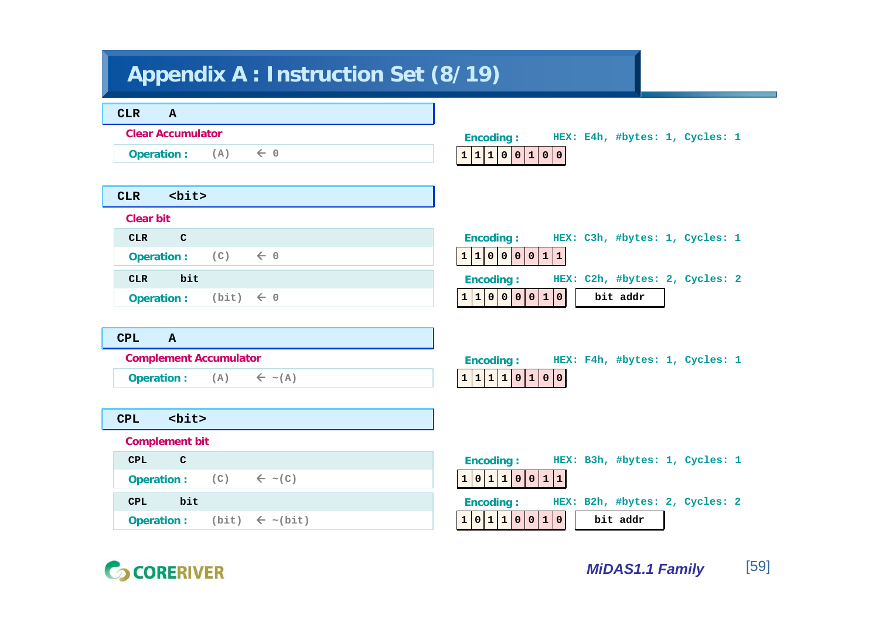# Appendix A : Instruction Set (8/19)

## CLR A

**Clear Accumulator**

**Operation :** (A) ← 0

**Encoding :** HEX: E4h, #bytes: 1, Cycles: 1

| 1 | 1 | 1 | 0 | 0 | 1 | 0 | 0 |
|---|---|---|---|---|---|---|---|

## CLR <bit>

**Clear bit**

**CLR C**

**Operation :** (C) ← 0

**Encoding :** HEX: C3h, #bytes: 1, Cycles: 1

| 1 | 1 | 0 | 0 | 0 | 0 | 1 | 1 |
|---|---|---|---|---|---|---|---|

**CLR bit**

**Operation :** (bit) ← 0

**Encoding :** HEX: C2h, #bytes: 2, Cycles: 2

| 1 | 1 | 0 | 0 | 0 | 0 | 1 | 0 | bit addr |
|---|---|---|---|---|---|---|---|---|

## CPL A

**Complement Accumulator**

**Operation :** (A) ← ~(A)

**Encoding :** HEX: F4h, #bytes: 1, Cycles: 1

| 1 | 1 | 1 | 1 | 0 | 1 | 0 | 0 |
|---|---|---|---|---|---|---|---|

## CPL <bit>

**Complement bit**

**CPL C**

**Operation :** (C) ← ~(C)

**Encoding :** HEX: B3h, #bytes: 1, Cycles: 1

| 1 | 0 | 1 | 1 | 0 | 0 | 1 | 1 |
|---|---|---|---|---|---|---|---|

**CPL bit**

**Operation :** (bit) ← ~(bit)

**Encoding :** HEX: B2h, #bytes: 2, Cycles: 2

| 1 | 0 | 1 | 1 | 0 | 0 | 1 | 0 | bit addr |
|---|---|---|---|---|---|---|---|---|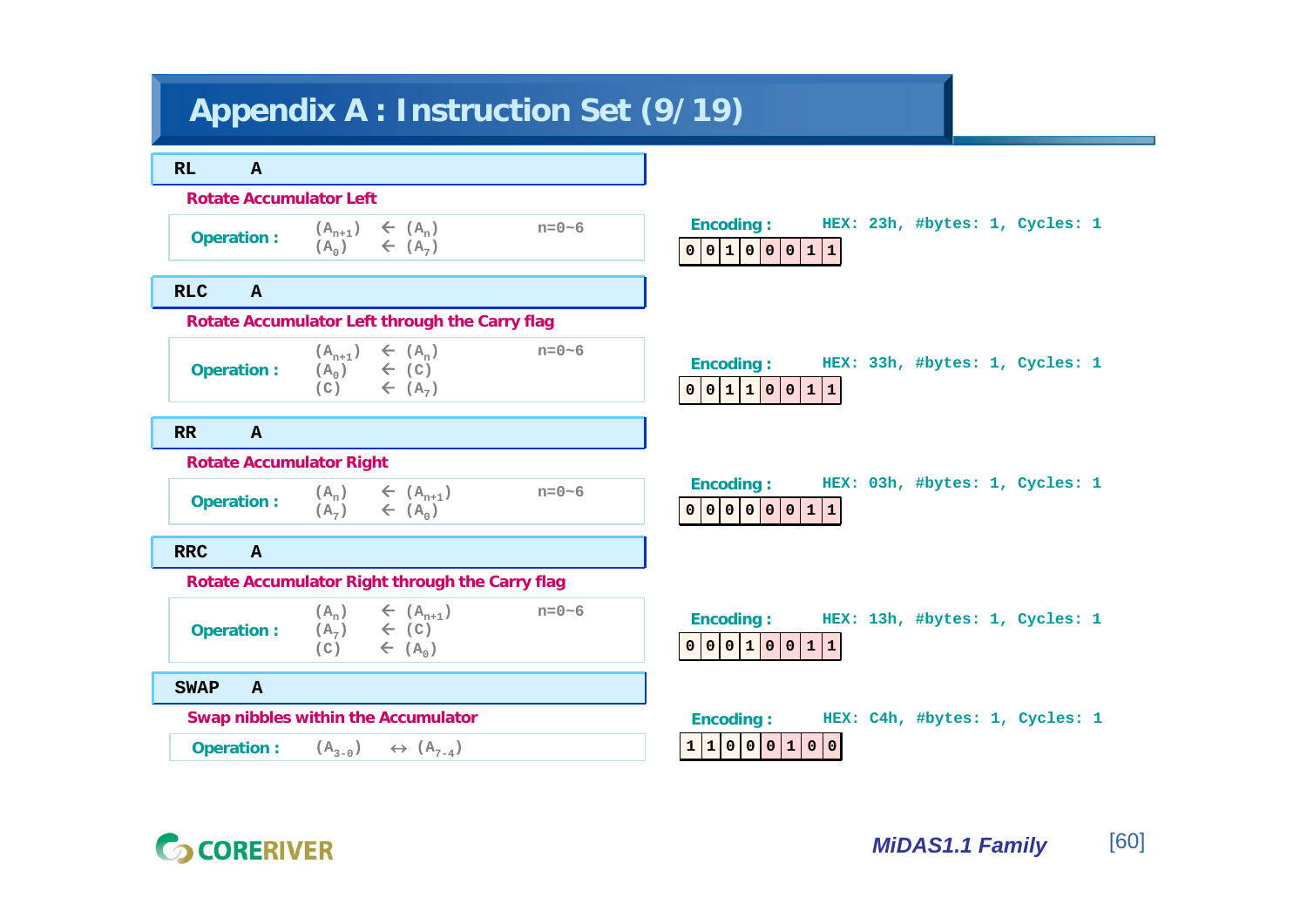# Appendix A : Instruction Set (9/19)

## RL A

**Rotate Accumulator Left**

**Operation :**

$(A_{n+1}) \leftarrow (A_n)$    n=0~6
$(A_0) \leftarrow (A_7)$

**Encoding :** HEX: 23h, #bytes: 1, Cycles: 1

| 0 | 0 | 1 | 0 | 0 | 0 | 1 | 1 |
|---|---|---|---|---|---|---|---|

## RLC A

**Rotate Accumulator Left through the Carry flag**

**Operation :**

$(A_{n+1}) \leftarrow (A_n)$    n=0~6
$(A_0) \leftarrow (C)$
$(C) \leftarrow (A_7)$

**Encoding :** HEX: 33h, #bytes: 1, Cycles: 1

| 0 | 0 | 1 | 1 | 0 | 0 | 1 | 1 |
|---|---|---|---|---|---|---|---|

## RR A

**Rotate Accumulator Right**

**Operation :**

$(A_n) \leftarrow (A_{n+1})$    n=0~6
$(A_7) \leftarrow (A_0)$

**Encoding :** HEX: 03h, #bytes: 1, Cycles: 1

| 0 | 0 | 0 | 0 | 0 | 0 | 1 | 1 |
|---|---|---|---|---|---|---|---|

## RRC A

**Rotate Accumulator Right through the Carry flag**

**Operation :**

$(A_n) \leftarrow (A_{n+1})$    n=0~6
$(A_7) \leftarrow (C)$
$(C) \leftarrow (A_0)$

**Encoding :** HEX: 13h, #bytes: 1, Cycles: 1

| 0 | 0 | 0 | 1 | 0 | 0 | 1 | 1 |
|---|---|---|---|---|---|---|---|

## SWAP A

**Swap nibbles within the Accumulator**

**Operation :** $(A_{3-0}) \leftrightarrow (A_{7-4})$

**Encoding :** HEX: C4h, #bytes: 1, Cycles: 1

| 1 | 1 | 0 | 0 | 0 | 1 | 0 | 0 |
|---|---|---|---|---|---|---|---|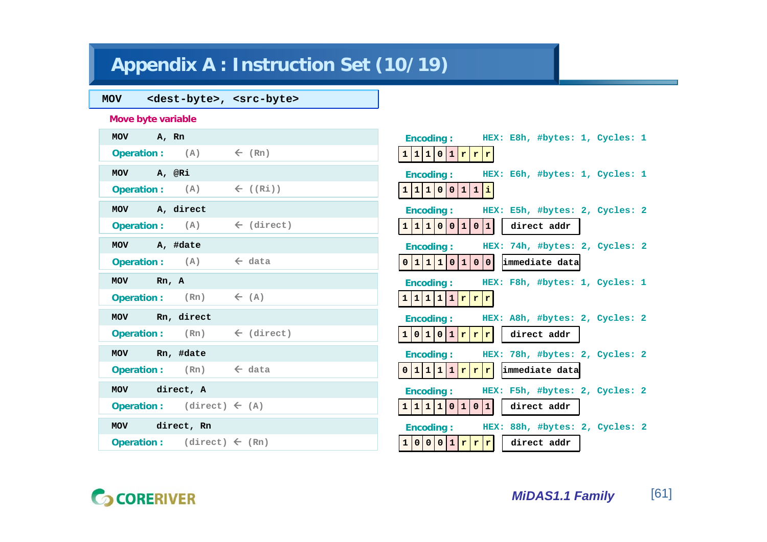# Appendix A : Instruction Set (10/19)

**MOV <dest-byte>, <src-byte>**

**Move byte variable**

| Instruction | Operation | Encoding | HEX | #bytes | Cycles |
|---|---|---|---|---|---|
| MOV A, Rn | (A) ← (Rn) | 1 1 1 0 1 r r r | E8h | 1 | 1 |
| MOV A, @Ri | (A) ← ((Ri)) | 1 1 1 0 0 1 1 i | E6h | 1 | 1 |
| MOV A, direct | (A) ← (direct) | 1 1 1 0 0 1 0 1, direct addr | E5h | 2 | 2 |
| MOV A, #date | (A) ← data | 0 1 1 1 0 1 0 0, immediate data | 74h | 2 | 2 |
| MOV Rn, A | (Rn) ← (A) | 1 1 1 1 1 r r r | F8h | 1 | 1 |
| MOV Rn, direct | (Rn) ← (direct) | 1 0 1 0 1 r r r, direct addr | A8h | 2 | 2 |
| MOV Rn, #date | (Rn) ← data | 0 1 1 1 1 r r r, immediate data | 78h | 2 | 2 |
| MOV direct, A | (direct) ← (A) | 1 1 1 1 0 1 0 1, direct addr | F5h | 2 | 2 |
| MOV direct, Rn | (direct) ← (Rn) | 1 0 0 0 1 r r r, direct addr | 88h | 2 | 2 |

*MiDAS1.1 Family*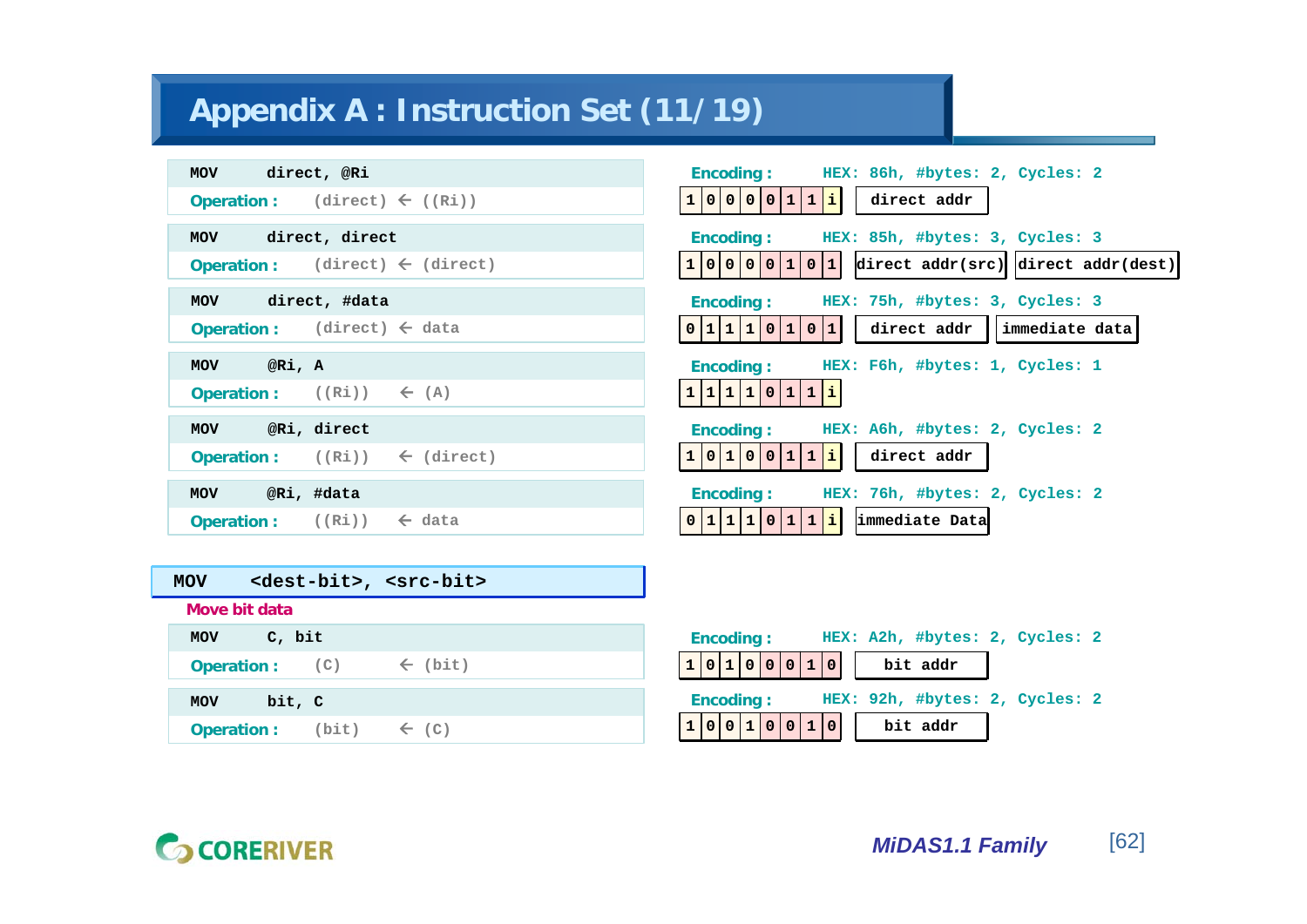# Appendix A : Instruction Set (11/19)

**MOV direct, @Ri**

**Operation :** (direct) ← ((Ri))

**Encoding :** HEX: 86h, #bytes: 2, Cycles: 2

| 1 | 0 | 0 | 0 | 0 | 1 | 1 | i | direct addr |
|---|---|---|---|---|---|---|---|---|

**MOV direct, direct**

**Operation :** (direct) ← (direct)

**Encoding :** HEX: 85h, #bytes: 3, Cycles: 3

| 1 | 0 | 0 | 0 | 0 | 1 | 0 | 1 | direct addr(src) | direct addr(dest) |
|---|---|---|---|---|---|---|---|---|---|

**MOV direct, #data**

**Operation :** (direct) ← data

**Encoding :** HEX: 75h, #bytes: 3, Cycles: 3

| 0 | 1 | 1 | 1 | 0 | 1 | 0 | 1 | direct addr | immediate data |
|---|---|---|---|---|---|---|---|---|---|

**MOV @Ri, A**

**Operation :** ((Ri)) ← (A)

**Encoding :** HEX: F6h, #bytes: 1, Cycles: 1

| 1 | 1 | 1 | 1 | 0 | 1 | 1 | i |
|---|---|---|---|---|---|---|---|

**MOV @Ri, direct**

**Operation :** ((Ri)) ← (direct)

**Encoding :** HEX: A6h, #bytes: 2, Cycles: 2

| 1 | 0 | 1 | 0 | 0 | 1 | 1 | i | direct addr |
|---|---|---|---|---|---|---|---|---|

**MOV @Ri, #data**

**Operation :** ((Ri)) ← data

**Encoding :** HEX: 76h, #bytes: 2, Cycles: 2

| 0 | 1 | 1 | 1 | 0 | 1 | 1 | i | immediate Data |
|---|---|---|---|---|---|---|---|---|

## MOV <dest-bit>, <src-bit>

**Move bit data**

**MOV C, bit**

**Operation :** (C) ← (bit)

**Encoding :** HEX: A2h, #bytes: 2, Cycles: 2

| 1 | 0 | 1 | 0 | 0 | 0 | 1 | 0 | bit addr |
|---|---|---|---|---|---|---|---|---|

**MOV bit, C**

**Operation :** (bit) ← (C)

**Encoding :** HEX: 92h, #bytes: 2, Cycles: 2

| 1 | 0 | 0 | 1 | 0 | 0 | 1 | 0 | bit addr |
|---|---|---|---|---|---|---|---|---|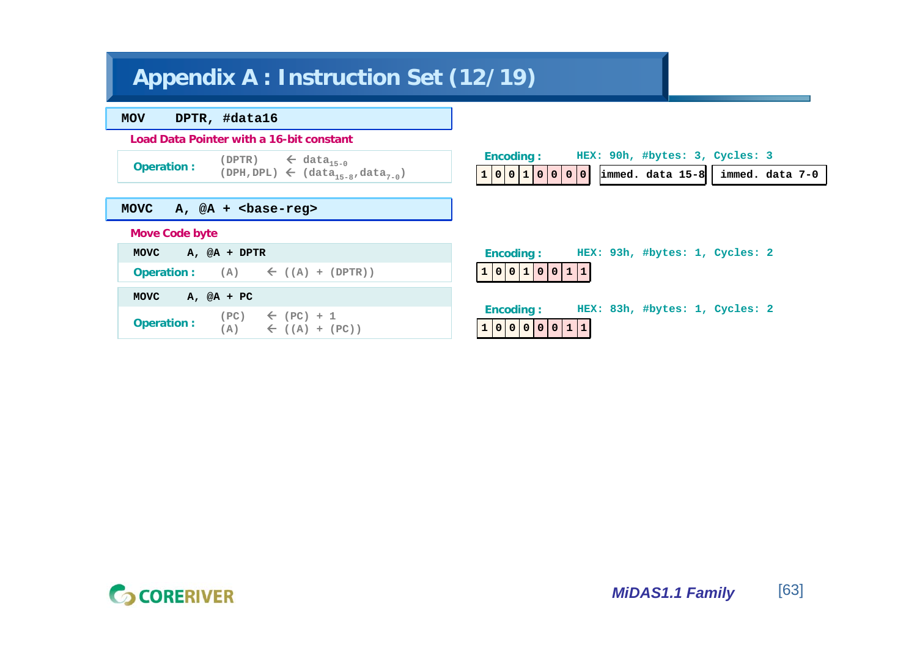# Appendix A : Instruction Set (12/19)

## MOV DPTR, #data16

**Load Data Pointer with a 16-bit constant**

**Operation :**

```
(DPTR)      ← data15-0
(DPH,DPL)   ← (data15-8,data7-0)
```

**Encoding :** HEX: 90h, #bytes: 3, Cycles: 3

| 1 | 0 | 0 | 1 | 0 | 0 | 0 | 0 | immed. data 15-8 | immed. data 7-0 |
|---|---|---|---|---|---|---|---|---|---|

## MOVC A, @A + <base-reg>

**Move Code byte**

### MOVC A, @A + DPTR

**Operation :**

```
(A)    ← ((A) + (DPTR))
```

**Encoding :** HEX: 93h, #bytes: 1, Cycles: 2

| 1 | 0 | 0 | 1 | 0 | 0 | 1 | 1 |
|---|---|---|---|---|---|---|---|

### MOVC A, @A + PC

**Operation :**

```
(PC)   ← (PC) + 1
(A)    ← ((A) + (PC))
```

**Encoding :** HEX: 83h, #bytes: 1, Cycles: 2

| 1 | 0 | 0 | 0 | 0 | 0 | 1 | 1 |
|---|---|---|---|---|---|---|---|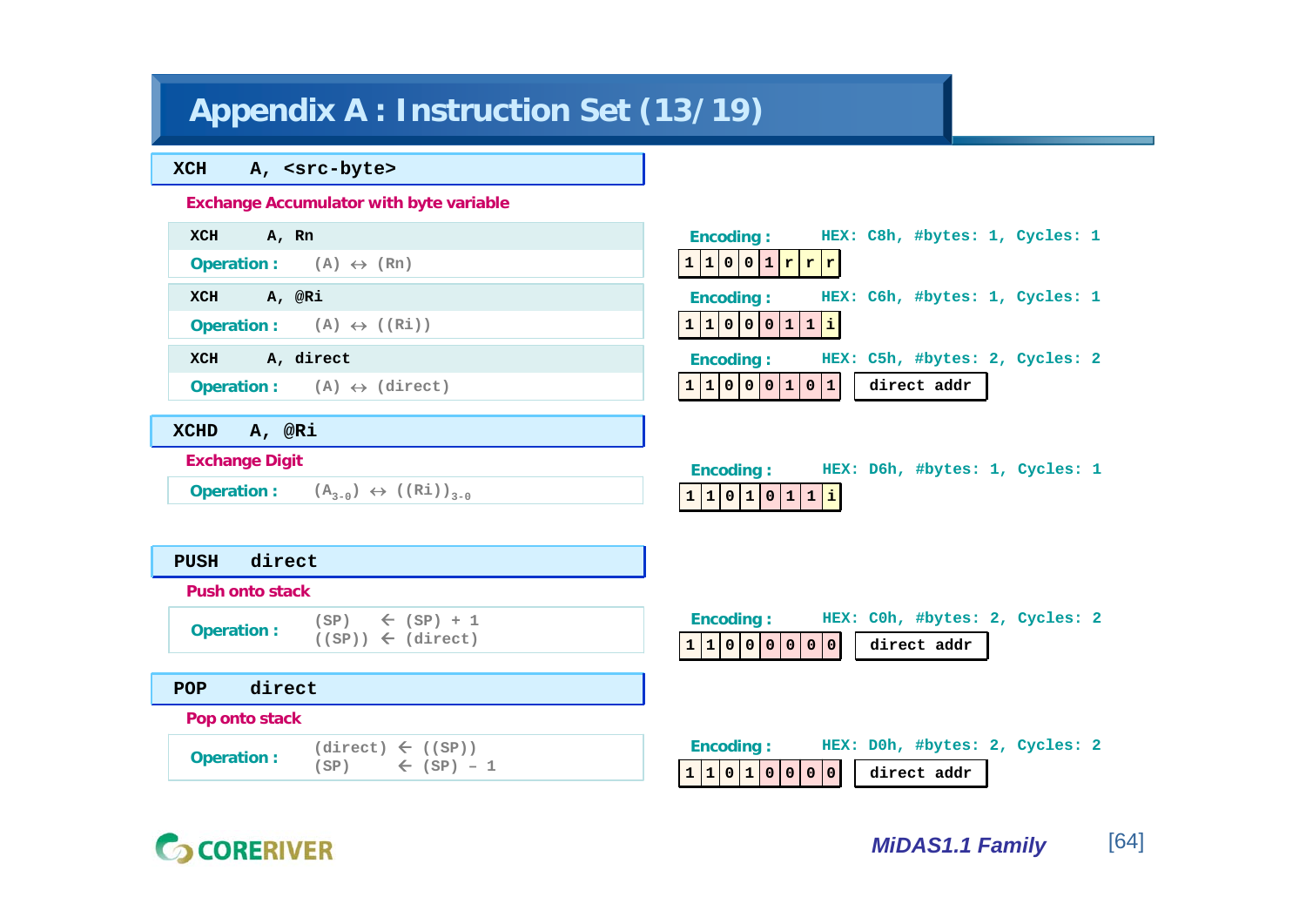# Appendix A : Instruction Set (13/19)

## XCH A, <src-byte>

**Exchange Accumulator with byte variable**

**XCH A, Rn**

**Operation :** (A) ↔ (Rn)

**Encoding :** HEX: C8h, #bytes: 1, Cycles: 1

| 1 | 1 | 0 | 0 | 1 | r | r | r |
|---|---|---|---|---|---|---|---|

**XCH A, @Ri**

**Operation :** (A) ↔ ((Ri))

**Encoding :** HEX: C6h, #bytes: 1, Cycles: 1

| 1 | 1 | 0 | 0 | 0 | 1 | 1 | i |
|---|---|---|---|---|---|---|---|

**XCH A, direct**

**Operation :** (A) ↔ (direct)

**Encoding :** HEX: C5h, #bytes: 2, Cycles: 2

| 1 | 1 | 0 | 0 | 0 | 1 | 0 | 1 | direct addr |
|---|---|---|---|---|---|---|---|---|

## XCHD A, @Ri

**Exchange Digit**

**Operation :** $(A_{3-0})$ ↔ $((Ri))_{3-0}$

**Encoding :** HEX: D6h, #bytes: 1, Cycles: 1

| 1 | 1 | 0 | 1 | 0 | 1 | 1 | i |
|---|---|---|---|---|---|---|---|

## PUSH direct

**Push onto stack**

**Operation :**
(SP) ← (SP) + 1
((SP)) ← (direct)

**Encoding :** HEX: C0h, #bytes: 2, Cycles: 2

| 1 | 1 | 0 | 0 | 0 | 0 | 0 | 0 | direct addr |
|---|---|---|---|---|---|---|---|---|

## POP direct

**Pop onto stack**

**Operation :**
(direct) ← ((SP))
(SP) ← (SP) – 1

**Encoding :** HEX: D0h, #bytes: 2, Cycles: 2

| 1 | 1 | 0 | 1 | 0 | 0 | 0 | 0 | direct addr |
|---|---|---|---|---|---|---|---|---|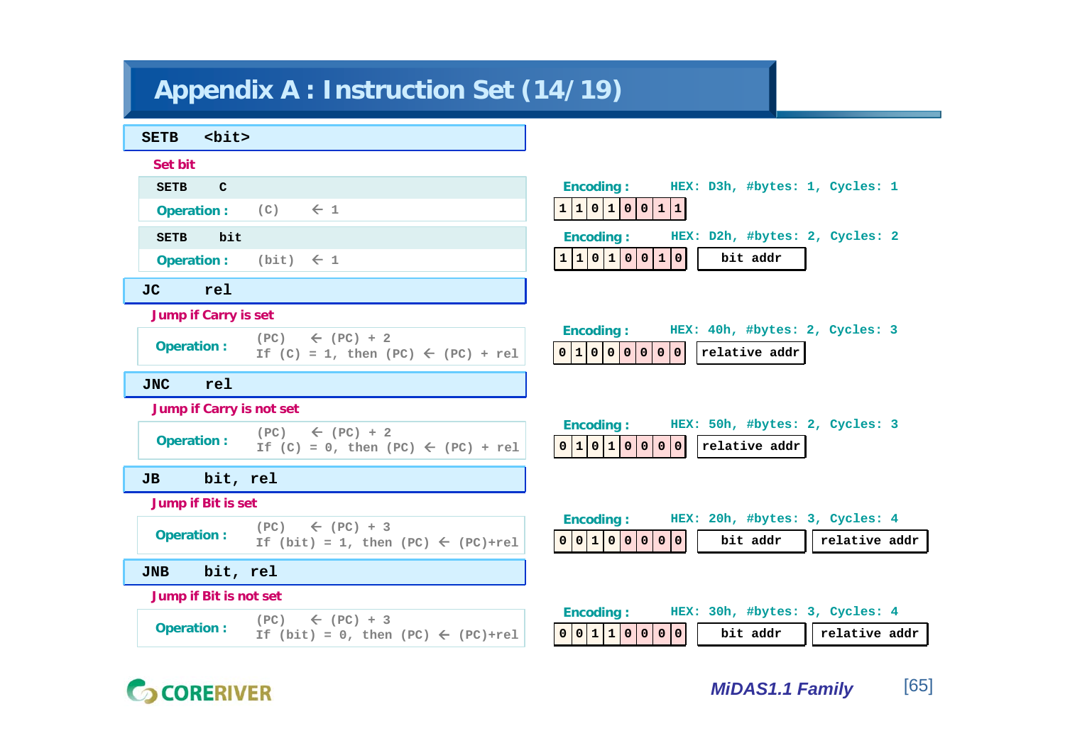# Appendix A : Instruction Set (14/19)

## SETB <bit>

**Set bit**

**SETB C**

Operation : (C) ← 1

Encoding : HEX: D3h, #bytes: 1, Cycles: 1

| 1 | 1 | 0 | 1 | 0 | 0 | 1 | 1 |
|---|---|---|---|---|---|---|---|

**SETB bit**

Operation : (bit) ← 1

Encoding : HEX: D2h, #bytes: 2, Cycles: 2

| 1 | 1 | 0 | 1 | 0 | 0 | 1 | 0 | bit addr |
|---|---|---|---|---|---|---|---|---|

## JC rel

**Jump if Carry is set**

Operation :
```
(PC)  ← (PC) + 2
If (C) = 1, then (PC) ← (PC) + rel
```

Encoding : HEX: 40h, #bytes: 2, Cycles: 3

| 0 | 1 | 0 | 0 | 0 | 0 | 0 | 0 | relative addr |
|---|---|---|---|---|---|---|---|---|

## JNC rel

**Jump if Carry is not set**

Operation :
```
(PC)  ← (PC) + 2
If (C) = 0, then (PC) ← (PC) + rel
```

Encoding : HEX: 50h, #bytes: 2, Cycles: 3

| 0 | 1 | 0 | 1 | 0 | 0 | 0 | 0 | relative addr |
|---|---|---|---|---|---|---|---|---|

## JB bit, rel

**Jump if Bit is set**

Operation :
```
(PC)  ← (PC) + 3
If (bit) = 1, then (PC) ← (PC)+rel
```

Encoding : HEX: 20h, #bytes: 3, Cycles: 4

| 0 | 0 | 1 | 0 | 0 | 0 | 0 | 0 | bit addr | relative addr |
|---|---|---|---|---|---|---|---|---|---|

## JNB bit, rel

**Jump if Bit is not set**

Operation :
```
(PC)  ← (PC) + 3
If (bit) = 0, then (PC) ← (PC)+rel
```

Encoding : HEX: 30h, #bytes: 3, Cycles: 4

| 0 | 0 | 1 | 1 | 0 | 0 | 0 | 0 | bit addr | relative addr |
|---|---|---|---|---|---|---|---|---|---|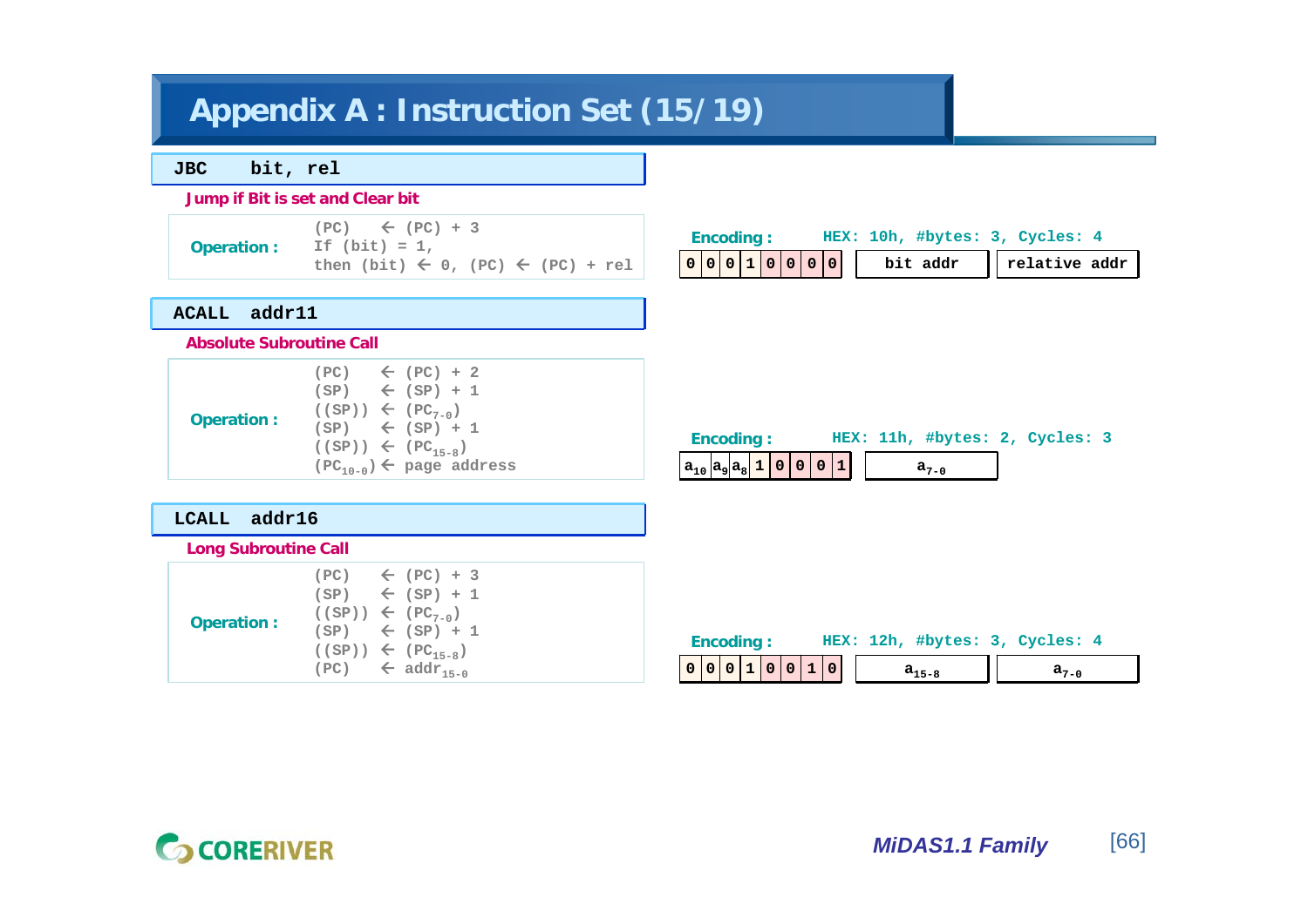# Appendix A : Instruction Set (15/19)

## JBC bit, rel

**Jump if Bit is set and Clear bit**

**Operation :**

```
(PC)   ← (PC) + 3
If (bit) = 1,
then (bit) ← 0, (PC) ← (PC) + rel
```

**Encoding :** HEX: 10h, #bytes: 3, Cycles: 4

| 0 | 0 | 0 | 1 | 0 | 0 | 0 | 0 | bit addr | relative addr |
|---|---|---|---|---|---|---|---|---|---|

## ACALL addr11

**Absolute Subroutine Call**

**Operation :**

$(PC) \leftarrow (PC) + 2$
$(SP) \leftarrow (SP) + 1$
$((SP)) \leftarrow (PC_{7-0})$
$(SP) \leftarrow (SP) + 1$
$((SP)) \leftarrow (PC_{15-8})$
$(PC_{10-0}) \leftarrow$ page address

**Encoding :** HEX: 11h, #bytes: 2, Cycles: 3

| $a_{10}$ | $a_9$ | $a_8$ | 1 | 0 | 0 | 0 | 1 | $a_{7-0}$ |
|---|---|---|---|---|---|---|---|---|

## LCALL addr16

**Long Subroutine Call**

**Operation :**

$(PC) \leftarrow (PC) + 3$
$(SP) \leftarrow (SP) + 1$
$((SP)) \leftarrow (PC_{7-0})$
$(SP) \leftarrow (SP) + 1$
$((SP)) \leftarrow (PC_{15-8})$
$(PC) \leftarrow addr_{15-0}$

**Encoding :** HEX: 12h, #bytes: 3, Cycles: 4

| 0 | 0 | 0 | 1 | 0 | 0 | 1 | 0 | $a_{15-8}$ | $a_{7-0}$ |
|---|---|---|---|---|---|---|---|---|---|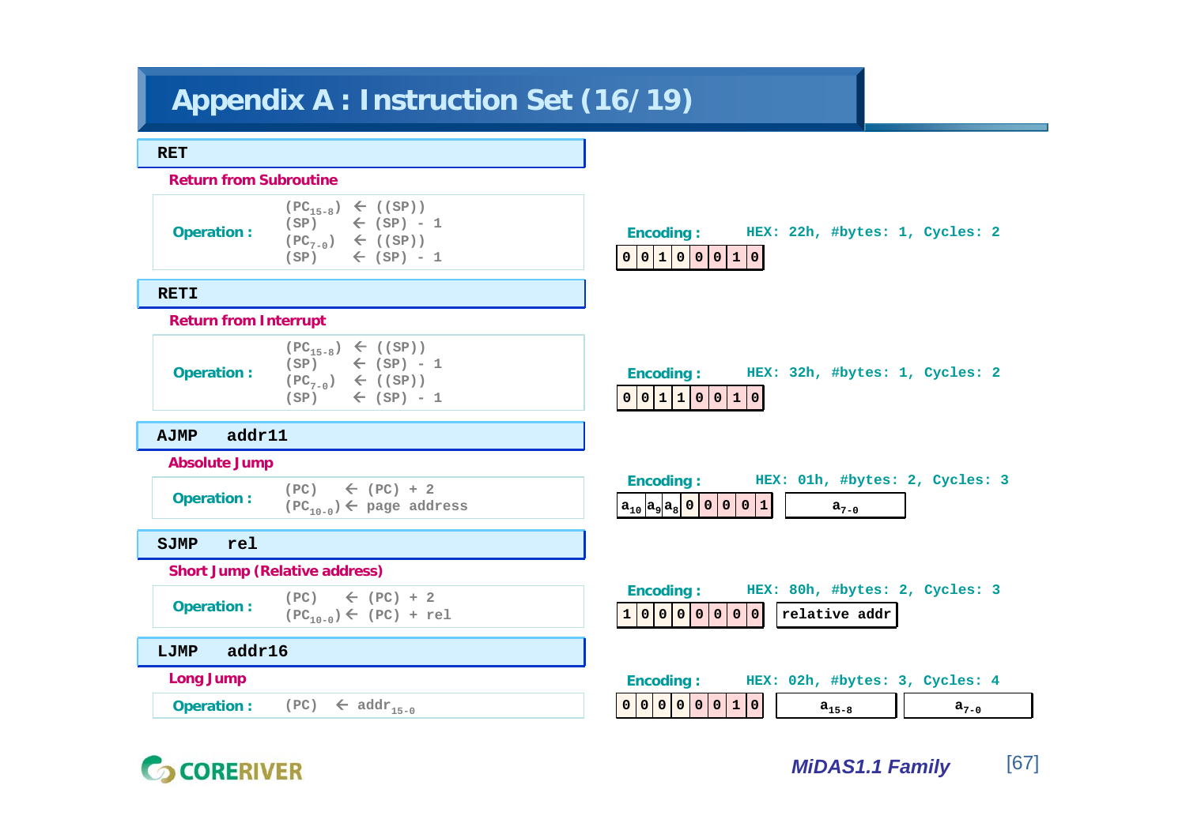# Appendix A : Instruction Set (16/19)

## RET

**Return from Subroutine**

**Operation :**

```
(PC15-8) ← ((SP))
(SP)     ← (SP) - 1
(PC7-0)  ← ((SP))
(SP)     ← (SP) - 1
```

**Encoding :** HEX: 22h, #bytes: 1, Cycles: 2

| 0 | 0 | 1 | 0 | 0 | 0 | 1 | 0 |
|---|---|---|---|---|---|---|---|

## RETI

**Return from Interrupt**

**Operation :**

```
(PC15-8) ← ((SP))
(SP)     ← (SP) - 1
(PC7-0)  ← ((SP))
(SP)     ← (SP) - 1
```

**Encoding :** HEX: 32h, #bytes: 1, Cycles: 2

| 0 | 0 | 1 | 1 | 0 | 0 | 1 | 0 |
|---|---|---|---|---|---|---|---|

## AJMP addr11

**Absolute Jump**

**Operation :**

```
(PC)     ← (PC) + 2
(PC10-0) ← page address
```

**Encoding :** HEX: 01h, #bytes: 2, Cycles: 3

| $a_{10}$ | $a_9$ | $a_8$ | 0 | 0 | 0 | 0 | 1 | $a_{7-0}$ |
|---|---|---|---|---|---|---|---|---|

## SJMP rel

**Short Jump (Relative address)**

**Operation :**

```
(PC)     ← (PC) + 2
(PC10-0) ← (PC) + rel
```

**Encoding :** HEX: 80h, #bytes: 2, Cycles: 3

| 1 | 0 | 0 | 0 | 0 | 0 | 0 | 0 | relative addr |
|---|---|---|---|---|---|---|---|---|

## LJMP addr16

**Long Jump**

**Operation :**

```
(PC) ← addr15-0
```

**Encoding :** HEX: 02h, #bytes: 3, Cycles: 4

| 0 | 0 | 0 | 0 | 0 | 0 | 1 | 0 | $a_{15-8}$ | $a_{7-0}$ |
|---|---|---|---|---|---|---|---|---|---|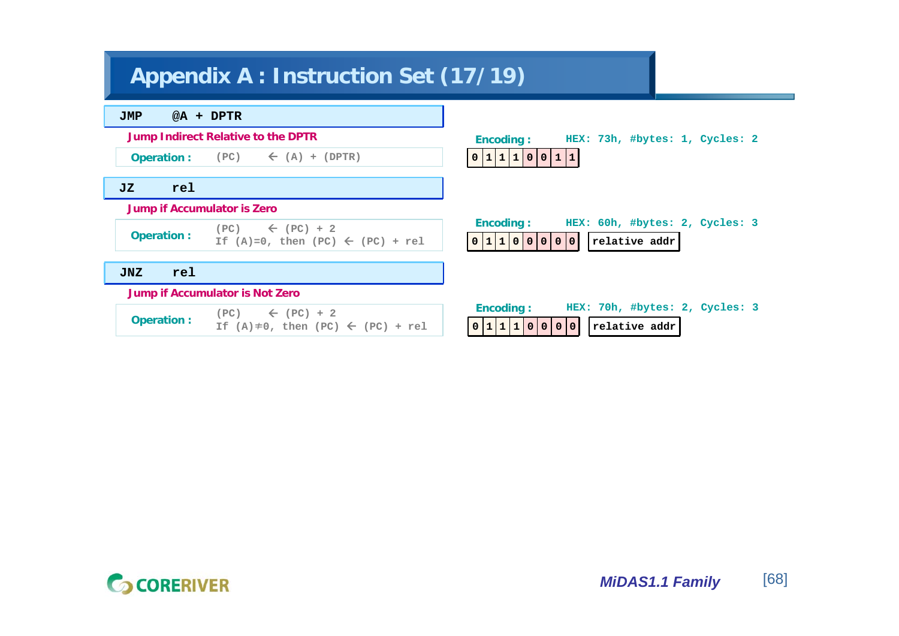# Appendix A : Instruction Set (17/19)

## JMP @A + DPTR

**Jump Indirect Relative to the DPTR**

**Operation :**

```
(PC)    ← (A) + (DPTR)
```

**Encoding :** HEX: 73h, #bytes: 1, Cycles: 2

| 0 | 1 | 1 | 1 | 0 | 0 | 1 | 1 |
|---|---|---|---|---|---|---|---|

## JZ rel

**Jump if Accumulator is Zero**

**Operation :**

```
(PC)    ← (PC) + 2
If (A)=0, then (PC) ← (PC) + rel
```

**Encoding :** HEX: 60h, #bytes: 2, Cycles: 3

| 0 | 1 | 1 | 0 | 0 | 0 | 0 | 0 | relative addr |
|---|---|---|---|---|---|---|---|---|

## JNZ rel

**Jump if Accumulator is Not Zero**

**Operation :**

```
(PC)    ← (PC) + 2
If (A)≠0, then (PC) ← (PC) + rel
```

**Encoding :** HEX: 70h, #bytes: 2, Cycles: 3

| 0 | 1 | 1 | 1 | 0 | 0 | 0 | 0 | relative addr |
|---|---|---|---|---|---|---|---|---|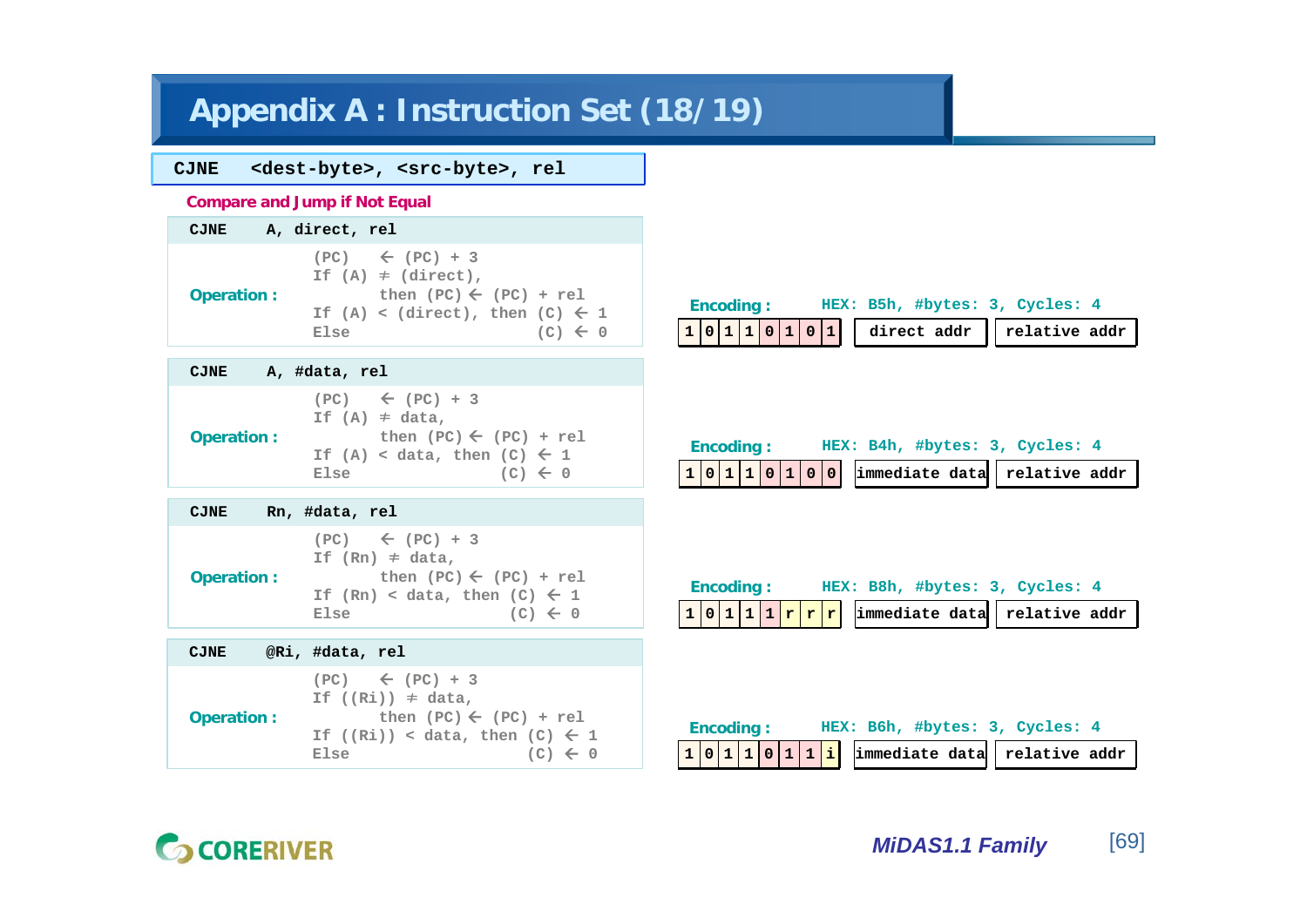# Appendix A : Instruction Set (18/19)

## CJNE <dest-byte>, <src-byte>, rel

**Compare and Jump if Not Equal**

### CJNE A, direct, rel

**Operation :**

```
(PC)   ← (PC) + 3
If (A) ≠ (direct),
       then (PC) ← (PC) + rel
If (A) < (direct), then (C) ← 1
Else                    (C) ← 0
```

**Encoding :** HEX: B5h, #bytes: 3, Cycles: 4

| 1 | 0 | 1 | 1 | 0 | 1 | 0 | 1 | direct addr | relative addr |
|---|---|---|---|---|---|---|---|---|---|

### CJNE A, #data, rel

**Operation :**

```
(PC)   ← (PC) + 3
If (A) ≠ data,
       then (PC) ← (PC) + rel
If (A) < data, then (C) ← 1
Else                (C) ← 0
```

**Encoding :** HEX: B4h, #bytes: 3, Cycles: 4

| 1 | 0 | 1 | 1 | 0 | 1 | 0 | 0 | immediate data | relative addr |
|---|---|---|---|---|---|---|---|---|---|

### CJNE Rn, #data, rel

**Operation :**

```
(PC)   ← (PC) + 3
If (Rn) ≠ data,
       then (PC) ← (PC) + rel
If (Rn) < data, then (C) ← 1
Else                 (C) ← 0
```

**Encoding :** HEX: B8h, #bytes: 3, Cycles: 4

| 1 | 0 | 1 | 1 | 1 | r | r | r | immediate data | relative addr |
|---|---|---|---|---|---|---|---|---|---|

### CJNE @Ri, #data, rel

**Operation :**

```
(PC)   ← (PC) + 3
If ((Ri)) ≠ data,
       then (PC) ← (PC) + rel
If ((Ri)) < data, then (C) ← 1
Else                   (C) ← 0
```

**Encoding :** HEX: B6h, #bytes: 3, Cycles: 4

| 1 | 0 | 1 | 1 | 0 | 1 | 1 | i | immediate data | relative addr |
|---|---|---|---|---|---|---|---|---|---|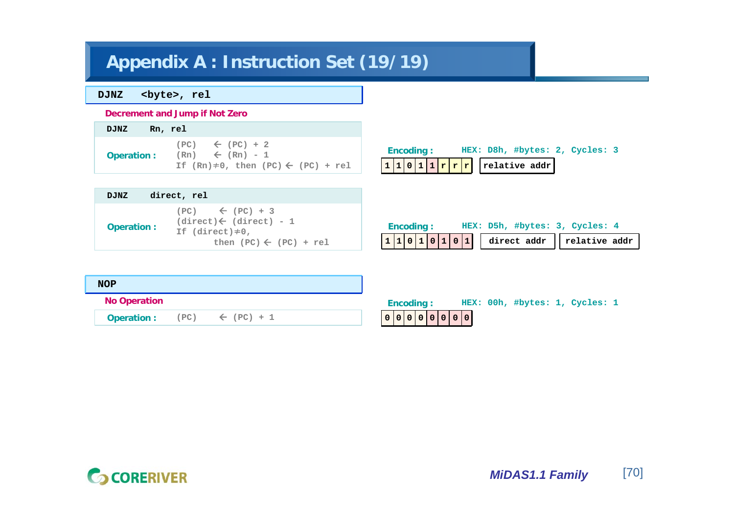# Appendix A : Instruction Set (19/19)

## DJNZ <byte>, rel

**Decrement and Jump if Not Zero**

### DJNZ Rn, rel

**Operation :**

```
(PC)    ← (PC) + 2
(Rn)    ← (Rn) - 1
If (Rn)≠0, then (PC) ← (PC) + rel
```

**Encoding :** HEX: D8h, #bytes: 2, Cycles: 3

| 1 | 1 | 0 | 1 | 1 | r | r | r | relative addr |
|---|---|---|---|---|---|---|---|---|

### DJNZ direct, rel

**Operation :**

```
(PC)     ← (PC) + 3
(direct) ← (direct) - 1
If (direct)≠0,
     then (PC) ← (PC) + rel
```

**Encoding :** HEX: D5h, #bytes: 3, Cycles: 4

| 1 | 1 | 0 | 1 | 0 | 1 | 0 | 1 | direct addr | relative addr |
|---|---|---|---|---|---|---|---|---|---|

## NOP

**No Operation**

**Operation :**

```
(PC)    ← (PC) + 1
```

**Encoding :** HEX: 00h, #bytes: 1, Cycles: 1

| 0 | 0 | 0 | 0 | 0 | 0 | 0 | 0 |
|---|---|---|---|---|---|---|---|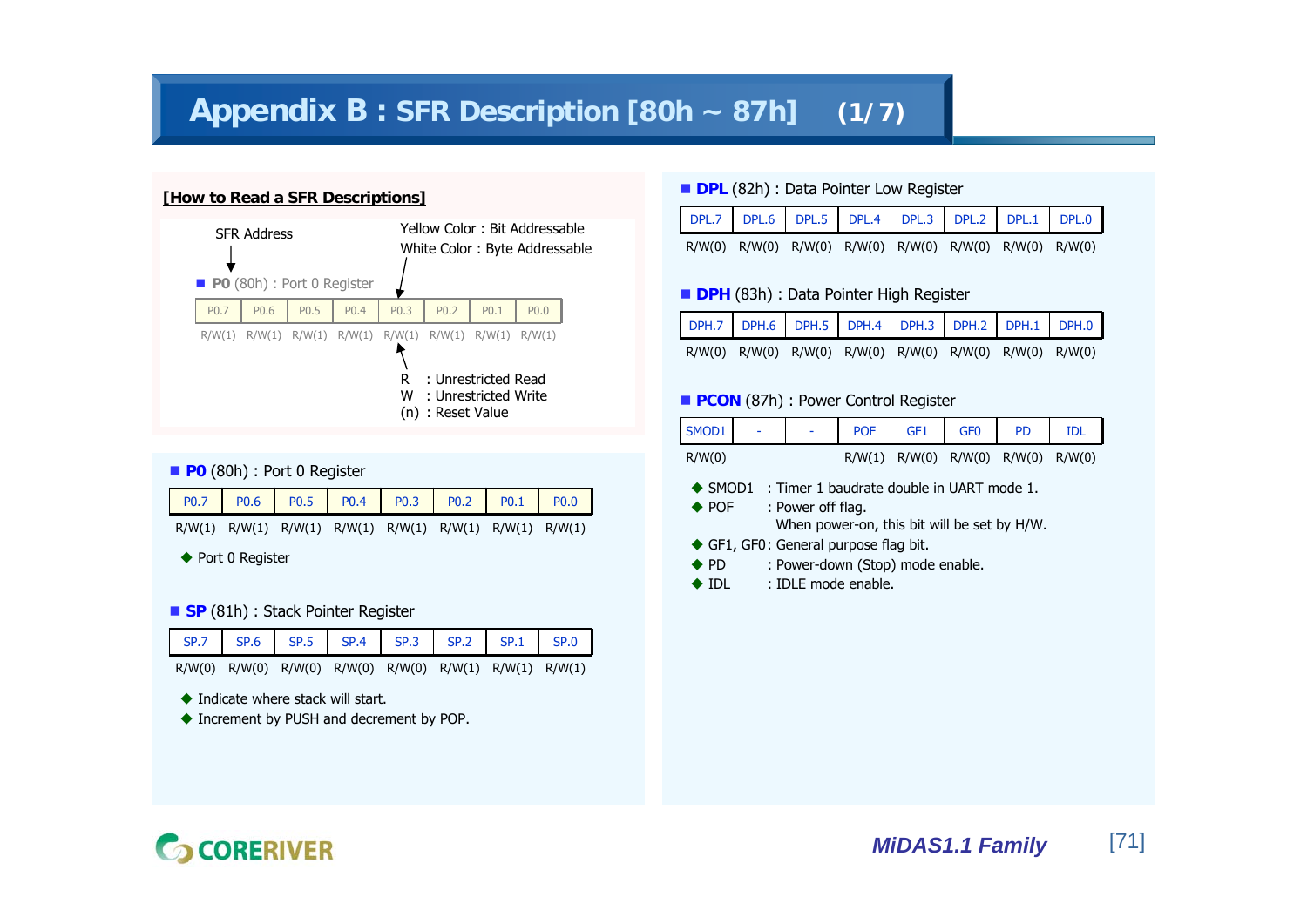# Appendix B : SFR Description [80h ~ 87h] (1/7)

## [How to Read a SFR Descriptions]

SFR Address → **P0** (80h) : Port 0 Register

Yellow Color : Bit Addressable
White Color : Byte Addressable

| P0.7 | P0.6 | P0.5 | P0.4 | P0.3 | P0.2 | P0.1 | P0.0 |
|---|---|---|---|---|---|---|---|
| R/W(1) | R/W(1) | R/W(1) | R/W(1) | R/W(1) | R/W(1) | R/W(1) | R/W(1) |

- R : Unrestricted Read
- W : Unrestricted Write
- (n) : Reset Value

## P0 (80h) : Port 0 Register

| P0.7 | P0.6 | P0.5 | P0.4 | P0.3 | P0.2 | P0.1 | P0.0 |
|---|---|---|---|---|---|---|---|
| R/W(1) | R/W(1) | R/W(1) | R/W(1) | R/W(1) | R/W(1) | R/W(1) | R/W(1) |

- Port 0 Register

## SP (81h) : Stack Pointer Register

| SP.7 | SP.6 | SP.5 | SP.4 | SP.3 | SP.2 | SP.1 | SP.0 |
|---|---|---|---|---|---|---|---|
| R/W(0) | R/W(0) | R/W(0) | R/W(0) | R/W(0) | R/W(1) | R/W(1) | R/W(1) |

- Indicate where stack will start.
- Increment by PUSH and decrement by POP.

## DPL (82h) : Data Pointer Low Register

| DPL.7 | DPL.6 | DPL.5 | DPL.4 | DPL.3 | DPL.2 | DPL.1 | DPL.0 |
|---|---|---|---|---|---|---|---|
| R/W(0) | R/W(0) | R/W(0) | R/W(0) | R/W(0) | R/W(0) | R/W(0) | R/W(0) |

## DPH (83h) : Data Pointer High Register

| DPH.7 | DPH.6 | DPH.5 | DPH.4 | DPH.3 | DPH.2 | DPH.1 | DPH.0 |
|---|---|---|---|---|---|---|---|
| R/W(0) | R/W(0) | R/W(0) | R/W(0) | R/W(0) | R/W(0) | R/W(0) | R/W(0) |

## PCON (87h) : Power Control Register

| SMOD1 | - | - | POF | GF1 | GF0 | PD | IDL |
|---|---|---|---|---|---|---|---|
| R/W(0) | | | R/W(1) | R/W(0) | R/W(0) | R/W(0) | R/W(0) |

- SMOD1 : Timer 1 baudrate double in UART mode 1.
- POF : Power off flag.
  When power-on, this bit will be set by H/W.
- GF1, GF0 : General purpose flag bit.
- PD : Power-down (Stop) mode enable.
- IDL : IDLE mode enable.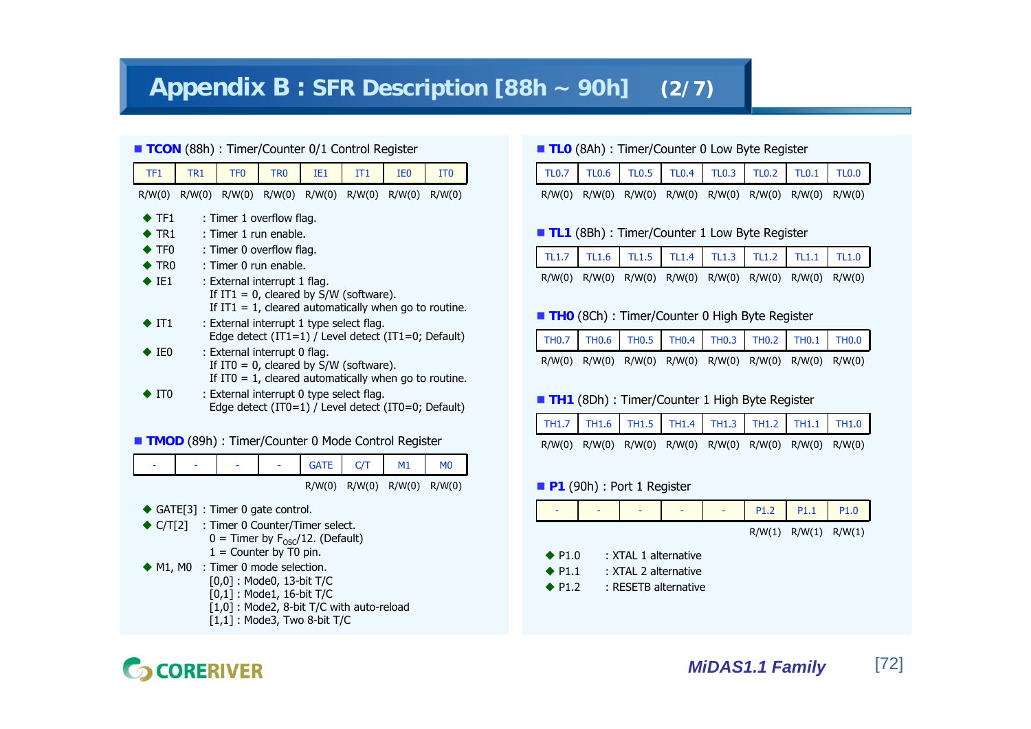# Appendix B : SFR Description [88h ~ 90h] (2/7)

■ **TCON** (88h) : Timer/Counter 0/1 Control Register

| TF1 | TR1 | TF0 | TR0 | IE1 | IT1 | IE0 | IT0 |
|---|---|---|---|---|---|---|---|
| R/W(0) | R/W(0) | R/W(0) | R/W(0) | R/W(0) | R/W(0) | R/W(0) | R/W(0) |

- ◆ TF1 : Timer 1 overflow flag.
- ◆ TR1 : Timer 1 run enable.
- ◆ TF0 : Timer 0 overflow flag.
- ◆ TR0 : Timer 0 run enable.
- ◆ IE1 : External interrupt 1 flag.
  If IT1 = 0, cleared by S/W (software).
  If IT1 = 1, cleared automatically when go to routine.
- ◆ IT1 : External interrupt 1 type select flag.
  Edge detect (IT1=1) / Level detect (IT1=0; Default)
- ◆ IE0 : External interrupt 0 flag.
  If IT0 = 0, cleared by S/W (software).
  If IT0 = 1, cleared automatically when go to routine.
- ◆ IT0 : External interrupt 0 type select flag.
  Edge detect (IT0=1) / Level detect (IT0=0; Default)

■ **TMOD** (89h) : Timer/Counter 0 Mode Control Register

| - | - | - | - | GATE | C/T | M1 | M0 |
|---|---|---|---|---|---|---|---|
| | | | | R/W(0) | R/W(0) | R/W(0) | R/W(0) |

- ◆ GATE[3] : Timer 0 gate control.
- ◆ C/T[2] : Timer 0 Counter/Timer select.
  0 = Timer by $F_{OSC}/12$. (Default)
  1 = Counter by T0 pin.
- ◆ M1, M0 : Timer 0 mode selection.
  [0,0] : Mode0, 13-bit T/C
  [0,1] : Mode1, 16-bit T/C
  [1,0] : Mode2, 8-bit T/C with auto-reload
  [1,1] : Mode3, Two 8-bit T/C

■ **TL0** (8Ah) : Timer/Counter 0 Low Byte Register

| TL0.7 | TL0.6 | TL0.5 | TL0.4 | TL0.3 | TL0.2 | TL0.1 | TL0.0 |
|---|---|---|---|---|---|---|---|
| R/W(0) | R/W(0) | R/W(0) | R/W(0) | R/W(0) | R/W(0) | R/W(0) | R/W(0) |

■ **TL1** (8Bh) : Timer/Counter 1 Low Byte Register

| TL1.7 | TL1.6 | TL1.5 | TL1.4 | TL1.3 | TL1.2 | TL1.1 | TL1.0 |
|---|---|---|---|---|---|---|---|
| R/W(0) | R/W(0) | R/W(0) | R/W(0) | R/W(0) | R/W(0) | R/W(0) | R/W(0) |

■ **TH0** (8Ch) : Timer/Counter 0 High Byte Register

| TH0.7 | TH0.6 | TH0.5 | TH0.4 | TH0.3 | TH0.2 | TH0.1 | TH0.0 |
|---|---|---|---|---|---|---|---|
| R/W(0) | R/W(0) | R/W(0) | R/W(0) | R/W(0) | R/W(0) | R/W(0) | R/W(0) |

■ **TH1** (8Dh) : Timer/Counter 1 High Byte Register

| TH1.7 | TH1.6 | TH1.5 | TH1.4 | TH1.3 | TH1.2 | TH1.1 | TH1.0 |
|---|---|---|---|---|---|---|---|
| R/W(0) | R/W(0) | R/W(0) | R/W(0) | R/W(0) | R/W(0) | R/W(0) | R/W(0) |

■ **P1** (90h) : Port 1 Register

| - | - | - | - | - | P1.2 | P1.1 | P1.0 |
|---|---|---|---|---|---|---|---|
| | | | | | R/W(1) | R/W(1) | R/W(1) |

- ◆ P1.0 : XTAL 1 alternative
- ◆ P1.1 : XTAL 2 alternative
- ◆ P1.2 : RESETB alternative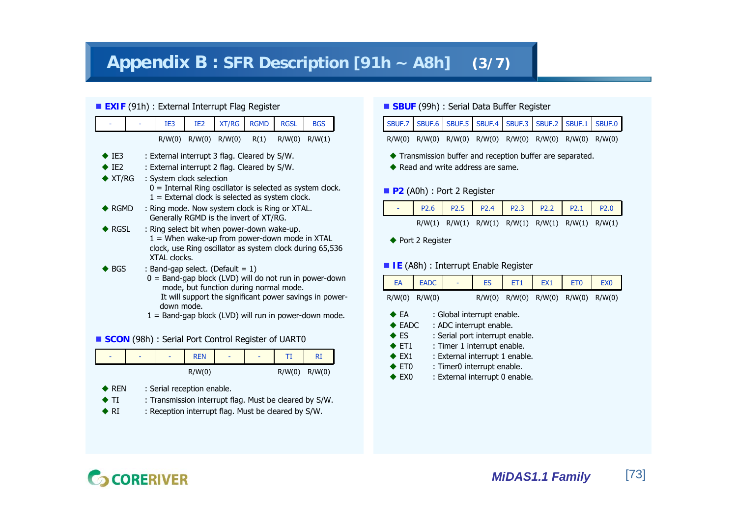# Appendix B : SFR Description [91h ~ A8h] (3/7)

## ■ EXIF (91h) : External Interrupt Flag Register

| - | - | IE3 | IE2 | XT/RG | RGMD | RGSL | BGS |
|---|---|---|---|---|---|---|---|
| | | R/W(0) | R/W(0) | R/W(0) | R(1) | R/W(0) | R/W(1) |

- ◆ IE3 : External interrupt 3 flag. Cleared by S/W.
- ◆ IE2 : External interrupt 2 flag. Cleared by S/W.
- ◆ XT/RG : System clock selection
  0 = Internal Ring oscillator is selected as system clock.
  1 = External clock is selected as system clock.
- ◆ RGMD : Ring mode. Now system clock is Ring or XTAL.
  Generally RGMD is the invert of XT/RG.
- ◆ RGSL : Ring select bit when power-down wake-up.
  1 = When wake-up from power-down mode in XTAL clock, use Ring oscillator as system clock during 65,536 XTAL clocks.
- ◆ BGS : Band-gap select. (Default = 1)
  0 = Band-gap block (LVD) will do not run in power-down mode, but function during normal mode.
  It will support the significant power savings in power-down mode.
  1 = Band-gap block (LVD) will run in power-down mode.

## ■ SCON (98h) : Serial Port Control Register of UART0

| - | - | - | REN | - | - | TI | RI |
|---|---|---|---|---|---|---|---|
| | | | R/W(0) | | | R/W(0) | R/W(0) |

- ◆ REN : Serial reception enable.
- ◆ TI : Transmission interrupt flag. Must be cleared by S/W.
- ◆ RI : Reception interrupt flag. Must be cleared by S/W.

## ■ SBUF (99h) : Serial Data Buffer Register

| SBUF.7 | SBUF.6 | SBUF.5 | SBUF.4 | SBUF.3 | SBUF.2 | SBUF.1 | SBUF.0 |
|---|---|---|---|---|---|---|---|
| R/W(0) | R/W(0) | R/W(0) | R/W(0) | R/W(0) | R/W(0) | R/W(0) | R/W(0) |

- ◆ Transmission buffer and reception buffer are separated.
- ◆ Read and write address are same.

## ■ P2 (A0h) : Port 2 Register

| - | P2.6 | P2.5 | P2.4 | P2.3 | P2.2 | P2.1 | P2.0 |
|---|---|---|---|---|---|---|---|
| | R/W(1) | R/W(1) | R/W(1) | R/W(1) | R/W(1) | R/W(1) | R/W(1) |

- ◆ Port 2 Register

## ■ IE (A8h) : Interrupt Enable Register

| EA | EADC | - | ES | ET1 | EX1 | ET0 | EX0 |
|---|---|---|---|---|---|---|---|
| R/W(0) | R/W(0) | | R/W(0) | R/W(0) | R/W(0) | R/W(0) | R/W(0) |

- ◆ EA : Global interrupt enable.
- ◆ EADC : ADC interrupt enable.
- ◆ ES : Serial port interrupt enable.
- ◆ ET1 : Timer 1 interrupt enable.
- ◆ EX1 : External interrupt 1 enable.
- ◆ ET0 : Timer0 interrupt enable.
- ◆ EX0 : External interrupt 0 enable.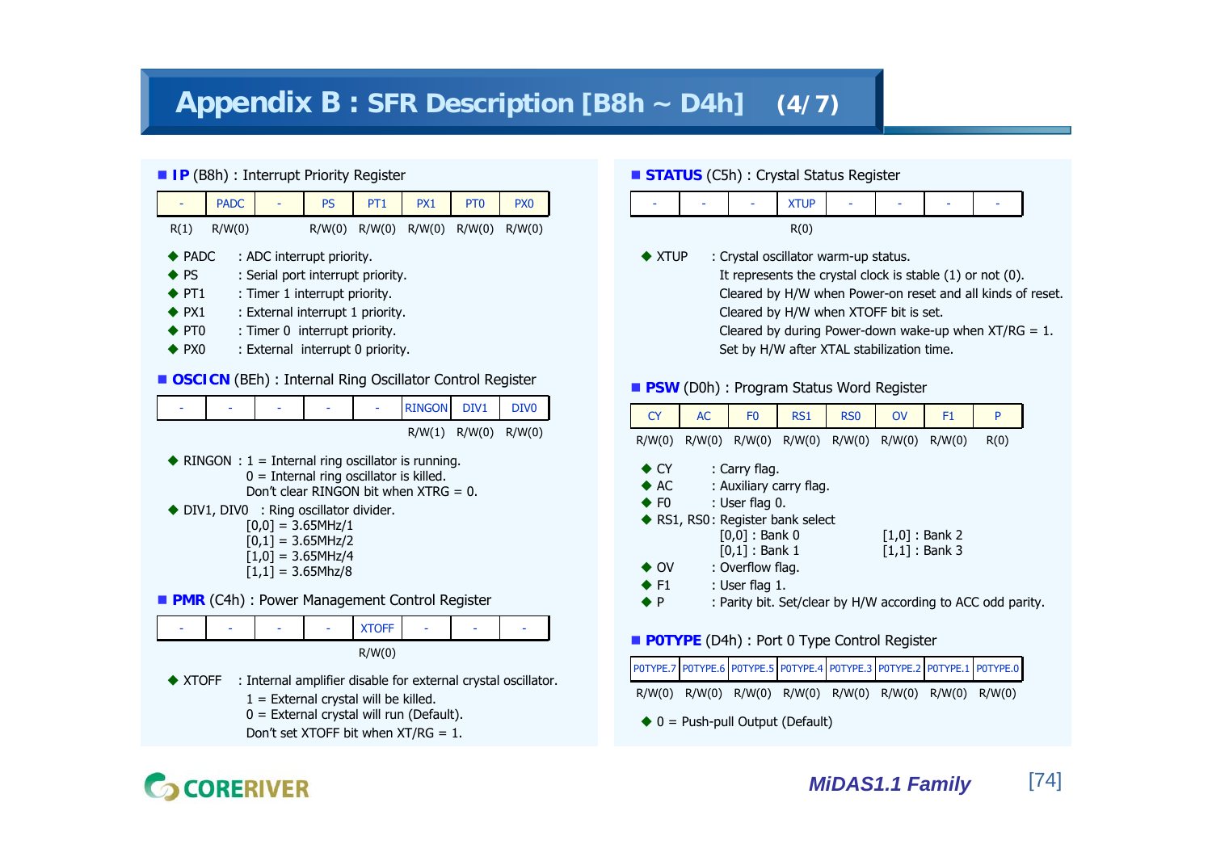# Appendix B : SFR Description [B8h ~ D4h] (4/7)

## IP (B8h) : Interrupt Priority Register

| - | PADC | - | PS | PT1 | PX1 | PT0 | PX0 |
|---|---|---|---|---|---|---|---|
| R(1) | R/W(0) | | R/W(0) | R/W(0) | R/W(0) | R/W(0) | R/W(0) |

- PADC : ADC interrupt priority.
- PS : Serial port interrupt priority.
- PT1 : Timer 1 interrupt priority.
- PX1 : External interrupt 1 priority.
- PT0 : Timer 0 interrupt priority.
- PX0 : External interrupt 0 priority.

## OSCICN (BEh) : Internal Ring Oscillator Control Register

| - | - | - | - | - | RINGON | DIV1 | DIV0 |
|---|---|---|---|---|---|---|---|
| | | | | | R/W(1) | R/W(0) | R/W(0) |

- RINGON : 1 = Internal ring oscillator is running.
  0 = Internal ring oscillator is killed.
  Don't clear RINGON bit when XTRG = 0.
- DIV1, DIV0 : Ring oscillator divider.
  [0,0] = 3.65MHz/1
  [0,1] = 3.65MHz/2
  [1,0] = 3.65MHz/4
  [1,1] = 3.65Mhz/8

## PMR (C4h) : Power Management Control Register

| - | - | - | - | XTOFF | - | - | - |
|---|---|---|---|---|---|---|---|
| | | | | R/W(0) | | | |

- XTOFF : Internal amplifier disable for external crystal oscillator.
  1 = External crystal will be killed.
  0 = External crystal will run (Default).
  Don't set XTOFF bit when XT/RG = 1.

## STATUS (C5h) : Crystal Status Register

| - | - | - | XTUP | - | - | - | - |
|---|---|---|---|---|---|---|---|
| | | | R(0) | | | | |

- XTUP : Crystal oscillator warm-up status.
  It represents the crystal clock is stable (1) or not (0).
  Cleared by H/W when Power-on reset and all kinds of reset.
  Cleared by H/W when XTOFF bit is set.
  Cleared by during Power-down wake-up when XT/RG = 1.
  Set by H/W after XTAL stabilization time.

## PSW (D0h) : Program Status Word Register

| CY | AC | F0 | RS1 | RS0 | OV | F1 | P |
|---|---|---|---|---|---|---|---|
| R/W(0) | R/W(0) | R/W(0) | R/W(0) | R/W(0) | R/W(0) | R/W(0) | R(0) |

- CY : Carry flag.
- AC : Auxiliary carry flag.
- F0 : User flag 0.
- RS1, RS0 : Register bank select
  [0,0] : Bank 0  [1,0] : Bank 2
  [0,1] : Bank 1  [1,1] : Bank 3
- OV : Overflow flag.
- F1 : User flag 1.
- P : Parity bit. Set/clear by H/W according to ACC odd parity.

## P0TYPE (D4h) : Port 0 Type Control Register

| P0TYPE.7 | P0TYPE.6 | P0TYPE.5 | P0TYPE.4 | P0TYPE.3 | P0TYPE.2 | P0TYPE.1 | P0TYPE.0 |
|---|---|---|---|---|---|---|---|
| R/W(0) | R/W(0) | R/W(0) | R/W(0) | R/W(0) | R/W(0) | R/W(0) | R/W(0) |

- 0 = Push-pull Output (Default)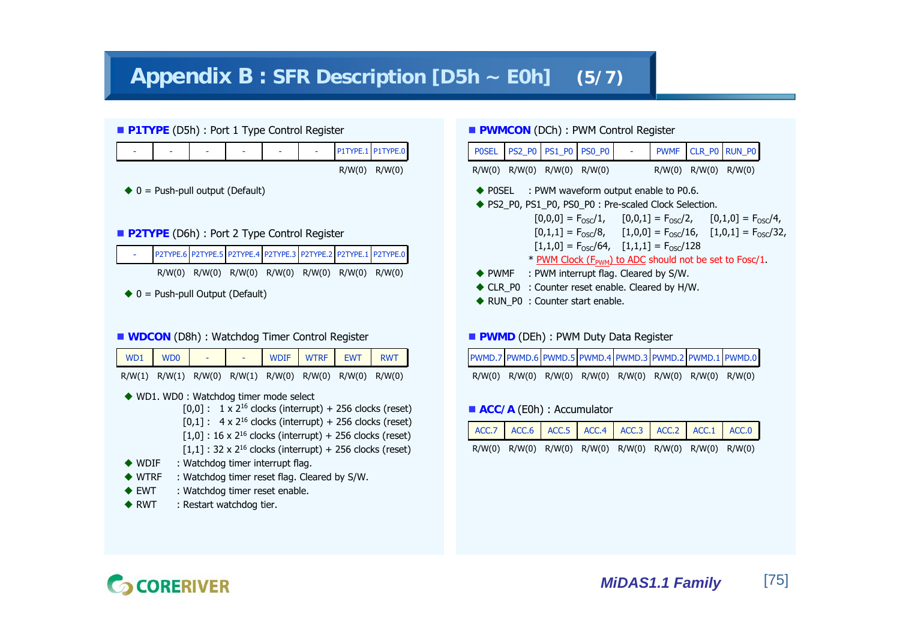# Appendix B : SFR Description [D5h ~ E0h] (5/7)

## P1TYPE (D5h) : Port 1 Type Control Register

| - | - | - | - | - | - | P1TYPE.1 | P1TYPE.0 |
|---|---|---|---|---|---|---|---|
| | | | | | | R/W(0) | R/W(0) |

- 0 = Push-pull output (Default)

## P2TYPE (D6h) : Port 2 Type Control Register

| - | P2TYPE.6 | P2TYPE.5 | P2TYPE.4 | P2TYPE.3 | P2TYPE.2 | P2TYPE.1 | P2TYPE.0 |
|---|---|---|---|---|---|---|---|
| | R/W(0) | R/W(0) | R/W(0) | R/W(0) | R/W(0) | R/W(0) | R/W(0) |

- 0 = Push-pull Output (Default)

## WDCON (D8h) : Watchdog Timer Control Register

| WD1 | WD0 | - | - | WDIF | WTRF | EWT | RWT |
|---|---|---|---|---|---|---|---|
| R/W(1) | R/W(1) | R/W(0) | R/W(1) | R/W(0) | R/W(0) | R/W(0) | R/W(0) |

- WD1. WD0 : Watchdog timer mode select
  - [0,0] : 1 x $2^{16}$ clocks (interrupt) + 256 clocks (reset)
  - [0,1] : 4 x $2^{16}$ clocks (interrupt) + 256 clocks (reset)
  - [1,0] : 16 x $2^{16}$ clocks (interrupt) + 256 clocks (reset)
  - [1,1] : 32 x $2^{16}$ clocks (interrupt) + 256 clocks (reset)
- WDIF : Watchdog timer interrupt flag.
- WTRF : Watchdog timer reset flag. Cleared by S/W.
- EWT : Watchdog timer reset enable.
- RWT : Restart watchdog tier.

## PWMCON (DCh) : PWM Control Register

| POSEL | PS2_P0 | PS1_P0 | PS0_P0 | - | PWMF | CLR_P0 | RUN_P0 |
|---|---|---|---|---|---|---|---|
| R/W(0) | R/W(0) | R/W(0) | R/W(0) | | R/W(0) | R/W(0) | R/W(0) |

- POSEL : PWM waveform output enable to P0.6.
- PS2_P0, PS1_P0, PS0_P0 : Pre-scaled Clock Selection.
  - [0,0,0] = $F_{OSC}/1$, [0,0,1] = $F_{OSC}/2$, [0,1,0] = $F_{OSC}/4$,
  - [0,1,1] = $F_{OSC}/8$, [1,0,0] = $F_{OSC}/16$, [1,0,1] = $F_{OSC}/32$,
  - [1,1,0] = $F_{OSC}/64$, [1,1,1] = $F_{OSC}/128$
  - \* PWM Clock ($F_{PWM}$) to ADC should not be set to Fosc/1.
- PWMF : PWM interrupt flag. Cleared by S/W.
- CLR_P0 : Counter reset enable. Cleared by H/W.
- RUN_P0 : Counter start enable.

## PWMD (DEh) : PWM Duty Data Register

| PWMD.7 | PWMD.6 | PWMD.5 | PWMD.4 | PWMD.3 | PWMD.2 | PWMD.1 | PWMD.0 |
|---|---|---|---|---|---|---|---|
| R/W(0) | R/W(0) | R/W(0) | R/W(0) | R/W(0) | R/W(0) | R/W(0) | R/W(0) |

## ACC/A (E0h) : Accumulator

| ACC.7 | ACC.6 | ACC.5 | ACC.4 | ACC.3 | ACC.2 | ACC.1 | ACC.0 |
|---|---|---|---|---|---|---|---|
| R/W(0) | R/W(0) | R/W(0) | R/W(0) | R/W(0) | R/W(0) | R/W(0) | R/W(0) |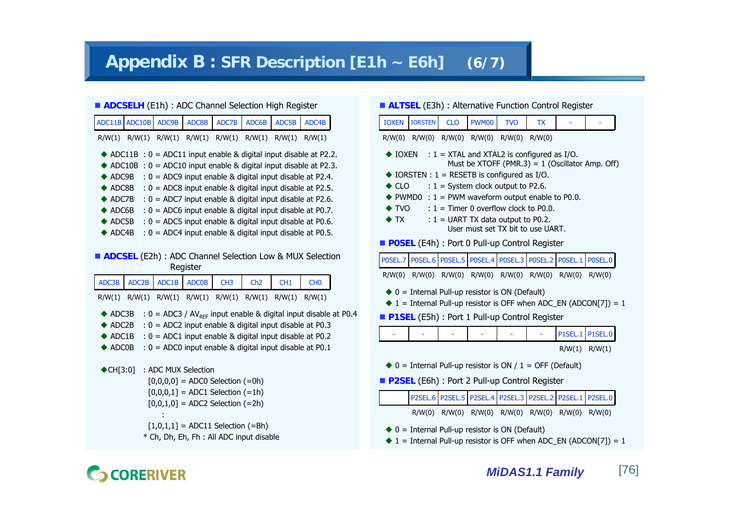# Appendix B : SFR Description [E1h ~ E6h] (6/7)

## ADCSELH (E1h) : ADC Channel Selection High Register

| ADC11B | ADC10B | ADC9B | ADC8B | ADC7B | ADC6B | ADC5B | ADC4B |
|---|---|---|---|---|---|---|---|
| R/W(1) | R/W(1) | R/W(1) | R/W(1) | R/W(1) | R/W(1) | R/W(1) | R/W(1) |

- ADC11B : 0 = ADC11 input enable & digital input disable at P2.2.
- ADC10B : 0 = ADC10 input enable & digital input disable at P2.3.
- ADC9B : 0 = ADC9 input enable & digital input disable at P2.4.
- ADC8B : 0 = ADC8 input enable & digital input disable at P2.5.
- ADC7B : 0 = ADC7 input enable & digital input disable at P2.6.
- ADC6B : 0 = ADC6 input enable & digital input disable at P0.7.
- ADC5B : 0 = ADC5 input enable & digital input disable at P0.6.
- ADC4B : 0 = ADC4 input enable & digital input disable at P0.5.

## ADCSEL (E2h) : ADC Channel Selection Low & MUX Selection Register

| ADC3B | ADC2B | ADC1B | ADC0B | CH3 | Ch2 | CH1 | CH0 |
|---|---|---|---|---|---|---|---|
| R/W(1) | R/W(1) | R/W(1) | R/W(1) | R/W(1) | R/W(1) | R/W(1) | R/W(1) |

- ADC3B : 0 = ADC3 / $AV_{REF}$ input enable & digital input disable at P0.4
- ADC2B : 0 = ADC2 input enable & digital input disable at P0.3
- ADC1B : 0 = ADC1 input enable & digital input disable at P0.2
- ADC0B : 0 = ADC0 input enable & digital input disable at P0.1

- CH[3:0] : ADC MUX Selection
  - [0,0,0,0] = ADC0 Selection (=0h)
  - [0,0,0,1] = ADC1 Selection (=1h)
  - [0,0,1,0] = ADC2 Selection (=2h)
  - :
  - [1,0,1,1] = ADC11 Selection (=Bh)
  - * Ch, Dh, Eh, Fh : All ADC input disable

## ALTSEL (E3h) : Alternative Function Control Register

| IOXEN | IORSTEN | CLO | PWM00 | TVO | TX | - | - |
|---|---|---|---|---|---|---|---|
| R/W(0) | R/W(0) | R/W(0) | R/W(0) | R/W(0) | R/W(0) | | |

- IOXEN : 1 = XTAL and XTAL2 is configured as I/O.
  Must be XTOFF (PMR.3) = 1 (Oscillator Amp. Off)
- IORSTEN : 1 = RESETB is configured as I/O.
- CLO : 1 = System clock output to P2.6.
- PWMD0 : 1 = PWM waveform output enable to P0.0.
- TVO : 1 = Timer 0 overflow clock to P0.0.
- TX : 1 = UART TX data output to P0.2.
  User must set TX bit to use UART.

## P0SEL (E4h) : Port 0 Pull-up Control Register

| P0SEL.7 | P0SEL.6 | P0SEL.5 | P0SEL.4 | P0SEL.3 | P0SEL.2 | P0SEL.1 | P0SEL.0 |
|---|---|---|---|---|---|---|---|
| R/W(0) | R/W(0) | R/W(0) | R/W(0) | R/W(0) | R/W(0) | R/W(0) | R/W(0) |

- 0 = Internal Pull-up resistor is ON (Default)
- 1 = Internal Pull-up resistor is OFF when ADC_EN (ADCON[7]) = 1

## P1SEL (E5h) : Port 1 Pull-up Control Register

| - | - | - | - | - | - | P1SEL.1 | P1SEL.0 |
|---|---|---|---|---|---|---|---|
| | | | | | | R/W(1) | R/W(1) |

- 0 = Internal Pull-up resistor is ON / 1 = OFF (Default)

## P2SEL (E6h) : Port 2 Pull-up Control Register

| | P2SEL.6 | P2SEL.5 | P2SEL.4 | P2SEL.3 | P2SEL.2 | P2SEL.1 | P2SEL.0 |
|---|---|---|---|---|---|---|---|
| | R/W(0) | R/W(0) | R/W(0) | R/W(0) | R/W(0) | R/W(0) | R/W(0) |

- 0 = Internal Pull-up resistor is ON (Default)
- 1 = Internal Pull-up resistor is OFF when ADC_EN (ADCON[7]) = 1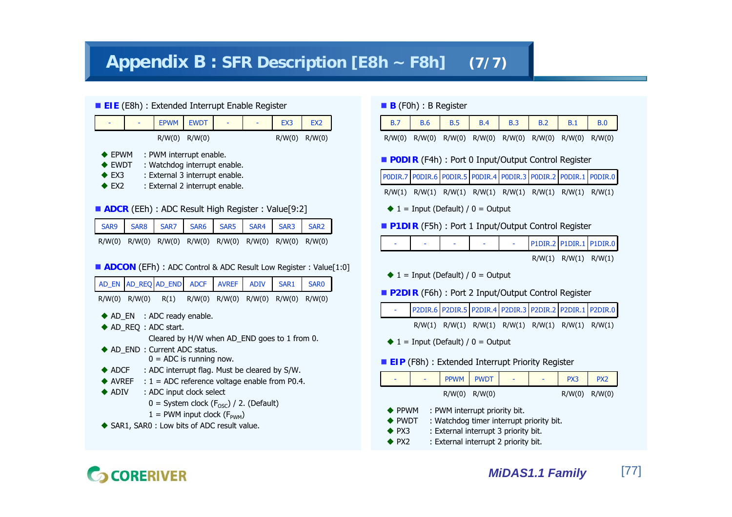# Appendix B : SFR Description [E8h ~ F8h] (7/7)

## EIE (E8h) : Extended Interrupt Enable Register

| - | - | EPWM | EWDT | - | - | EX3 | EX2 |
|---|---|---|---|---|---|---|---|
| | | R/W(0) | R/W(0) | | | R/W(0) | R/W(0) |

- EPWM : PWM interrupt enable.
- EWDT : Watchdog interrupt enable.
- EX3 : External 3 interrupt enable.
- EX2 : External 2 interrupt enable.

## ADCR (EEh) : ADC Result High Register : Value[9:2]

| SAR9 | SAR8 | SAR7 | SAR6 | SAR5 | SAR4 | SAR3 | SAR2 |
|---|---|---|---|---|---|---|---|
| R/W(0) | R/W(0) | R/W(0) | R/W(0) | R/W(0) | R/W(0) | R/W(0) | R/W(0) |

## ADCON (EFh) : ADC Control & ADC Result Low Register : Value[1:0]

| AD_EN | AD_REQ | AD_END | ADCF | AVREF | ADIV | SAR1 | SAR0 |
|---|---|---|---|---|---|---|---|
| R/W(0) | R/W(0) | R(1) | R/W(0) | R/W(0) | R/W(0) | R/W(0) | R/W(0) |

- AD_EN : ADC ready enable.
- AD_REQ : ADC start.
  Cleared by H/W when AD_END goes to 1 from 0.
- AD_END : Current ADC status.
  0 = ADC is running now.
- ADCF : ADC interrupt flag. Must be cleared by S/W.
- AVREF : 1 = ADC reference voltage enable from P0.4.
- ADIV : ADC input clock select
  0 = System clock ($F_{OSC}$) / 2. (Default)
  1 = PWM input clock ($F_{PWM}$)
- SAR1, SAR0 : Low bits of ADC result value.

## B (F0h) : B Register

| B.7 | B.6 | B.5 | B.4 | B.3 | B.2 | B.1 | B.0 |
|---|---|---|---|---|---|---|---|
| R/W(0) | R/W(0) | R/W(0) | R/W(0) | R/W(0) | R/W(0) | R/W(0) | R/W(0) |

## P0DIR (F4h) : Port 0 Input/Output Control Register

| P0DIR.7 | P0DIR.6 | P0DIR.5 | P0DIR.4 | P0DIR.3 | P0DIR.2 | P0DIR.1 | P0DIR.0 |
|---|---|---|---|---|---|---|---|
| R/W(1) | R/W(1) | R/W(1) | R/W(1) | R/W(1) | R/W(1) | R/W(1) | R/W(1) |

- 1 = Input (Default) / 0 = Output

## P1DIR (F5h) : Port 1 Input/Output Control Register

| - | - | - | - | - | P1DIR.2 | P1DIR.1 | P1DIR.0 |
|---|---|---|---|---|---|---|---|
| | | | | | R/W(1) | R/W(1) | R/W(1) |

- 1 = Input (Default) / 0 = Output

## P2DIR (F6h) : Port 2 Input/Output Control Register

| - | P2DIR.6 | P2DIR.5 | P2DIR.4 | P2DIR.3 | P2DIR.2 | P2DIR.1 | P2DIR.0 |
|---|---|---|---|---|---|---|---|
| | R/W(1) | R/W(1) | R/W(1) | R/W(1) | R/W(1) | R/W(1) | R/W(1) |

- 1 = Input (Default) / 0 = Output

## EIP (F8h) : Extended Interrupt Priority Register

| - | - | PPWM | PWDT | - | - | PX3 | PX2 |
|---|---|---|---|---|---|---|---|
| | | R/W(0) | R/W(0) | | | R/W(0) | R/W(0) |

- PPWM : PWM interrupt priority bit.
- PWDT : Watchdog timer interrupt priority bit.
- PX3 : External interrupt 3 priority bit.
- PX2 : External interrupt 2 priority bit.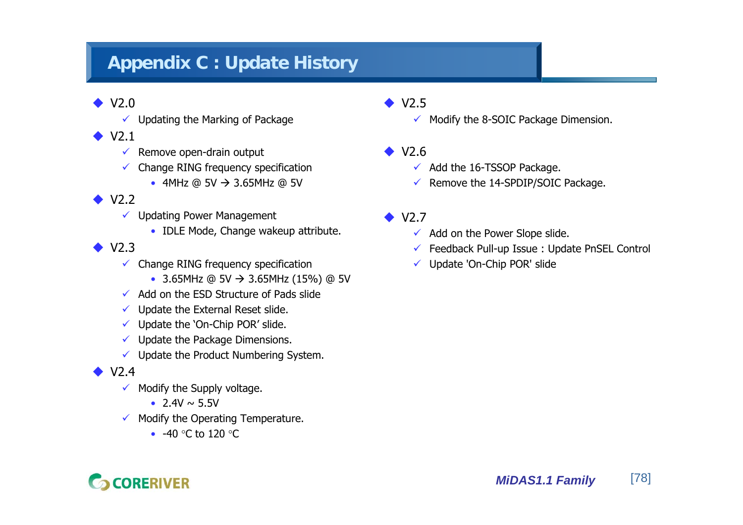# Appendix C : Update History

- V2.0
  - ✓ Updating the Marking of Package
- V2.1
  - ✓ Remove open-drain output
  - ✓ Change RING frequency specification
    - 4MHz @ 5V → 3.65MHz @ 5V
- V2.2
  - ✓ Updating Power Management
    - IDLE Mode, Change wakeup attribute.
- V2.3
  - ✓ Change RING frequency specification
    - 3.65MHz @ 5V → 3.65MHz (15%) @ 5V
  - ✓ Add on the ESD Structure of Pads slide
  - ✓ Update the External Reset slide.
  - ✓ Update the 'On-Chip POR' slide.
  - ✓ Update the Package Dimensions.
  - ✓ Update the Product Numbering System.
- V2.4
  - ✓ Modify the Supply voltage.
    - 2.4V ~ 5.5V
  - ✓ Modify the Operating Temperature.
    - -40 °C to 120 °C
- V2.5
  - ✓ Modify the 8-SOIC Package Dimension.
- V2.6
  - ✓ Add the 16-TSSOP Package.
  - ✓ Remove the 14-SPDIP/SOIC Package.
- V2.7
  - ✓ Add on the Power Slope slide.
  - ✓ Feedback Pull-up Issue : Update PnSEL Control
  - ✓ Update 'On-Chip POR' slide